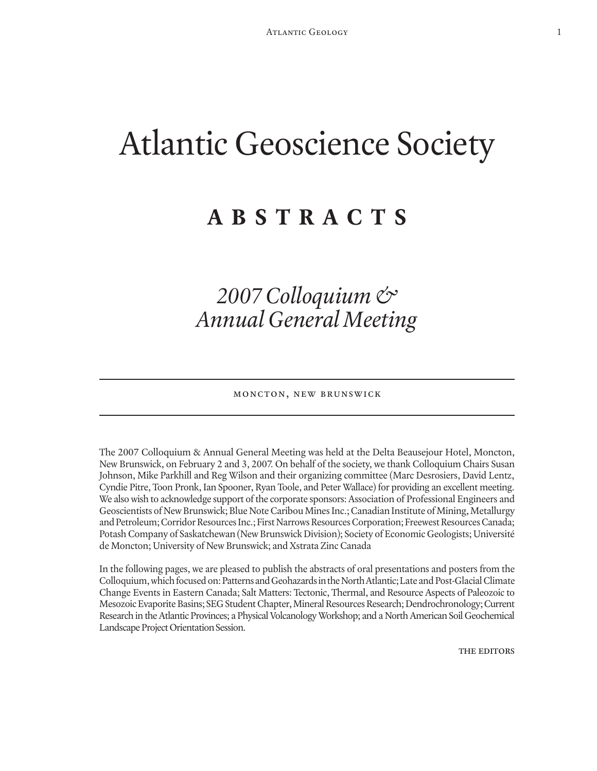# Atlantic Geoscience Society

## ABSTRACTS

### *2007 Colloquium & Annual General Meeting*

MONCTON, NEW BRUNSWICK

The 2007 Colloquium & Annual General Meeting was held at the Delta Beausejour Hotel, Moncton, New Brunswick, on February 2 and 3, 2007. On behalf of the society, we thank Colloquium Chairs Susan Johnson, Mike Parkhill and Reg Wilson and their organizing committee (Marc Desrosiers, David Lentz, Cyndie Pitre, Toon Pronk, Ian Spooner, Ryan Toole, and Peter Wallace) for providing an excellent meeting. We also wish to acknowledge support of the corporate sponsors: Association of Professional Engineers and Geoscientists of New Brunswick; Blue Note Caribou Mines Inc.; Canadian Institute of Mining, Metallurgy and Petroleum; Corridor Resources Inc.; First Narrows Resources Corporation; Freewest Resources Canada; Potash Company of Saskatchewan (New Brunswick Division); Society of Economic Geologists; Université de Moncton; University of New Brunswick; and Xstrata Zinc Canada

In the following pages, we are pleased to publish the abstracts of oral presentations and posters from the Colloquium, which focused on: Patterns and Geohazards in the North Atlantic; Late and Post-Glacial Climate Change Events in Eastern Canada; Salt Matters: Tectonic, Thermal, and Resource Aspects of Paleozoic to Mesozoic Evaporite Basins; SEG Student Chapter, Mineral Resources Research; Dendrochronology; Current Research in the Atlantic Provinces; a Physical Volcanology Workshop; and a North American Soil Geochemical Landscape Project Orientation Session.

THE EDITORS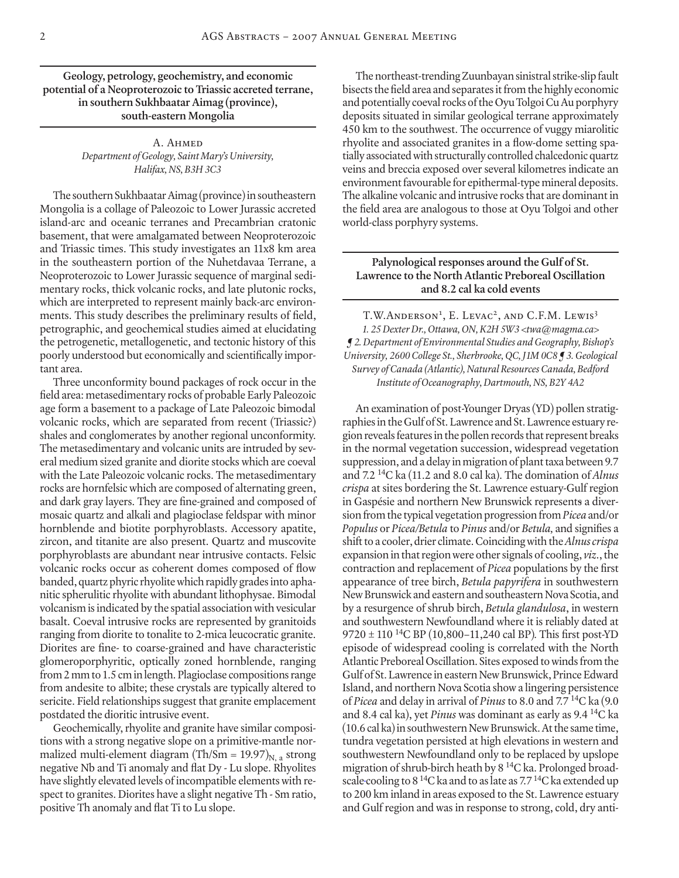## Geology, petrology, geochemistry, and economic potential of a Neoproterozoic to Triassic accreted terrane, in southern Sukhbaatar Aimag (province), south-eastern Mongolia

A. Ahmed

*Department of Geology, Saint Mary's University, Halifax, NS, B3H 3C3*

The southern Sukhbaatar Aimag (province) in southeastern Mongolia is a collage of Paleozoic to Lower Jurassic accreted island-arc and oceanic terranes and Precambrian cratonic basement, that were amalgamated between Neoproterozoic and Triassic times. This study investigates an 11x8 km area in the southeastern portion of the Nuhetdavaa Terrane, a Neoproterozoic to Lower Jurassic sequence of marginal sedimentary rocks, thick volcanic rocks, and late plutonic rocks, which are interpreted to represent mainly back-arc environments. This study describes the preliminary results of field, petrographic, and geochemical studies aimed at elucidating the petrogenetic, metallogenetic, and tectonic history of this poorly understood but economically and scientifically important area.

Three unconformity bound packages of rock occur in the field area: metasedimentary rocks of probable Early Paleozoic age form a basement to a package of Late Paleozoic bimodal volcanic rocks, which are separated from recent (Triassic?) shales and conglomerates by another regional unconformity. The metasedimentary and volcanic units are intruded by several medium sized granite and diorite stocks which are coeval with the Late Paleozoic volcanic rocks. The metasedimentary rocks are hornfelsic which are composed of alternating green, and dark gray layers. They are fine-grained and composed of mosaic quartz and alkali and plagioclase feldspar with minor hornblende and biotite porphyroblasts. Accessory apatite, zircon, and titanite are also present. Quartz and muscovite porphyroblasts are abundant near intrusive contacts. Felsic volcanic rocks occur as coherent domes composed of flow banded, quartz phyric rhyolite which rapidly grades into aphanitic spherulitic rhyolite with abundant lithophysae. Bimodal volcanism is indicated by the spatial association with vesicular basalt. Coeval intrusive rocks are represented by granitoids ranging from diorite to tonalite to 2-mica leucocratic granite. Diorites are fine- to coarse-grained and have characteristic glomeroporphyritic, optically zoned hornblende, ranging from 2 mm to 1.5 cm in length. Plagioclase compositions range from andesite to albite; these crystals are typically altered to sericite. Field relationships suggest that granite emplacement postdated the dioritic intrusive event.

Geochemically, rhyolite and granite have similar compositions with a strong negative slope on a primitive-mantle normalized multi-element diagram $(\mathrm{Th/Sm} = 19.97)_{N,\,a}$ strong negative Nb and Ti anomaly and flat Dy - Lu slope. Rhyolites have slightly elevated levels of incompatible elements with respect to granites. Diorites have a slight negative Th - Sm ratio, positive Th anomaly and flat Ti to Lu slope.

The northeast-trending Zuunbayan sinistral strike-slip fault bisects the field area and separates it from the highly economic and potentially coeval rocks of the Oyu Tolgoi Cu Au porphyry deposits situated in similar geological terrane approximately 450 km to the southwest. The occurrence of vuggy miarolitic rhyolite and associated granites in a flow-dome setting spatially associated with structurally controlled chalcedonic quartz veins and breccia exposed over several kilometres indicate an environment favourable for epithermal-type mineral deposits. The alkaline volcanic and intrusive rocks that are dominant in the field area are analogous to those at Oyu Tolgoi and other world-class porphyry systems.

## Palynological responses around the Gulf of St. Lawrence to the North Atlantic Preboreal Oscillation and 8.2 cal ka cold events

T.W. Anderson[1], E. Levac[2], and C.F.M. Lewis[3]

*1. 25 Dexter Dr., Ottawa, ON, K2H 5W3 <twa@magma.ca> ¶ 2. Department of Environmental Studies and Geography, Bishop's University, 2600 College St., Sherbrooke, QC, J1M 0C8 ¶ 3. Geological Survey of Canada (Atlantic), Natural Resources Canada, Bedford Institute of Oceanography, Dartmouth, NS, B2Y 4A2*

An examination of post-Younger Dryas (YD) pollen stratigraphies in the Gulf of St. Lawrence and St. Lawrence estuary region reveals features in the pollen records that represent breaks in the normal vegetation succession, widespread vegetation suppression, and a delay in migration of plant taxa between 9.7 and 7.2 $^{14}$C ka (11.2 and 8.0 cal ka). The domination of *Alnus crispa* at sites bordering the St. Lawrence estuary-Gulf region in Gaspésie and northern New Brunswick represents a diversion from the typical vegetation progression from *Picea* and/or *Populus* or *Picea/Betula* to *Pinus* and/or *Betula*, and signifies a shift to a cooler, drier climate. Coinciding with the *Alnus crispa* expansion in that region were other signals of cooling, *viz*., the contraction and replacement of *Picea* populations by the first appearance of tree birch, *Betula papyrifera* in southwestern New Brunswick and eastern and southeastern Nova Scotia, and by a resurgence of shrub birch, *Betula glandulosa*, in western and southwestern Newfoundland where it is reliably dated at 9720 ± 110 $^{14}$C BP (10,800–11,240 cal BP). This first post-YD episode of widespread cooling is correlated with the North Atlantic Preboreal Oscillation. Sites exposed to winds from the Gulf of St. Lawrence in eastern New Brunswick, Prince Edward Island, and northern Nova Scotia show a lingering persistence of *Picea* and delay in arrival of *Pinus* to 8.0 and 7.7 $^{14}$C ka (9.0 and 8.4 cal ka), yet *Pinus* was dominant as early as 9.4 $^{14}$C ka (10.6 cal ka) in southwestern New Brunswick. At the same time, tundra vegetation persisted at high elevations in western and southwestern Newfoundland only to be replaced by upslope migration of shrub-birch heath by 8 $^{14}$C ka. Prolonged broad-scale cooling to 8 $^{14}$C ka and to as late as 7.7 $^{14}$C ka extended up to 200 km inland in areas exposed to the St. Lawrence estuary and Gulf region and was in response to strong, cold, dry anti-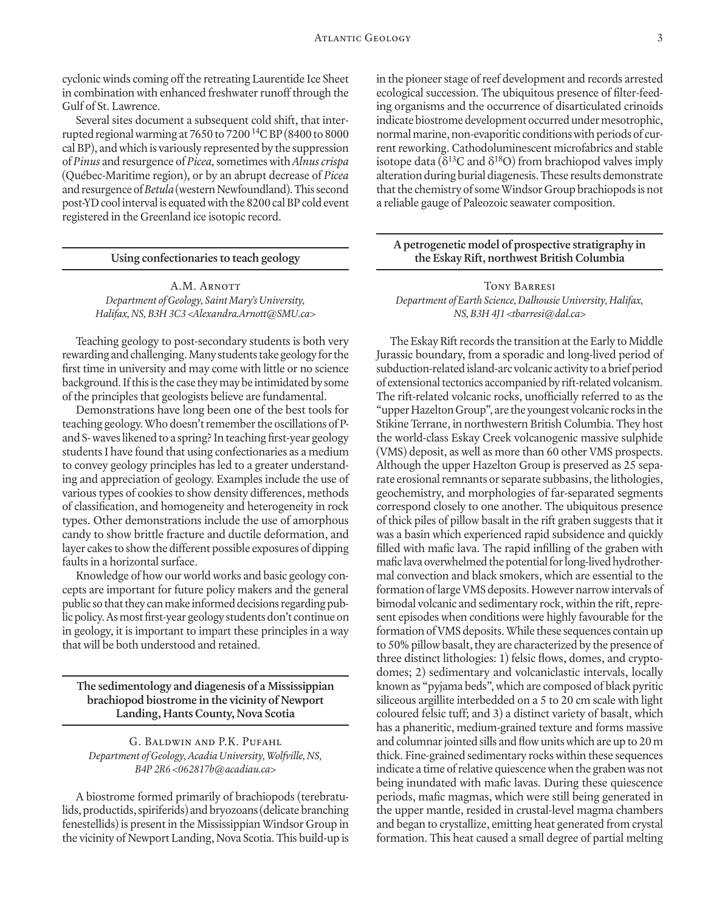cyclonic winds coming off the retreating Laurentide Ice Sheet in combination with enhanced freshwater runoff through the Gulf of St. Lawrence.

Several sites document a subsequent cold shift, that interrupted regional warming at 7650 to 7200 $^{14}$C BP (8400 to 8000 cal BP), and which is variously represented by the suppression of *Pinus* and resurgence of *Picea,* sometimes with *Alnus crispa* (Québec-Maritime region), or by an abrupt decrease of *Picea* and resurgence of *Betula* (western Newfoundland). This second post-YD cool interval is equated with the 8200 cal BP cold event registered in the Greenland ice isotopic record.

## Using confectionaries to teach geology

A.M. Arnott
*Department of Geology, Saint Mary's University, Halifax, NS, B3H 3C3 <Alexandra.Arnott@SMU.ca>*

Teaching geology to post-secondary students is both very rewarding and challenging. Many students take geology for the first time in university and may come with little or no science background. If this is the case they may be intimidated by some of the principles that geologists believe are fundamental.

Demonstrations have long been one of the best tools for teaching geology. Who doesn't remember the oscillations of P- and S- waves likened to a spring? In teaching first-year geology students I have found that using confectionaries as a medium to convey geology principles has led to a greater understanding and appreciation of geology. Examples include the use of various types of cookies to show density differences, methods of classification, and homogeneity and heterogeneity in rock types. Other demonstrations include the use of amorphous candy to show brittle fracture and ductile deformation, and layer cakes to show the different possible exposures of dipping faults in a horizontal surface.

Knowledge of how our world works and basic geology concepts are important for future policy makers and the general public so that they can make informed decisions regarding public policy. As most first-year geology students don't continue on in geology, it is important to impart these principles in a way that will be both understood and retained.

## The sedimentology and diagenesis of a Mississippian brachiopod biostrome in the vicinity of Newport Landing, Hants County, Nova Scotia

G. Baldwin and P.K. Pufahl
*Department of Geology, Acadia University, Wolfville, NS, B4P 2R6 <062817b@acadiau.ca>*

A biostrome formed primarily of brachiopods (terebratulids, productids, spiriferids) and bryozoans (delicate branching fenestellids) is present in the Mississippian Windsor Group in the vicinity of Newport Landing, Nova Scotia. This build-up is in the pioneer stage of reef development and records arrested ecological succession. The ubiquitous presence of filter-feeding organisms and the occurrence of disarticulated crinoids indicate biostrome development occurred under mesotrophic, normal marine, non-evaporitic conditions with periods of current reworking. Cathodoluminescent microfabrics and stable isotope data ($\delta^{13}C$ and $\delta^{18}O$) from brachiopod valves imply alteration during burial diagenesis. These results demonstrate that the chemistry of some Windsor Group brachiopods is not a reliable gauge of Paleozoic seawater composition.

## A petrogenetic model of prospective stratigraphy in the Eskay Rift, northwest British Columbia

Tony Barresi
*Department of Earth Science, Dalhousie University, Halifax, NS, B3H 4J1 <tbarresi@dal.ca>*

The Eskay Rift records the transition at the Early to Middle Jurassic boundary, from a sporadic and long-lived period of subduction-related island-arc volcanic activity to a brief period of extensional tectonics accompanied by rift-related volcanism. The rift-related volcanic rocks, unofficially referred to as the "upper Hazelton Group", are the youngest volcanic rocks in the Stikine Terrane, in northwestern British Columbia. They host the world-class Eskay Creek volcanogenic massive sulphide (VMS) deposit, as well as more than 60 other VMS prospects. Although the upper Hazelton Group is preserved as 25 separate erosional remnants or separate subbasins, the lithologies, geochemistry, and morphologies of far-separated segments correspond closely to one another. The ubiquitous presence of thick piles of pillow basalt in the rift graben suggests that it was a basin which experienced rapid subsidence and quickly filled with mafic lava. The rapid infilling of the graben with mafic lava overwhelmed the potential for long-lived hydrothermal convection and black smokers, which are essential to the formation of large VMS deposits. However narrow intervals of bimodal volcanic and sedimentary rock, within the rift, represent episodes when conditions were highly favourable for the formation of VMS deposits. While these sequences contain up to 50% pillow basalt, they are characterized by the presence of three distinct lithologies: 1) felsic flows, domes, and cryptodomes; 2) sedimentary and volcaniclastic intervals, locally known as "pyjama beds", which are composed of black pyritic siliceous argillite interbedded on a 5 to 20 cm scale with light coloured felsic tuff; and 3) a distinct variety of basalt, which has a phaneritic, medium-grained texture and forms massive and columnar jointed sills and flow units which are up to 20 m thick. Fine-grained sedimentary rocks within these sequences indicate a time of relative quiescence when the graben was not being inundated with mafic lavas. During these quiescence periods, mafic magmas, which were still being generated in the upper mantle, resided in crustal-level magma chambers and began to crystallize, emitting heat generated from crystal formation. This heat caused a small degree of partial melting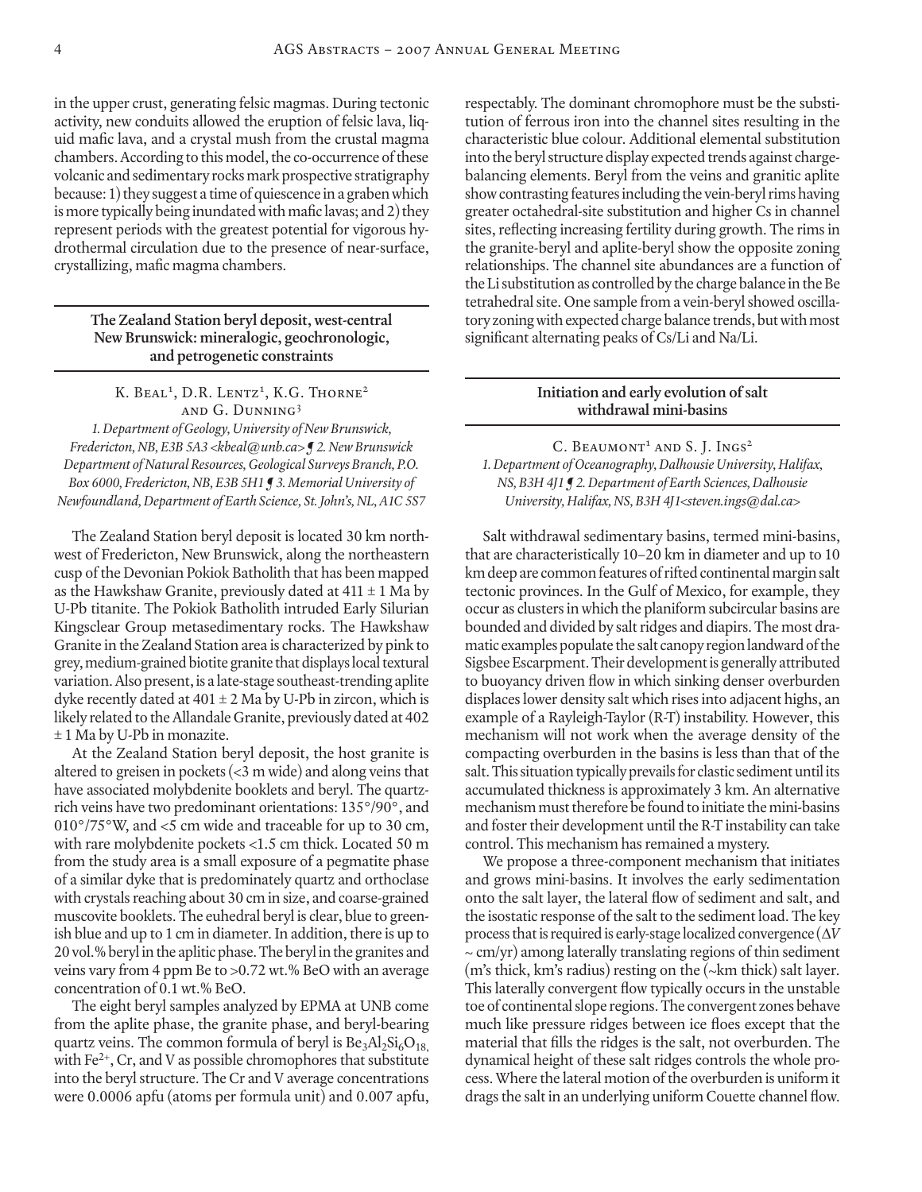in the upper crust, generating felsic magmas. During tectonic activity, new conduits allowed the eruption of felsic lava, liquid mafic lava, and a crystal mush from the crustal magma chambers. According to this model, the co-occurrence of these volcanic and sedimentary rocks mark prospective stratigraphy because: 1) they suggest a time of quiescence in a graben which is more typically being inundated with mafic lavas; and 2) they represent periods with the greatest potential for vigorous hydrothermal circulation due to the presence of near-surface, crystallizing, mafic magma chambers.

## The Zealand Station beryl deposit, west-central New Brunswick: mineralogic, geochronologic, and petrogenetic constraints

K. Beal[1], D.R. Lentz[1], K.G. Thorne[2] and G. Dunning[3]

*1. Department of Geology, University of New Brunswick, Fredericton, NB, E3B 5A3 <kbeal@unb.ca> ¶ 2. New Brunswick Department of Natural Resources, Geological Surveys Branch, P.O. Box 6000, Fredericton, NB, E3B 5H1 ¶ 3. Memorial University of Newfoundland, Department of Earth Science, St. John's, NL, A1C 5S7*

The Zealand Station beryl deposit is located 30 km northwest of Fredericton, New Brunswick, along the northeastern cusp of the Devonian Pokiok Batholith that has been mapped as the Hawkshaw Granite, previously dated at 411 ± 1 Ma by U-Pb titanite. The Pokiok Batholith intruded Early Silurian Kingsclear Group metasedimentary rocks. The Hawkshaw Granite in the Zealand Station area is characterized by pink to grey, medium-grained biotite granite that displays local textural variation. Also present, is a late-stage southeast-trending aplite dyke recently dated at 401 ± 2 Ma by U-Pb in zircon, which is likely related to the Allandale Granite, previously dated at 402 ± 1 Ma by U-Pb in monazite.

At the Zealand Station beryl deposit, the host granite is altered to greisen in pockets (<3 m wide) and along veins that have associated molybdenite booklets and beryl. The quartz-rich veins have two predominant orientations: 135°/90°, and 010°/75°W, and <5 cm wide and traceable for up to 30 cm, with rare molybdenite pockets <1.5 cm thick. Located 50 m from the study area is a small exposure of a pegmatite phase of a similar dyke that is predominately quartz and orthoclase with crystals reaching about 30 cm in size, and coarse-grained muscovite booklets. The euhedral beryl is clear, blue to greenish blue and up to 1 cm in diameter. In addition, there is up to 20 vol.% beryl in the aplitic phase. The beryl in the granites and veins vary from 4 ppm Be to >0.72 wt.% BeO with an average concentration of 0.1 wt.% BeO.

The eight beryl samples analyzed by EPMA at UNB come from the aplite phase, the granite phase, and beryl-bearing quartz veins. The common formula of beryl is $Be_3Al_2Si_6O_{18}$, with $Fe^{2+}$, Cr, and V as possible chromophores that substitute into the beryl structure. The Cr and V average concentrations were 0.0006 apfu (atoms per formula unit) and 0.007 apfu, respectably. The dominant chromophore must be the substitution of ferrous iron into the channel sites resulting in the characteristic blue colour. Additional elemental substitution into the beryl structure display expected trends against charge-balancing elements. Beryl from the veins and granitic aplite show contrasting features including the vein-beryl rims having greater octahedral-site substitution and higher Cs in channel sites, reflecting increasing fertility during growth. The rims in the granite-beryl and aplite-beryl show the opposite zoning relationships. The channel site abundances are a function of the Li substitution as controlled by the charge balance in the Be tetrahedral site. One sample from a vein-beryl showed oscillatory zoning with expected charge balance trends, but with most significant alternating peaks of Cs/Li and Na/Li.

## Initiation and early evolution of salt withdrawal mini-basins

C. Beaumont[1] and S. J. Ings[2]

*1. Department of Oceanography, Dalhousie University, Halifax, NS, B3H 4J1 ¶ 2. Department of Earth Sciences, Dalhousie University, Halifax, NS, B3H 4J1<steven.ings@dal.ca>*

Salt withdrawal sedimentary basins, termed mini-basins, that are characteristically 10–20 km in diameter and up to 10 km deep are common features of rifted continental margin salt tectonic provinces. In the Gulf of Mexico, for example, they occur as clusters in which the planiform subcircular basins are bounded and divided by salt ridges and diapirs. The most dramatic examples populate the salt canopy region landward of the Sigsbee Escarpment. Their development is generally attributed to buoyancy driven flow in which sinking denser overburden displaces lower density salt which rises into adjacent highs, an example of a Rayleigh-Taylor (R-T) instability. However, this mechanism will not work when the average density of the compacting overburden in the basins is less than that of the salt. This situation typically prevails for clastic sediment until its accumulated thickness is approximately 3 km. An alternative mechanism must therefore be found to initiate the mini-basins and foster their development until the R-T instability can take control. This mechanism has remained a mystery.

We propose a three-component mechanism that initiates and grows mini-basins. It involves the early sedimentation onto the salt layer, the lateral flow of sediment and salt, and the isostatic response of the salt to the sediment load. The key process that is required is early-stage localized convergence ($\Delta V$ ~ cm/yr) among laterally translating regions of thin sediment (m's thick, km's radius) resting on the (~km thick) salt layer. This laterally convergent flow typically occurs in the unstable toe of continental slope regions. The convergent zones behave much like pressure ridges between ice floes except that the material that fills the ridges is the salt, not overburden. The dynamical height of these salt ridges controls the whole process. Where the lateral motion of the overburden is uniform it drags the salt in an underlying uniform Couette channel flow.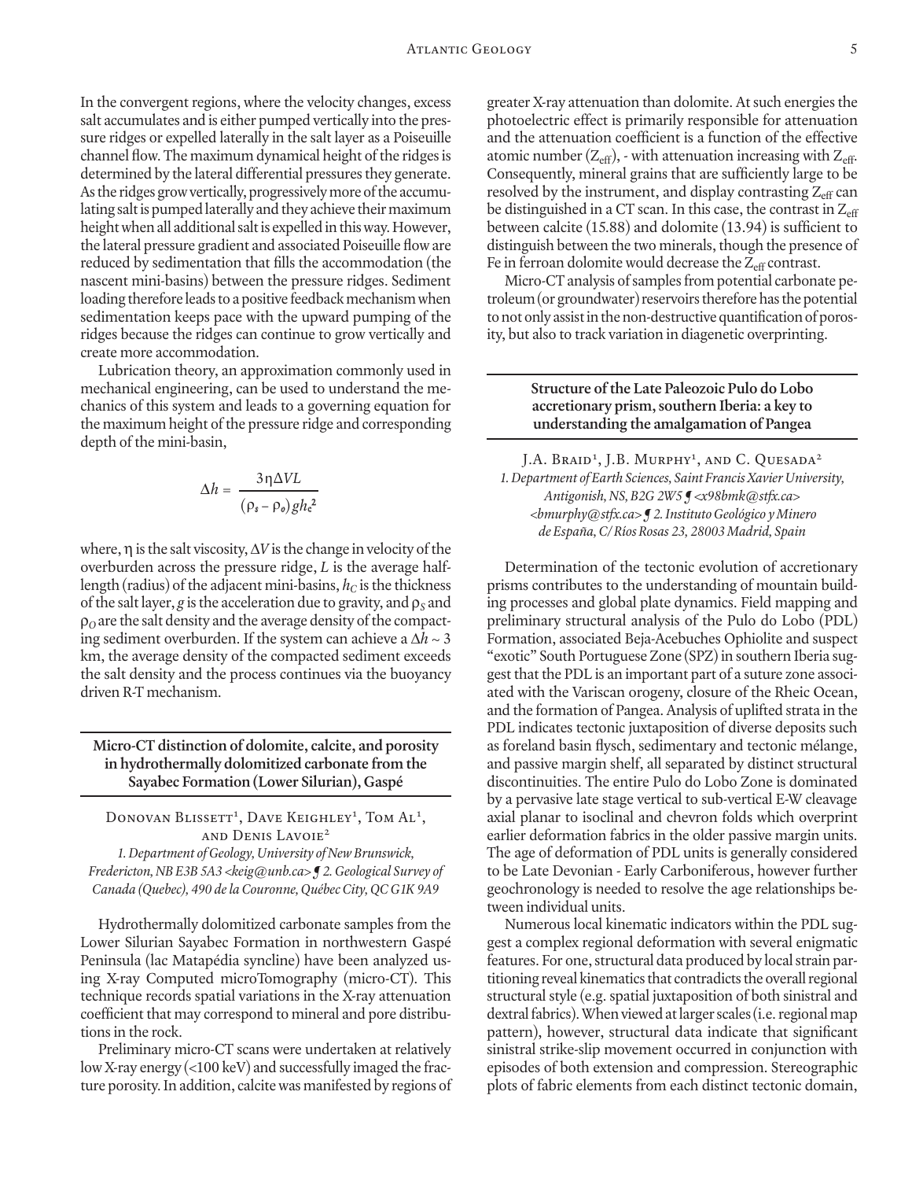In the convergent regions, where the velocity changes, excess salt accumulates and is either pumped vertically into the pressure ridges or expelled laterally in the salt layer as a Poiseuille channel flow. The maximum dynamical height of the ridges is determined by the lateral differential pressures they generate. As the ridges grow vertically, progressively more of the accumulating salt is pumped laterally and they achieve their maximum height when all additional salt is expelled in this way. However, the lateral pressure gradient and associated Poiseuille flow are reduced by sedimentation that fills the accommodation (the nascent mini-basins) between the pressure ridges. Sediment loading therefore leads to a positive feedback mechanism when sedimentation keeps pace with the upward pumping of the ridges because the ridges can continue to grow vertically and create more accommodation.

Lubrication theory, an approximation commonly used in mechanical engineering, can be used to understand the mechanics of this system and leads to a governing equation for the maximum height of the pressure ridge and corresponding depth of the mini-basin,

$$\Delta h = \frac{3\eta\Delta VL}{(\rho_s - \rho_o)gh_c^2}$$

where, $\eta$ is the salt viscosity, $\Delta V$ is the change in velocity of the overburden across the pressure ridge, $L$ is the average half-length (radius) of the adjacent mini-basins, $h_C$ is the thickness of the salt layer, $g$ is the acceleration due to gravity, and $\rho_S$ and $\rho_O$ are the salt density and the average density of the compacting sediment overburden. If the system can achieve a $\Delta h \sim 3$ km, the average density of the compacted sediment exceeds the salt density and the process continues via the buoyancy driven R-T mechanism.

## Micro-CT distinction of dolomite, calcite, and porosity in hydrothermally dolomitized carbonate from the Sayabec Formation (Lower Silurian), Gaspé

Donovan Blissett[1], Dave Keighley[1], Tom Al[1], and Denis Lavoie[2]

*1. Department of Geology, University of New Brunswick, Fredericton, NB E3B 5A3 <keig@unb.ca> ¶ 2. Geological Survey of Canada (Quebec), 490 de la Couronne, Québec City, QC G1K 9A9*

Hydrothermally dolomitized carbonate samples from the Lower Silurian Sayabec Formation in northwestern Gaspé Peninsula (lac Matapédia syncline) have been analyzed using X-ray Computed microTomography (micro-CT). This technique records spatial variations in the X-ray attenuation coefficient that may correspond to mineral and pore distributions in the rock.

Preliminary micro-CT scans were undertaken at relatively low X-ray energy (<100 keV) and successfully imaged the fracture porosity. In addition, calcite was manifested by regions of greater X-ray attenuation than dolomite. At such energies the photoelectric effect is primarily responsible for attenuation and the attenuation coefficient is a function of the effective atomic number ($Z_{eff}$), - with attenuation increasing with $Z_{eff}$. Consequently, mineral grains that are sufficiently large to be resolved by the instrument, and display contrasting $Z_{eff}$ can be distinguished in a CT scan. In this case, the contrast in $Z_{eff}$ between calcite (15.88) and dolomite (13.94) is sufficient to distinguish between the two minerals, though the presence of Fe in ferroan dolomite would decrease the $Z_{eff}$ contrast.

Micro-CT analysis of samples from potential carbonate petroleum (or groundwater) reservoirs therefore has the potential to not only assist in the non-destructive quantification of porosity, but also to track variation in diagenetic overprinting.

## Structure of the Late Paleozoic Pulo do Lobo accretionary prism, southern Iberia: a key to understanding the amalgamation of Pangea

J.A. Braid[1], J.B. Murphy[1], and C. Quesada[2]

*1. Department of Earth Sciences, Saint Francis Xavier University, Antigonish, NS, B2G 2W5 ¶ <x98bmk@stfx.ca> <bmurphy@stfx.ca> ¶ 2. Instituto Geológico y Minero de España, C/ Ríos Rosas 23, 28003 Madrid, Spain*

Determination of the tectonic evolution of accretionary prisms contributes to the understanding of mountain building processes and global plate dynamics. Field mapping and preliminary structural analysis of the Pulo do Lobo (PDL) Formation, associated Beja-Acebuches Ophiolite and suspect "exotic" South Portuguese Zone (SPZ) in southern Iberia suggest that the PDL is an important part of a suture zone associated with the Variscan orogeny, closure of the Rheic Ocean, and the formation of Pangea. Analysis of uplifted strata in the PDL indicates tectonic juxtaposition of diverse deposits such as foreland basin flysch, sedimentary and tectonic mélange, and passive margin shelf, all separated by distinct structural discontinuities. The entire Pulo do Lobo Zone is dominated by a pervasive late stage vertical to sub-vertical E-W cleavage axial planar to isoclinal and chevron folds which overprint earlier deformation fabrics in the older passive margin units. The age of deformation of PDL units is generally considered to be Late Devonian - Early Carboniferous, however further geochronology is needed to resolve the age relationships between individual units.

Numerous local kinematic indicators within the PDL suggest a complex regional deformation with several enigmatic features. For one, structural data produced by local strain partitioning reveal kinematics that contradicts the overall regional structural style (e.g. spatial juxtaposition of both sinistral and dextral fabrics). When viewed at larger scales (i.e. regional map pattern), however, structural data indicate that significant sinistral strike-slip movement occurred in conjunction with episodes of both extension and compression. Stereographic plots of fabric elements from each distinct tectonic domain,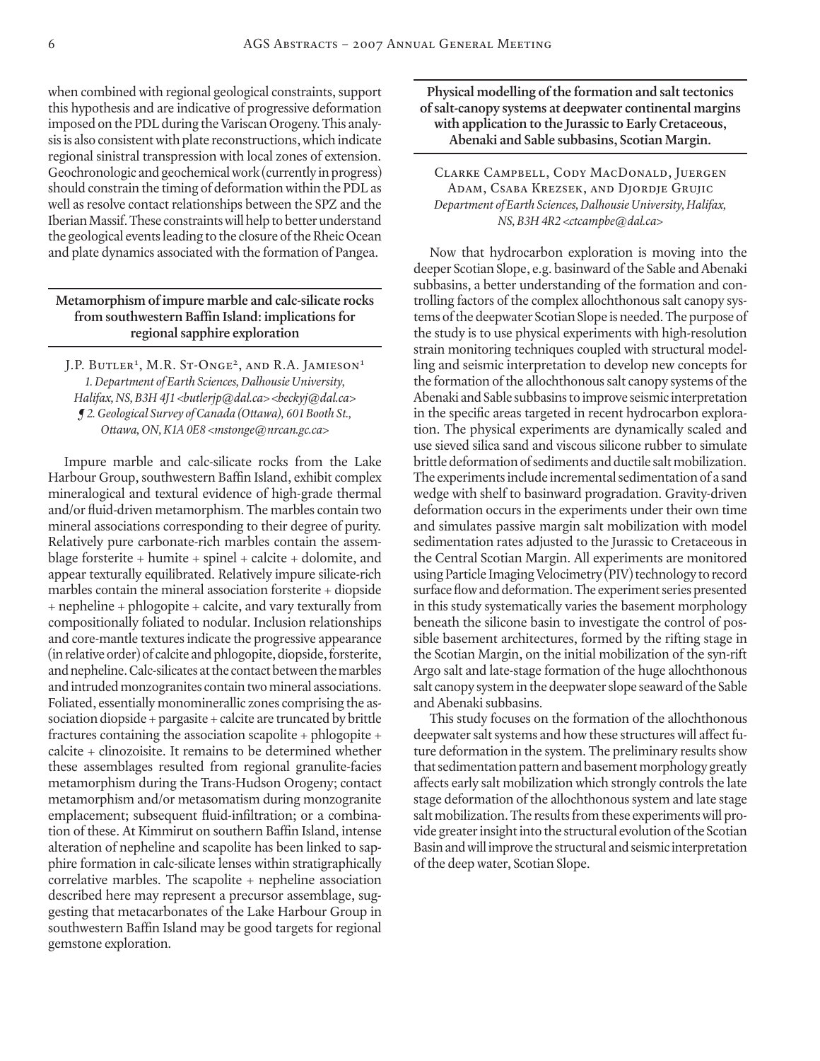when combined with regional geological constraints, support this hypothesis and are indicative of progressive deformation imposed on the PDL during the Variscan Orogeny. This analysis is also consistent with plate reconstructions, which indicate regional sinistral transpression with local zones of extension. Geochronologic and geochemical work (currently in progress) should constrain the timing of deformation within the PDL as well as resolve contact relationships between the SPZ and the Iberian Massif. These constraints will help to better understand the geological events leading to the closure of the Rheic Ocean and plate dynamics associated with the formation of Pangea.

## Metamorphism of impure marble and calc-silicate rocks from southwestern Baffin Island: implications for regional sapphire exploration

J.P. Butler[1], M.R. St-Onge[2], and R.A. Jamieson[1]
*1. Department of Earth Sciences, Dalhousie University, Halifax, NS, B3H 4J1 <butlerjp@dal.ca> <beckyj@dal.ca>*
*¶ 2. Geological Survey of Canada (Ottawa), 601 Booth St., Ottawa, ON, K1A 0E8 <mstonge@nrcan.gc.ca>*

Impure marble and calc-silicate rocks from the Lake Harbour Group, southwestern Baffin Island, exhibit complex mineralogical and textural evidence of high-grade thermal and/or fluid-driven metamorphism. The marbles contain two mineral associations corresponding to their degree of purity. Relatively pure carbonate-rich marbles contain the assemblage forsterite + humite + spinel + calcite + dolomite, and appear texturally equilibrated. Relatively impure silicate-rich marbles contain the mineral association forsterite + diopside + nepheline + phlogopite + calcite, and vary texturally from compositionally foliated to nodular. Inclusion relationships and core-mantle textures indicate the progressive appearance (in relative order) of calcite and phlogopite, diopside, forsterite, and nepheline. Calc-silicates at the contact between the marbles and intruded monzogranites contain two mineral associations. Foliated, essentially monomineralic zones comprising the association diopside + pargasite + calcite are truncated by brittle fractures containing the association scapolite + phlogopite + calcite + clinozoisite. It remains to be determined whether these assemblages resulted from regional granulite-facies metamorphism during the Trans-Hudson Orogeny; contact metamorphism and/or metasomatism during monzogranite emplacement; subsequent fluid-infiltration; or a combination of these. At Kimmirut on southern Baffin Island, intense alteration of nepheline and scapolite has been linked to sapphire formation in calc-silicate lenses within stratigraphically correlative marbles. The scapolite + nepheline association described here may represent a precursor assemblage, suggesting that metacarbonates of the Lake Harbour Group in southwestern Baffin Island may be good targets for regional gemstone exploration.

## Physical modelling of the formation and salt tectonics of salt-canopy systems at deepwater continental margins with application to the Jurassic to Early Cretaceous, Abenaki and Sable subbasins, Scotian Margin.

Clarke Campbell, Cody MacDonald, Juergen Adam, Csaba Krezsek, and Djordje Grujic
*Department of Earth Sciences, Dalhousie University, Halifax, NS, B3H 4R2 <ctcampbe@dal.ca>*

Now that hydrocarbon exploration is moving into the deeper Scotian Slope, e.g. basinward of the Sable and Abenaki subbasins, a better understanding of the formation and controlling factors of the complex allochthonous salt canopy systems of the deepwater Scotian Slope is needed. The purpose of the study is to use physical experiments with high-resolution strain monitoring techniques coupled with structural modelling and seismic interpretation to develop new concepts for the formation of the allochthonous salt canopy systems of the Abenaki and Sable subbasins to improve seismic interpretation in the specific areas targeted in recent hydrocarbon exploration. The physical experiments are dynamically scaled and use sieved silica sand and viscous silicone rubber to simulate brittle deformation of sediments and ductile salt mobilization. The experiments include incremental sedimentation of a sand wedge with shelf to basinward progradation. Gravity-driven deformation occurs in the experiments under their own time and simulates passive margin salt mobilization with model sedimentation rates adjusted to the Jurassic to Cretaceous in the Central Scotian Margin. All experiments are monitored using Particle Imaging Velocimetry (PIV) technology to record surface flow and deformation. The experiment series presented in this study systematically varies the basement morphology beneath the silicone basin to investigate the control of possible basement architectures, formed by the rifting stage in the Scotian Margin, on the initial mobilization of the syn-rift Argo salt and late-stage formation of the huge allochthonous salt canopy system in the deepwater slope seaward of the Sable and Abenaki subbasins.

This study focuses on the formation of the allochthonous deepwater salt systems and how these structures will affect future deformation in the system. The preliminary results show that sedimentation pattern and basement morphology greatly affects early salt mobilization which strongly controls the late stage deformation of the allochthonous system and late stage salt mobilization. The results from these experiments will provide greater insight into the structural evolution of the Scotian Basin and will improve the structural and seismic interpretation of the deep water, Scotian Slope.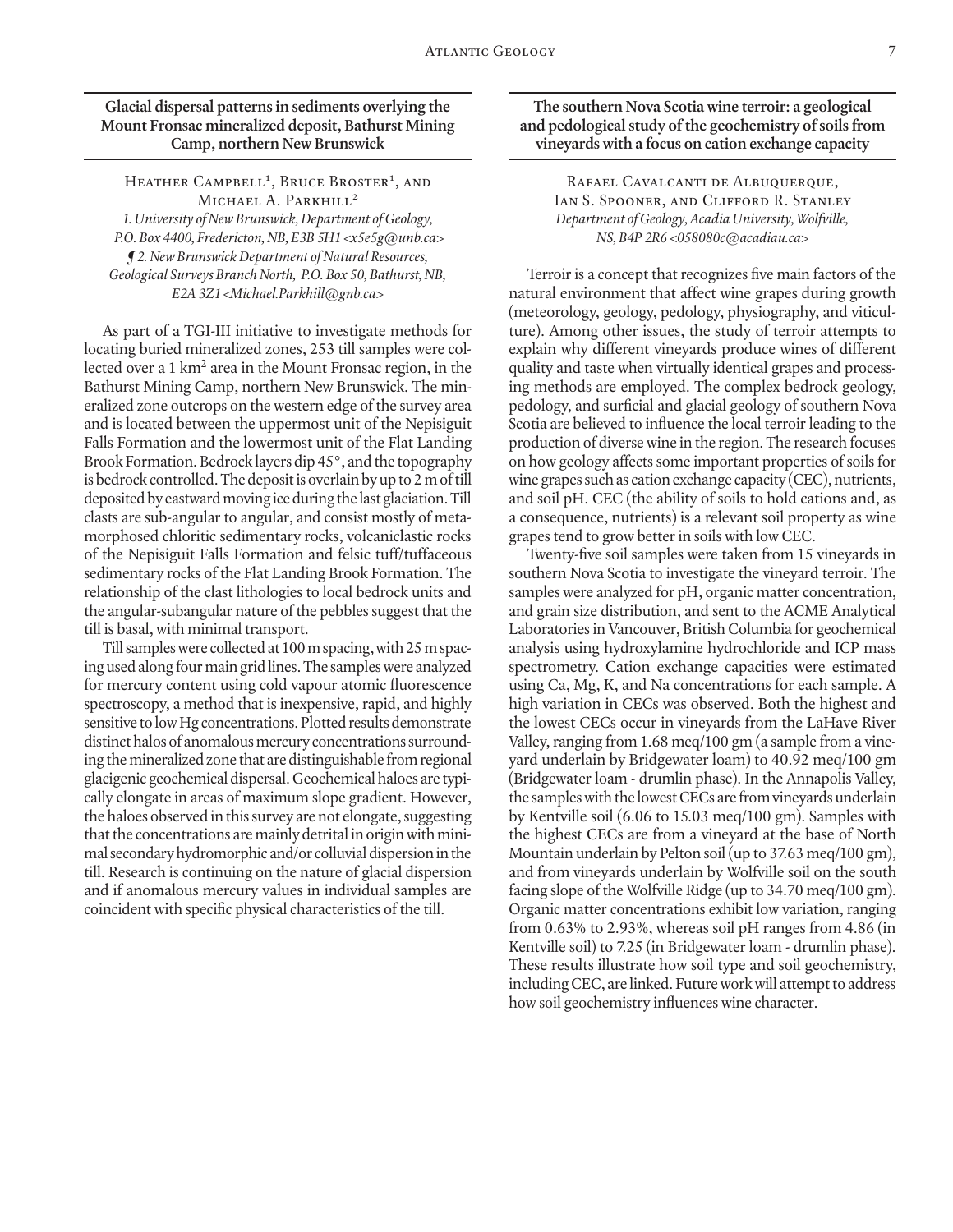## Glacial dispersal patterns in sediments overlying the Mount Fronsac mineralized deposit, Bathurst Mining Camp, northern New Brunswick

Heather Campbell[1], Bruce Broster[1], and Michael A. Parkhill[2]

*1. University of New Brunswick, Department of Geology, P.O. Box 4400, Fredericton, NB, E3B 5H1 <x5e5g@unb.ca> ¶ 2. New Brunswick Department of Natural Resources, Geological Surveys Branch North, P.O. Box 50, Bathurst, NB, E2A 3Z1 <Michael.Parkhill@gnb.ca>*

As part of a TGI-III initiative to investigate methods for locating buried mineralized zones, 253 till samples were collected over a 1 km$^2$ area in the Mount Fronsac region, in the Bathurst Mining Camp, northern New Brunswick. The mineralized zone outcrops on the western edge of the survey area and is located between the uppermost unit of the Nepisiguit Falls Formation and the lowermost unit of the Flat Landing Brook Formation. Bedrock layers dip 45°, and the topography is bedrock controlled. The deposit is overlain by up to 2 m of till deposited by eastward moving ice during the last glaciation. Till clasts are sub-angular to angular, and consist mostly of metamorphosed chloritic sedimentary rocks, volcaniclastic rocks of the Nepisiguit Falls Formation and felsic tuff/tuffaceous sedimentary rocks of the Flat Landing Brook Formation. The relationship of the clast lithologies to local bedrock units and the angular-subangular nature of the pebbles suggest that the till is basal, with minimal transport.

Till samples were collected at 100 m spacing, with 25 m spacing used along four main grid lines. The samples were analyzed for mercury content using cold vapour atomic fluorescence spectroscopy, a method that is inexpensive, rapid, and highly sensitive to low Hg concentrations. Plotted results demonstrate distinct halos of anomalous mercury concentrations surrounding the mineralized zone that are distinguishable from regional glacigenic geochemical dispersal. Geochemical haloes are typically elongate in areas of maximum slope gradient. However, the haloes observed in this survey are not elongate, suggesting that the concentrations are mainly detrital in origin with minimal secondary hydromorphic and/or colluvial dispersion in the till. Research is continuing on the nature of glacial dispersion and if anomalous mercury values in individual samples are coincident with specific physical characteristics of the till.

## The southern Nova Scotia wine terroir: a geological and pedological study of the geochemistry of soils from vineyards with a focus on cation exchange capacity

Rafael Cavalcanti de Albuquerque, Ian S. Spooner, and Clifford R. Stanley

*Department of Geology, Acadia University, Wolfville, NS, B4P 2R6 <058080c@acadiau.ca>*

Terroir is a concept that recognizes five main factors of the natural environment that affect wine grapes during growth (meteorology, geology, pedology, physiography, and viticulture). Among other issues, the study of terroir attempts to explain why different vineyards produce wines of different quality and taste when virtually identical grapes and processing methods are employed. The complex bedrock geology, pedology, and surficial and glacial geology of southern Nova Scotia are believed to influence the local terroir leading to the production of diverse wine in the region. The research focuses on how geology affects some important properties of soils for wine grapes such as cation exchange capacity (CEC), nutrients, and soil pH. CEC (the ability of soils to hold cations and, as a consequence, nutrients) is a relevant soil property as wine grapes tend to grow better in soils with low CEC.

Twenty-five soil samples were taken from 15 vineyards in southern Nova Scotia to investigate the vineyard terroir. The samples were analyzed for pH, organic matter concentration, and grain size distribution, and sent to the ACME Analytical Laboratories in Vancouver, British Columbia for geochemical analysis using hydroxylamine hydrochloride and ICP mass spectrometry. Cation exchange capacities were estimated using Ca, Mg, K, and Na concentrations for each sample. A high variation in CECs was observed. Both the highest and the lowest CECs occur in vineyards from the LaHave River Valley, ranging from 1.68 meq/100 gm (a sample from a vineyard underlain by Bridgewater loam) to 40.92 meq/100 gm (Bridgewater loam - drumlin phase). In the Annapolis Valley, the samples with the lowest CECs are from vineyards underlain by Kentville soil (6.06 to 15.03 meq/100 gm). Samples with the highest CECs are from a vineyard at the base of North Mountain underlain by Pelton soil (up to 37.63 meq/100 gm), and from vineyards underlain by Wolfville soil on the south facing slope of the Wolfville Ridge (up to 34.70 meq/100 gm). Organic matter concentrations exhibit low variation, ranging from 0.63% to 2.93%, whereas soil pH ranges from 4.86 (in Kentville soil) to 7.25 (in Bridgewater loam - drumlin phase). These results illustrate how soil type and soil geochemistry, including CEC, are linked. Future work will attempt to address how soil geochemistry influences wine character.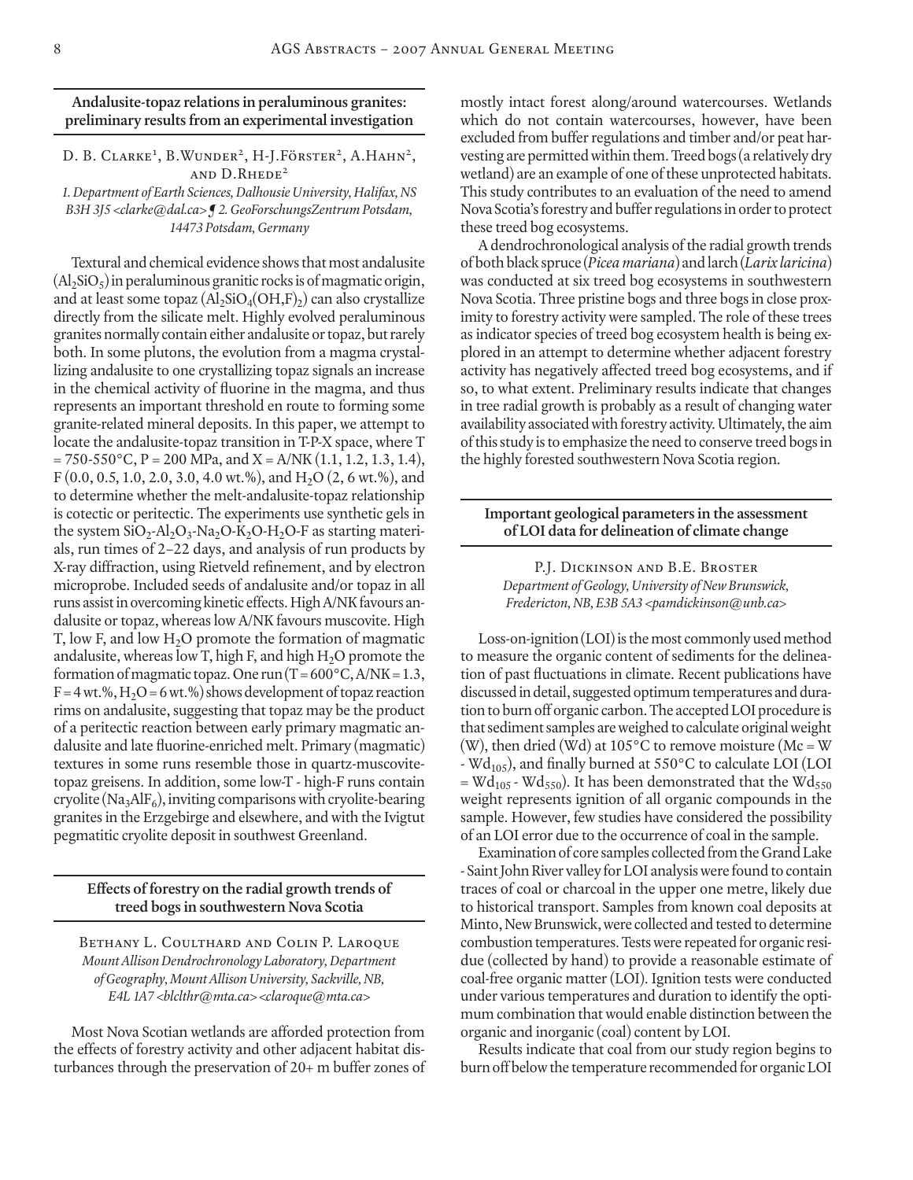## Andalusite-topaz relations in peraluminous granites: preliminary results from an experimental investigation

D. B. Clarke[1], B. Wunder[2], H-J. Förster[2], A. Hahn[2], and D. Rhede[2]

*1. Department of Earth Sciences, Dalhousie University, Halifax, NS B3H 3J5 <clarke@dal.ca> ¶ 2. GeoForschungsZentrum Potsdam, 14473 Potsdam, Germany*

Textural and chemical evidence shows that most andalusite ($Al_2SiO_5$) in peraluminous granitic rocks is of magmatic origin, and at least some topaz ($Al_2SiO_4(OH,F)_2$) can also crystallize directly from the silicate melt. Highly evolved peraluminous granites normally contain either andalusite or topaz, but rarely both. In some plutons, the evolution from a magma crystallizing andalusite to one crystallizing topaz signals an increase in the chemical activity of fluorine in the magma, and thus represents an important threshold en route to forming some granite-related mineral deposits. In this paper, we attempt to locate the andalusite-topaz transition in T-P-X space, where T = 750-550°C, P = 200 MPa, and X = A/NK (1.1, 1.2, 1.3, 1.4), F (0.0, 0.5, 1.0, 2.0, 3.0, 4.0 wt.%), and $H_2O$ (2, 6 wt.%), and to determine whether the melt-andalusite-topaz relationship is cotectic or peritectic. The experiments use synthetic gels in the system $SiO_2$-$Al_2O_3$-$Na_2O$-$K_2O$-$H_2O$-F as starting materials, run times of 2–22 days, and analysis of run products by X-ray diffraction, using Rietveld refinement, and by electron microprobe. Included seeds of andalusite and/or topaz in all runs assist in overcoming kinetic effects. High A/NK favours andalusite or topaz, whereas low A/NK favours muscovite. High T, low F, and low $H_2O$ promote the formation of magmatic andalusite, whereas low T, high F, and high $H_2O$ promote the formation of magmatic topaz. One run (T = 600°C, A/NK = 1.3, F = 4 wt.%, $H_2O$ = 6 wt.%) shows development of topaz reaction rims on andalusite, suggesting that topaz may be the product of a peritectic reaction between early primary magmatic andalusite and late fluorine-enriched melt. Primary (magmatic) textures in some runs resemble those in quartz-muscovite-topaz greisens. In addition, some low-T - high-F runs contain cryolite ($Na_3AlF_6$), inviting comparisons with cryolite-bearing granites in the Erzgebirge and elsewhere, and with the Ivigtut pegmatitic cryolite deposit in southwest Greenland.

## Effects of forestry on the radial growth trends of treed bogs in southwestern Nova Scotia

Bethany L. Coulthard and Colin P. Laroque

*Mount Allison Dendrochronology Laboratory, Department of Geography, Mount Allison University, Sackville, NB, E4L 1A7 <blclthr@mta.ca> <claroque@mta.ca>*

Most Nova Scotian wetlands are afforded protection from the effects of forestry activity and other adjacent habitat disturbances through the preservation of 20+ m buffer zones of mostly intact forest along/around watercourses. Wetlands which do not contain watercourses, however, have been excluded from buffer regulations and timber and/or peat harvesting are permitted within them. Treed bogs (a relatively dry wetland) are an example of one of these unprotected habitats. This study contributes to an evaluation of the need to amend Nova Scotia's forestry and buffer regulations in order to protect these treed bog ecosystems.

A dendrochronological analysis of the radial growth trends of both black spruce (*Picea mariana*) and larch (*Larix laricina*) was conducted at six treed bog ecosystems in southwestern Nova Scotia. Three pristine bogs and three bogs in close proximity to forestry activity were sampled. The role of these trees as indicator species of treed bog ecosystem health is being explored in an attempt to determine whether adjacent forestry activity has negatively affected treed bog ecosystems, and if so, to what extent. Preliminary results indicate that changes in tree radial growth is probably as a result of changing water availability associated with forestry activity. Ultimately, the aim of this study is to emphasize the need to conserve treed bogs in the highly forested southwestern Nova Scotia region.

## Important geological parameters in the assessment of LOI data for delineation of climate change

P.J. Dickinson and B.E. Broster

*Department of Geology, University of New Brunswick, Fredericton, NB, E3B 5A3 <pamdickinson@unb.ca>*

Loss-on-ignition (LOI) is the most commonly used method to measure the organic content of sediments for the delineation of past fluctuations in climate. Recent publications have discussed in detail, suggested optimum temperatures and duration to burn off organic carbon. The accepted LOI procedure is that sediment samples are weighed to calculate original weight (W), then dried (Wd) at 105°C to remove moisture ($Mc = W - Wd_{105}$), and finally burned at 550°C to calculate LOI ($LOI = Wd_{105} - Wd_{550}$). It has been demonstrated that the $Wd_{550}$ weight represents ignition of all organic compounds in the sample. However, few studies have considered the possibility of an LOI error due to the occurrence of coal in the sample.

Examination of core samples collected from the Grand Lake - Saint John River valley for LOI analysis were found to contain traces of coal or charcoal in the upper one metre, likely due to historical transport. Samples from known coal deposits at Minto, New Brunswick, were collected and tested to determine combustion temperatures. Tests were repeated for organic residue (collected by hand) to provide a reasonable estimate of coal-free organic matter (LOI). Ignition tests were conducted under various temperatures and duration to identify the optimum combination that would enable distinction between the organic and inorganic (coal) content by LOI.

Results indicate that coal from our study region begins to burn off below the temperature recommended for organic LOI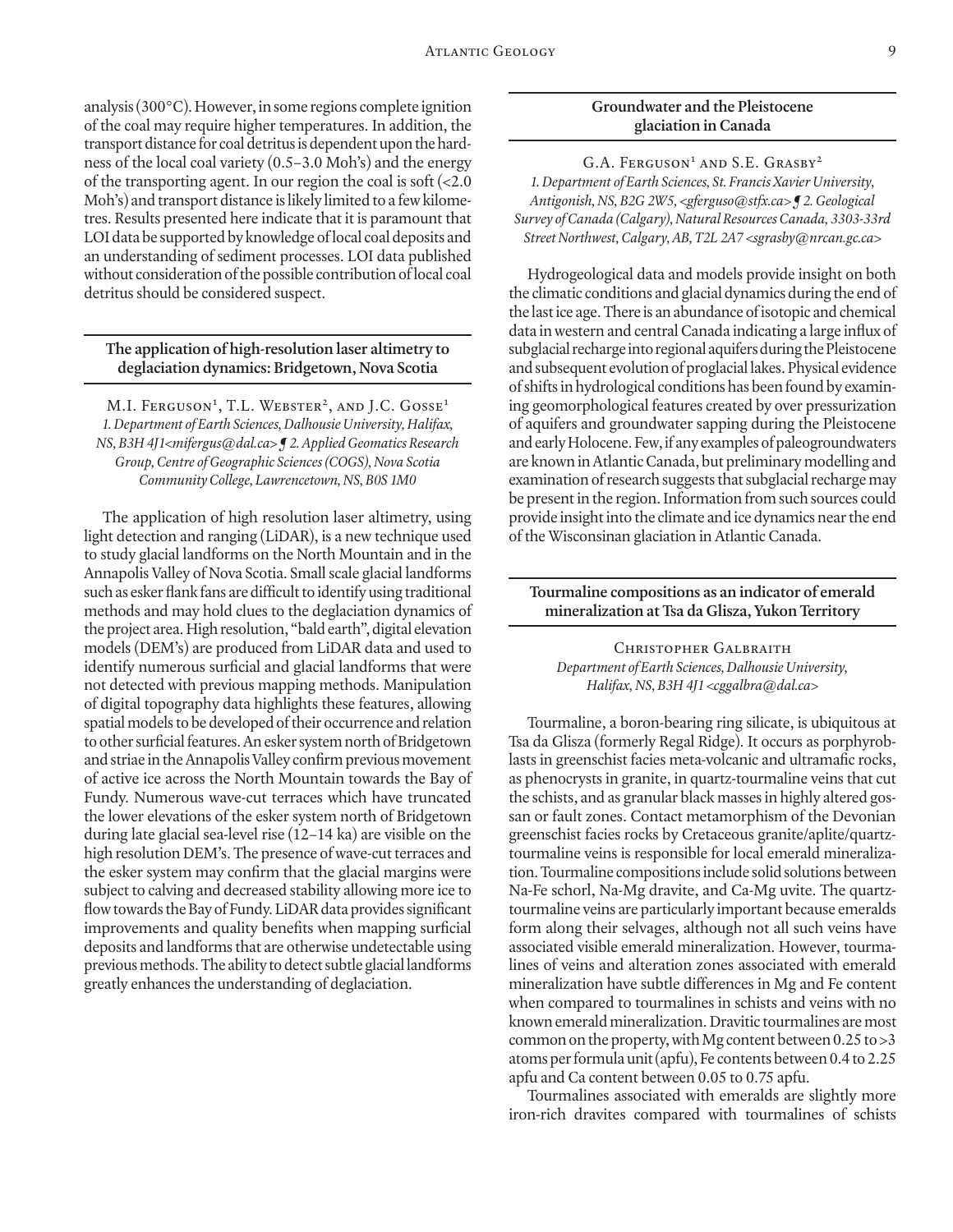analysis (300°C). However, in some regions complete ignition of the coal may require higher temperatures. In addition, the transport distance for coal detritus is dependent upon the hardness of the local coal variety (0.5–3.0 Moh's) and the energy of the transporting agent. In our region the coal is soft (<2.0 Moh's) and transport distance is likely limited to a few kilometres. Results presented here indicate that it is paramount that LOI data be supported by knowledge of local coal deposits and an understanding of sediment processes. LOI data published without consideration of the possible contribution of local coal detritus should be considered suspect.

## The application of high-resolution laser altimetry to deglaciation dynamics: Bridgetown, Nova Scotia

M.I. Ferguson[1], T.L. Webster[2], and J.C. Gosse[1]

*1. Department of Earth Sciences, Dalhousie University, Halifax, NS, B3H 4J1<mifergus@dal.ca> ¶ 2. Applied Geomatics Research Group, Centre of Geographic Sciences (COGS), Nova Scotia Community College, Lawrencetown, NS, B0S 1M0*

The application of high resolution laser altimetry, using light detection and ranging (LiDAR), is a new technique used to study glacial landforms on the North Mountain and in the Annapolis Valley of Nova Scotia. Small scale glacial landforms such as esker flank fans are difficult to identify using traditional methods and may hold clues to the deglaciation dynamics of the project area. High resolution, "bald earth", digital elevation models (DEM's) are produced from LiDAR data and used to identify numerous surficial and glacial landforms that were not detected with previous mapping methods. Manipulation of digital topography data highlights these features, allowing spatial models to be developed of their occurrence and relation to other surficial features. An esker system north of Bridgetown and striae in the Annapolis Valley confirm previous movement of active ice across the North Mountain towards the Bay of Fundy. Numerous wave-cut terraces which have truncated the lower elevations of the esker system north of Bridgetown during late glacial sea-level rise (12–14 ka) are visible on the high resolution DEM's. The presence of wave-cut terraces and the esker system may confirm that the glacial margins were subject to calving and decreased stability allowing more ice to flow towards the Bay of Fundy. LiDAR data provides significant improvements and quality benefits when mapping surficial deposits and landforms that are otherwise undetectable using previous methods. The ability to detect subtle glacial landforms greatly enhances the understanding of deglaciation.

## Groundwater and the Pleistocene glaciation in Canada

G.A. Ferguson[1] and S.E. Grasby[2]

*1. Department of Earth Sciences, St. Francis Xavier University, Antigonish, NS, B2G 2W5, <gferguso@stfx.ca> ¶ 2. Geological Survey of Canada (Calgary), Natural Resources Canada, 3303-33rd Street Northwest, Calgary, AB, T2L 2A7 <sgrasby@nrcan.gc.ca>*

Hydrogeological data and models provide insight on both the climatic conditions and glacial dynamics during the end of the last ice age. There is an abundance of isotopic and chemical data in western and central Canada indicating a large influx of subglacial recharge into regional aquifers during the Pleistocene and subsequent evolution of proglacial lakes. Physical evidence of shifts in hydrological conditions has been found by examining geomorphological features created by over pressurization of aquifers and groundwater sapping during the Pleistocene and early Holocene. Few, if any examples of paleogroundwaters are known in Atlantic Canada, but preliminary modelling and examination of research suggests that subglacial recharge may be present in the region. Information from such sources could provide insight into the climate and ice dynamics near the end of the Wisconsinan glaciation in Atlantic Canada.

## Tourmaline compositions as an indicator of emerald mineralization at Tsa da Glisza, Yukon Territory

Christopher Galbraith

*Department of Earth Sciences, Dalhousie University, Halifax, NS, B3H 4J1 <cggalbra@dal.ca>*

Tourmaline, a boron-bearing ring silicate, is ubiquitous at Tsa da Glisza (formerly Regal Ridge). It occurs as porphyroblasts in greenschist facies meta-volcanic and ultramafic rocks, as phenocrysts in granite, in quartz-tourmaline veins that cut the schists, and as granular black masses in highly altered gossan or fault zones. Contact metamorphism of the Devonian greenschist facies rocks by Cretaceous granite/aplite/quartz-tourmaline veins is responsible for local emerald mineralization. Tourmaline compositions include solid solutions between Na-Fe schorl, Na-Mg dravite, and Ca-Mg uvite. The quartz-tourmaline veins are particularly important because emeralds form along their selvages, although not all such veins have associated visible emerald mineralization. However, tourmalines of veins and alteration zones associated with emerald mineralization have subtle differences in Mg and Fe content when compared to tourmalines in schists and veins with no known emerald mineralization. Dravitic tourmalines are most common on the property, with Mg content between 0.25 to >3 atoms per formula unit (apfu), Fe contents between 0.4 to 2.25 apfu and Ca content between 0.05 to 0.75 apfu.

Tourmalines associated with emeralds are slightly more iron-rich dravites compared with tourmalines of schists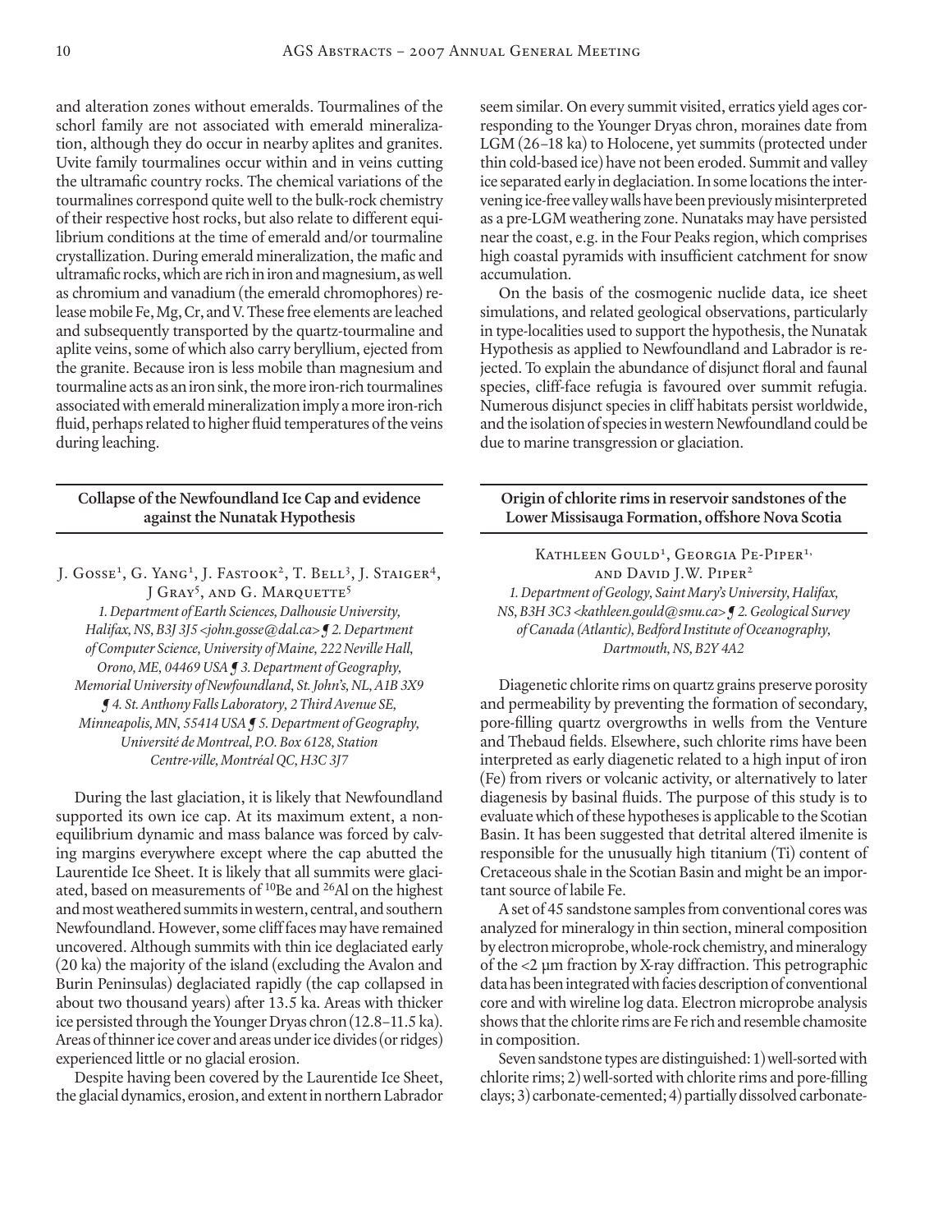and alteration zones without emeralds. Tourmalines of the schorl family are not associated with emerald mineralization, although they do occur in nearby aplites and granites. Uvite family tourmalines occur within and in veins cutting the ultramafic country rocks. The chemical variations of the tourmalines correspond quite well to the bulk-rock chemistry of their respective host rocks, but also relate to different equilibrium conditions at the time of emerald and/or tourmaline crystallization. During emerald mineralization, the mafic and ultramafic rocks, which are rich in iron and magnesium, as well as chromium and vanadium (the emerald chromophores) release mobile Fe, Mg, Cr, and V. These free elements are leached and subsequently transported by the quartz-tourmaline and aplite veins, some of which also carry beryllium, ejected from the granite. Because iron is less mobile than magnesium and tourmaline acts as an iron sink, the more iron-rich tourmalines associated with emerald mineralization imply a more iron-rich fluid, perhaps related to higher fluid temperatures of the veins during leaching.

## Collapse of the Newfoundland Ice Cap and evidence against the Nunatak Hypothesis

J. Gosse[1], G. Yang[1], J. Fastook[2], T. Bell[3], J. Staiger[4], J Gray[5], and G. Marquette[5]

*1. Department of Earth Sciences, Dalhousie University, Halifax, NS, B3J 3J5 <john.gosse@dal.ca> ¶ 2. Department of Computer Science, University of Maine, 222 Neville Hall, Orono, ME, 04469 USA ¶ 3. Department of Geography, Memorial University of Newfoundland, St. John's, NL, A1B 3X9 ¶ 4. St. Anthony Falls Laboratory, 2 Third Avenue SE, Minneapolis, MN, 55414 USA ¶ 5. Department of Geography, Université de Montreal, P.O. Box 6128, Station Centre-ville, Montréal QC, H3C 3J7*

During the last glaciation, it is likely that Newfoundland supported its own ice cap. At its maximum extent, a non-equilibrium dynamic and mass balance was forced by calving margins everywhere except where the cap abutted the Laurentide Ice Sheet. It is likely that all summits were glaciated, based on measurements of $^{10}$Be and $^{26}$Al on the highest and most weathered summits in western, central, and southern Newfoundland. However, some cliff faces may have remained uncovered. Although summits with thin ice deglaciated early (20 ka) the majority of the island (excluding the Avalon and Burin Peninsulas) deglaciated rapidly (the cap collapsed in about two thousand years) after 13.5 ka. Areas with thicker ice persisted through the Younger Dryas chron (12.8–11.5 ka). Areas of thinner ice cover and areas under ice divides (or ridges) experienced little or no glacial erosion.

Despite having been covered by the Laurentide Ice Sheet, the glacial dynamics, erosion, and extent in northern Labrador seem similar. On every summit visited, erratics yield ages corresponding to the Younger Dryas chron, moraines date from LGM (26–18 ka) to Holocene, yet summits (protected under thin cold-based ice) have not been eroded. Summit and valley ice separated early in deglaciation. In some locations the intervening ice-free valley walls have been previously misinterpreted as a pre-LGM weathering zone. Nunataks may have persisted near the coast, e.g. in the Four Peaks region, which comprises high coastal pyramids with insufficient catchment for snow accumulation.

On the basis of the cosmogenic nuclide data, ice sheet simulations, and related geological observations, particularly in type-localities used to support the hypothesis, the Nunatak Hypothesis as applied to Newfoundland and Labrador is rejected. To explain the abundance of disjunct floral and faunal species, cliff-face refugia is favoured over summit refugia. Numerous disjunct species in cliff habitats persist worldwide, and the isolation of species in western Newfoundland could be due to marine transgression or glaciation.

## Origin of chlorite rims in reservoir sandstones of the Lower Missisauga Formation, offshore Nova Scotia

Kathleen Gould[1], Georgia Pe-Piper[1], and David J.W. Piper[2]

*1. Department of Geology, Saint Mary's University, Halifax, NS, B3H 3C3 <kathleen.gould@smu.ca> ¶ 2. Geological Survey of Canada (Atlantic), Bedford Institute of Oceanography, Dartmouth, NS, B2Y 4A2*

Diagenetic chlorite rims on quartz grains preserve porosity and permeability by preventing the formation of secondary, pore-filling quartz overgrowths in wells from the Venture and Thebaud fields. Elsewhere, such chlorite rims have been interpreted as early diagenetic related to a high input of iron (Fe) from rivers or volcanic activity, or alternatively to later diagenesis by basinal fluids. The purpose of this study is to evaluate which of these hypotheses is applicable to the Scotian Basin. It has been suggested that detrital altered ilmenite is responsible for the unusually high titanium (Ti) content of Cretaceous shale in the Scotian Basin and might be an important source of labile Fe.

A set of 45 sandstone samples from conventional cores was analyzed for mineralogy in thin section, mineral composition by electron microprobe, whole-rock chemistry, and mineralogy of the <2 μm fraction by X-ray diffraction. This petrographic data has been integrated with facies description of conventional core and with wireline log data. Electron microprobe analysis shows that the chlorite rims are Fe rich and resemble chamosite in composition.

Seven sandstone types are distinguished: 1) well-sorted with chlorite rims; 2) well-sorted with chlorite rims and pore-filling clays; 3) carbonate-cemented; 4) partially dissolved carbonate-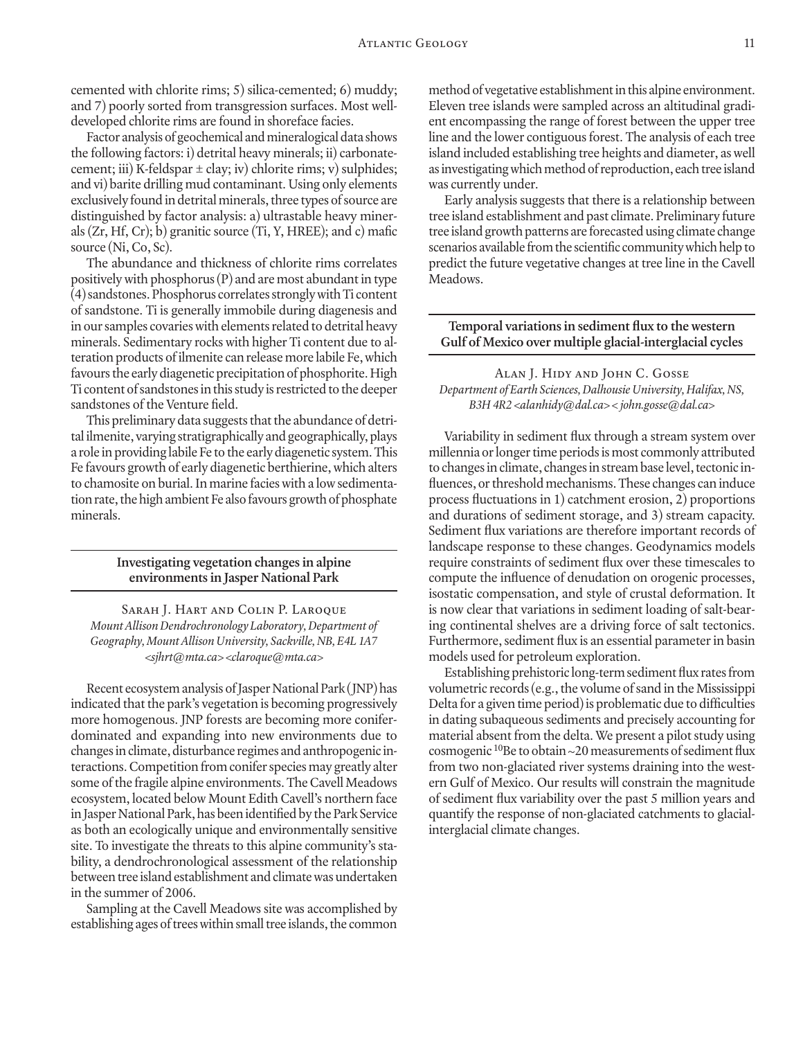cemented with chlorite rims; 5) silica-cemented; 6) muddy; and 7) poorly sorted from transgression surfaces. Most well-developed chlorite rims are found in shoreface facies.

Factor analysis of geochemical and mineralogical data shows the following factors: i) detrital heavy minerals; ii) carbonate-cement; iii) K-feldspar ± clay; iv) chlorite rims; v) sulphides; and vi) barite drilling mud contaminant. Using only elements exclusively found in detrital minerals, three types of source are distinguished by factor analysis: a) ultrastable heavy minerals (Zr, Hf, Cr); b) granitic source (Ti, Y, HREE); and c) mafic source (Ni, Co, Sc).

The abundance and thickness of chlorite rims correlates positively with phosphorus (P) and are most abundant in type (4) sandstones. Phosphorus correlates strongly with Ti content of sandstone. Ti is generally immobile during diagenesis and in our samples covaries with elements related to detrital heavy minerals. Sedimentary rocks with higher Ti content due to alteration products of ilmenite can release more labile Fe, which favours the early diagenetic precipitation of phosphorite. High Ti content of sandstones in this study is restricted to the deeper sandstones of the Venture field.

This preliminary data suggests that the abundance of detrital ilmenite, varying stratigraphically and geographically, plays a role in providing labile Fe to the early diagenetic system. This Fe favours growth of early diagenetic berthierine, which alters to chamosite on burial. In marine facies with a low sedimentation rate, the high ambient Fe also favours growth of phosphate minerals.

## Investigating vegetation changes in alpine environments in Jasper National Park

Sarah J. Hart and Colin P. Laroque
*Mount Allison Dendrochronology Laboratory, Department of Geography, Mount Allison University, Sackville, NB, E4L 1A7 <sjhrt@mta.ca> <claroque@mta.ca>*

Recent ecosystem analysis of Jasper National Park (JNP) has indicated that the park's vegetation is becoming progressively more homogenous. JNP forests are becoming more conifer-dominated and expanding into new environments due to changes in climate, disturbance regimes and anthropogenic interactions. Competition from conifer species may greatly alter some of the fragile alpine environments. The Cavell Meadows ecosystem, located below Mount Edith Cavell's northern face in Jasper National Park, has been identified by the Park Service as both an ecologically unique and environmentally sensitive site. To investigate the threats to this alpine community's stability, a dendrochronological assessment of the relationship between tree island establishment and climate was undertaken in the summer of 2006.

Sampling at the Cavell Meadows site was accomplished by establishing ages of trees within small tree islands, the common method of vegetative establishment in this alpine environment. Eleven tree islands were sampled across an altitudinal gradient encompassing the range of forest between the upper tree line and the lower contiguous forest. The analysis of each tree island included establishing tree heights and diameter, as well as investigating which method of reproduction, each tree island was currently under.

Early analysis suggests that there is a relationship between tree island establishment and past climate. Preliminary future tree island growth patterns are forecasted using climate change scenarios available from the scientific community which help to predict the future vegetative changes at tree line in the Cavell Meadows.

## Temporal variations in sediment flux to the western Gulf of Mexico over multiple glacial-interglacial cycles

Alan J. Hidy and John C. Gosse
*Department of Earth Sciences, Dalhousie University, Halifax, NS, B3H 4R2 <alanhidy@dal.ca> < john.gosse@dal.ca>*

Variability in sediment flux through a stream system over millennia or longer time periods is most commonly attributed to changes in climate, changes in stream base level, tectonic influences, or threshold mechanisms. These changes can induce process fluctuations in 1) catchment erosion, 2) proportions and durations of sediment storage, and 3) stream capacity. Sediment flux variations are therefore important records of landscape response to these changes. Geodynamics models require constraints of sediment flux over these timescales to compute the influence of denudation on orogenic processes, isostatic compensation, and style of crustal deformation. It is now clear that variations in sediment loading of salt-bearing continental shelves are a driving force of salt tectonics. Furthermore, sediment flux is an essential parameter in basin models used for petroleum exploration.

Establishing prehistoric long-term sediment flux rates from volumetric records (e.g., the volume of sand in the Mississippi Delta for a given time period) is problematic due to difficulties in dating subaqueous sediments and precisely accounting for material absent from the delta. We present a pilot study using cosmogenic $^{10}$Be to obtain ~20 measurements of sediment flux from two non-glaciated river systems draining into the western Gulf of Mexico. Our results will constrain the magnitude of sediment flux variability over the past 5 million years and quantify the response of non-glaciated catchments to glacial-interglacial climate changes.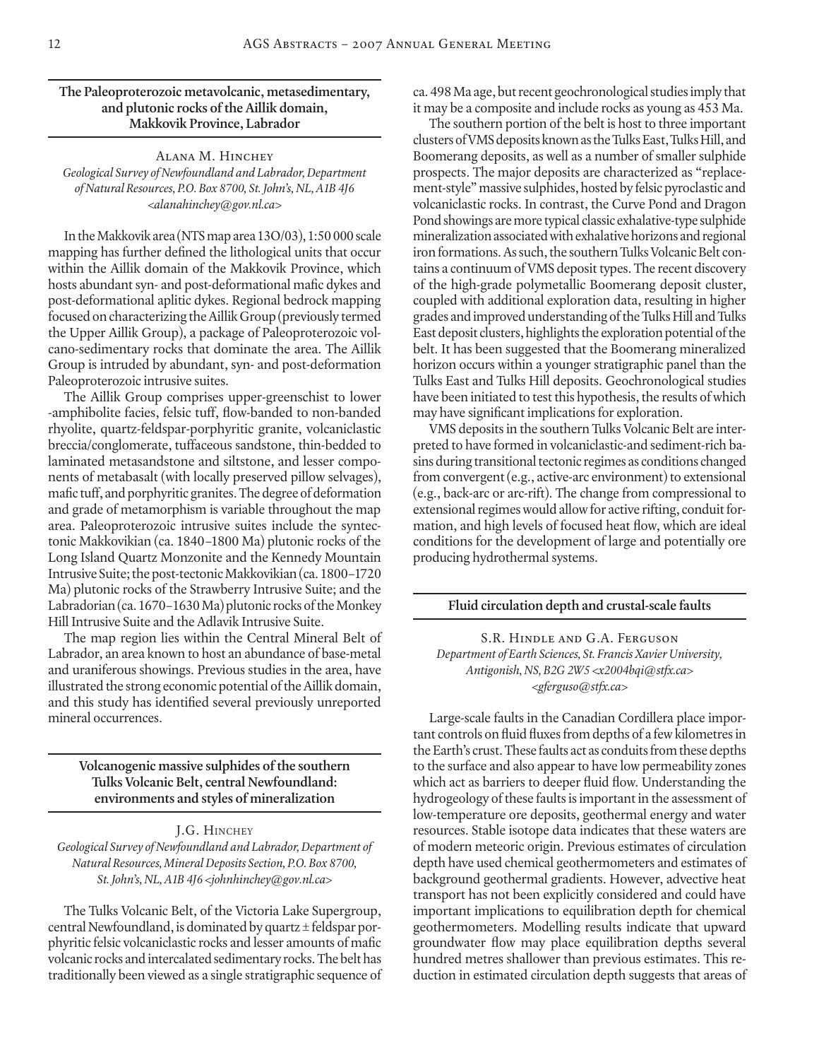## The Paleoproterozoic metavolcanic, metasedimentary, and plutonic rocks of the Aillik domain, Makkovik Province, Labrador

Alana M. Hinchey
*Geological Survey of Newfoundland and Labrador, Department of Natural Resources, P.O. Box 8700, St. John's, NL, A1B 4J6 <alanahinchey@gov.nl.ca>*

In the Makkovik area (NTS map area 13O/03), 1:50 000 scale mapping has further defined the lithological units that occur within the Aillik domain of the Makkovik Province, which hosts abundant syn- and post-deformational mafic dykes and post-deformational aplitic dykes. Regional bedrock mapping focused on characterizing the Aillik Group (previously termed the Upper Aillik Group), a package of Paleoproterozoic volcano-sedimentary rocks that dominate the area. The Aillik Group is intruded by abundant, syn- and post-deformation Paleoproterozoic intrusive suites.

The Aillik Group comprises upper-greenschist to lower -amphibolite facies, felsic tuff, flow-banded to non-banded rhyolite, quartz-feldspar-porphyritic granite, volcaniclastic breccia/conglomerate, tuffaceous sandstone, thin-bedded to laminated metasandstone and siltstone, and lesser components of metabasalt (with locally preserved pillow selvages), mafic tuff, and porphyritic granites. The degree of deformation and grade of metamorphism is variable throughout the map area. Paleoproterozoic intrusive suites include the syntectonic Makkovikian (ca. 1840–1800 Ma) plutonic rocks of the Long Island Quartz Monzonite and the Kennedy Mountain Intrusive Suite; the post-tectonic Makkovikian (ca. 1800–1720 Ma) plutonic rocks of the Strawberry Intrusive Suite; and the Labradorian (ca. 1670–1630 Ma) plutonic rocks of the Monkey Hill Intrusive Suite and the Adlavik Intrusive Suite.

The map region lies within the Central Mineral Belt of Labrador, an area known to host an abundance of base-metal and uraniferous showings. Previous studies in the area, have illustrated the strong economic potential of the Aillik domain, and this study has identified several previously unreported mineral occurrences.

## Volcanogenic massive sulphides of the southern Tulks Volcanic Belt, central Newfoundland: environments and styles of mineralization

J.G. Hinchey
*Geological Survey of Newfoundland and Labrador, Department of Natural Resources, Mineral Deposits Section, P.O. Box 8700, St. John's, NL, A1B 4J6 <johnhinchey@gov.nl.ca>*

The Tulks Volcanic Belt, of the Victoria Lake Supergroup, central Newfoundland, is dominated by quartz ± feldspar porphyritic felsic volcaniclastic rocks and lesser amounts of mafic volcanic rocks and intercalated sedimentary rocks. The belt has traditionally been viewed as a single stratigraphic sequence of ca. 498 Ma age, but recent geochronological studies imply that it may be a composite and include rocks as young as 453 Ma.

The southern portion of the belt is host to three important clusters of VMS deposits known as the Tulks East, Tulks Hill, and Boomerang deposits, as well as a number of smaller sulphide prospects. The major deposits are characterized as "replacement-style" massive sulphides, hosted by felsic pyroclastic and volcaniclastic rocks. In contrast, the Curve Pond and Dragon Pond showings are more typical classic exhalative-type sulphide mineralization associated with exhalative horizons and regional iron formations. As such, the southern Tulks Volcanic Belt contains a continuum of VMS deposit types. The recent discovery of the high-grade polymetallic Boomerang deposit cluster, coupled with additional exploration data, resulting in higher grades and improved understanding of the Tulks Hill and Tulks East deposit clusters, highlights the exploration potential of the belt. It has been suggested that the Boomerang mineralized horizon occurs within a younger stratigraphic panel than the Tulks East and Tulks Hill deposits. Geochronological studies have been initiated to test this hypothesis, the results of which may have significant implications for exploration.

VMS deposits in the southern Tulks Volcanic Belt are interpreted to have formed in volcaniclastic-and sediment-rich basins during transitional tectonic regimes as conditions changed from convergent (e.g., active-arc environment) to extensional (e.g., back-arc or arc-rift). The change from compressional to extensional regimes would allow for active rifting, conduit formation, and high levels of focused heat flow, which are ideal conditions for the development of large and potentially ore producing hydrothermal systems.

## Fluid circulation depth and crustal-scale faults

S.R. Hindle and G.A. Ferguson
*Department of Earth Sciences, St. Francis Xavier University, Antigonish, NS, B2G 2W5 <x2004bqi@stfx.ca> <gferguso@stfx.ca>*

Large-scale faults in the Canadian Cordillera place important controls on fluid fluxes from depths of a few kilometres in the Earth's crust. These faults act as conduits from these depths to the surface and also appear to have low permeability zones which act as barriers to deeper fluid flow. Understanding the hydrogeology of these faults is important in the assessment of low-temperature ore deposits, geothermal energy and water resources. Stable isotope data indicates that these waters are of modern meteoric origin. Previous estimates of circulation depth have used chemical geothermometers and estimates of background geothermal gradients. However, advective heat transport has not been explicitly considered and could have important implications to equilibration depth for chemical geothermometers. Modelling results indicate that upward groundwater flow may place equilibration depths several hundred metres shallower than previous estimates. This reduction in estimated circulation depth suggests that areas of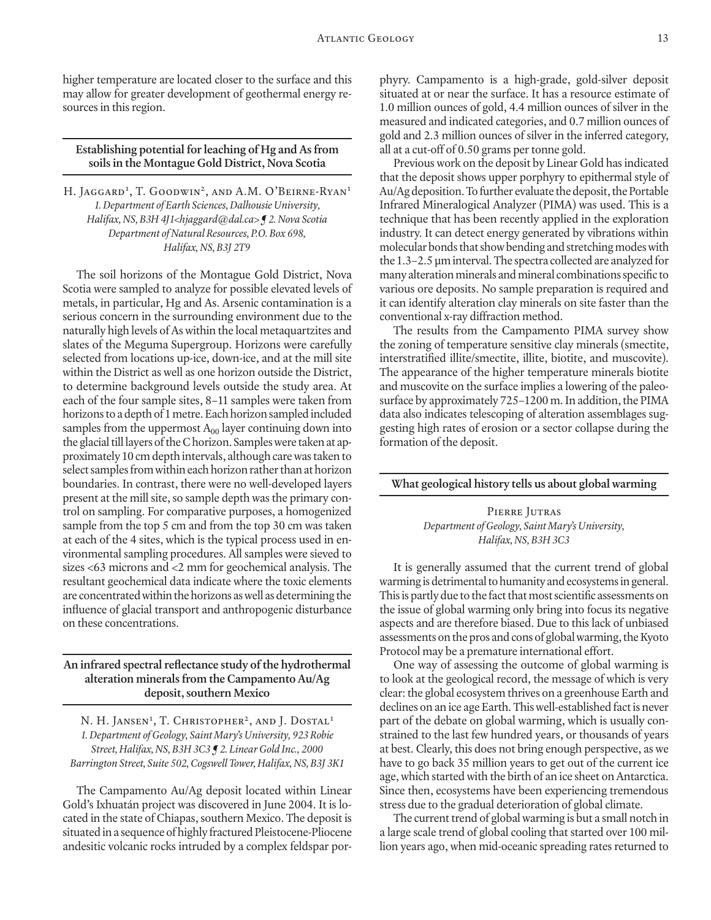higher temperature are located closer to the surface and this may allow for greater development of geothermal energy resources in this region.

## Establishing potential for leaching of Hg and As from soils in the Montague Gold District, Nova Scotia

H. Jaggard[1], T. Goodwin[2], and A.M. O'Beirne-Ryan[1]
*1. Department of Earth Sciences, Dalhousie University, Halifax, NS, B3H 4J1<hjaggard@dal.ca> ¶ 2. Nova Scotia Department of Natural Resources, P.O. Box 698, Halifax, NS, B3J 2T9*

The soil horizons of the Montague Gold District, Nova Scotia were sampled to analyze for possible elevated levels of metals, in particular, Hg and As. Arsenic contamination is a serious concern in the surrounding environment due to the naturally high levels of As within the local metaquartzites and slates of the Meguma Supergroup. Horizons were carefully selected from locations up-ice, down-ice, and at the mill site within the District as well as one horizon outside the District, to determine background levels outside the study area. At each of the four sample sites, 8–11 samples were taken from horizons to a depth of 1 metre. Each horizon sampled included samples from the uppermost $A_{00}$ layer continuing down into the glacial till layers of the C horizon. Samples were taken at approximately 10 cm depth intervals, although care was taken to select samples from within each horizon rather than at horizon boundaries. In contrast, there were no well-developed layers present at the mill site, so sample depth was the primary control on sampling. For comparative purposes, a homogenized sample from the top 5 cm and from the top 30 cm was taken at each of the 4 sites, which is the typical process used in environmental sampling procedures. All samples were sieved to sizes <63 microns and <2 mm for geochemical analysis. The resultant geochemical data indicate where the toxic elements are concentrated within the horizons as well as determining the influence of glacial transport and anthropogenic disturbance on these concentrations.

## An infrared spectral reflectance study of the hydrothermal alteration minerals from the Campamento Au/Ag deposit, southern Mexico

N. H. Jansen[1], T. Christopher[2], and J. Dostal[1]
*1. Department of Geology, Saint Mary's University, 923 Robie Street, Halifax, NS, B3H 3C3 ¶ 2. Linear Gold Inc., 2000 Barrington Street, Suite 502, Cogswell Tower, Halifax, NS, B3J 3K1*

The Campamento Au/Ag deposit located within Linear Gold's Ixhuatán project was discovered in June 2004. It is located in the state of Chiapas, southern Mexico. The deposit is situated in a sequence of highly fractured Pleistocene-Pliocene andesitic volcanic rocks intruded by a complex feldspar porphyry. Campamento is a high-grade, gold-silver deposit situated at or near the surface. It has a resource estimate of 1.0 million ounces of gold, 4.4 million ounces of silver in the measured and indicated categories, and 0.7 million ounces of gold and 2.3 million ounces of silver in the inferred category, all at a cut-off of 0.50 grams per tonne gold.

Previous work on the deposit by Linear Gold has indicated that the deposit shows upper porphyry to epithermal style of Au/Ag deposition. To further evaluate the deposit, the Portable Infrared Mineralogical Analyzer (PIMA) was used. This is a technique that has been recently applied in the exploration industry. It can detect energy generated by vibrations within molecular bonds that show bending and stretching modes with the 1.3–2.5 µm interval. The spectra collected are analyzed for many alteration minerals and mineral combinations specific to various ore deposits. No sample preparation is required and it can identify alteration clay minerals on site faster than the conventional x-ray diffraction method.

The results from the Campamento PIMA survey show the zoning of temperature sensitive clay minerals (smectite, interstratified illite/smectite, illite, biotite, and muscovite). The appearance of the higher temperature minerals biotite and muscovite on the surface implies a lowering of the paleo-surface by approximately 725–1200 m. In addition, the PIMA data also indicates telescoping of alteration assemblages suggesting high rates of erosion or a sector collapse during the formation of the deposit.

## What geological history tells us about global warming

Pierre Jutras
*Department of Geology, Saint Mary's University, Halifax, NS, B3H 3C3*

It is generally assumed that the current trend of global warming is detrimental to humanity and ecosystems in general. This is partly due to the fact that most scientific assessments on the issue of global warming only bring into focus its negative aspects and are therefore biased. Due to this lack of unbiased assessments on the pros and cons of global warming, the Kyoto Protocol may be a premature international effort.

One way of assessing the outcome of global warming is to look at the geological record, the message of which is very clear: the global ecosystem thrives on a greenhouse Earth and declines on an ice age Earth. This well-established fact is never part of the debate on global warming, which is usually constrained to the last few hundred years, or thousands of years at best. Clearly, this does not bring enough perspective, as we have to go back 35 million years to get out of the current ice age, which started with the birth of an ice sheet on Antarctica. Since then, ecosystems have been experiencing tremendous stress due to the gradual deterioration of global climate.

The current trend of global warming is but a small notch in a large scale trend of global cooling that started over 100 million years ago, when mid-oceanic spreading rates returned to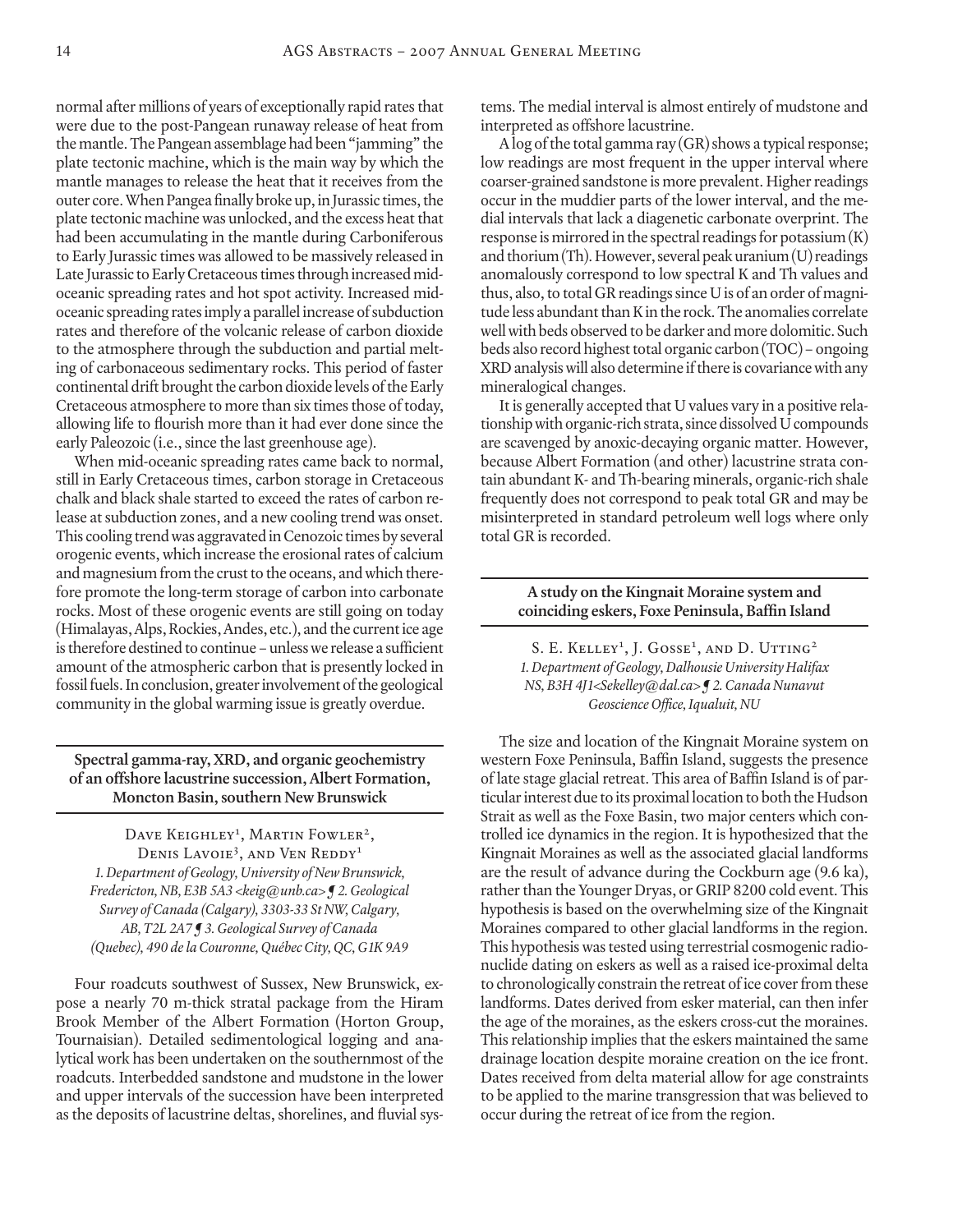normal after millions of years of exceptionally rapid rates that were due to the post-Pangean runaway release of heat from the mantle. The Pangean assemblage had been "jamming" the plate tectonic machine, which is the main way by which the mantle manages to release the heat that it receives from the outer core. When Pangea finally broke up, in Jurassic times, the plate tectonic machine was unlocked, and the excess heat that had been accumulating in the mantle during Carboniferous to Early Jurassic times was allowed to be massively released in Late Jurassic to Early Cretaceous times through increased mid-oceanic spreading rates and hot spot activity. Increased mid-oceanic spreading rates imply a parallel increase of subduction rates and therefore of the volcanic release of carbon dioxide to the atmosphere through the subduction and partial melting of carbonaceous sedimentary rocks. This period of faster continental drift brought the carbon dioxide levels of the Early Cretaceous atmosphere to more than six times those of today, allowing life to flourish more than it had ever done since the early Paleozoic (i.e., since the last greenhouse age).

When mid-oceanic spreading rates came back to normal, still in Early Cretaceous times, carbon storage in Cretaceous chalk and black shale started to exceed the rates of carbon release at subduction zones, and a new cooling trend was onset. This cooling trend was aggravated in Cenozoic times by several orogenic events, which increase the erosional rates of calcium and magnesium from the crust to the oceans, and which therefore promote the long-term storage of carbon into carbonate rocks. Most of these orogenic events are still going on today (Himalayas, Alps, Rockies, Andes, etc.), and the current ice age is therefore destined to continue – unless we release a sufficient amount of the atmospheric carbon that is presently locked in fossil fuels. In conclusion, greater involvement of the geological community in the global warming issue is greatly overdue.

## Spectral gamma-ray, XRD, and organic geochemistry of an offshore lacustrine succession, Albert Formation, Moncton Basin, southern New Brunswick

Dave Keighley[1], Martin Fowler[2], Denis Lavoie[3], and Ven Reddy[1]

*1. Department of Geology, University of New Brunswick, Fredericton, NB, E3B 5A3 <keig@unb.ca> ¶ 2. Geological Survey of Canada (Calgary), 3303-33 St NW, Calgary, AB, T2L 2A7 ¶ 3. Geological Survey of Canada (Quebec), 490 de la Couronne, Québec City, QC, G1K 9A9*

Four roadcuts southwest of Sussex, New Brunswick, expose a nearly 70 m-thick stratal package from the Hiram Brook Member of the Albert Formation (Horton Group, Tournaisian). Detailed sedimentological logging and analytical work has been undertaken on the southernmost of the roadcuts. Interbedded sandstone and mudstone in the lower and upper intervals of the succession have been interpreted as the deposits of lacustrine deltas, shorelines, and fluvial systems. The medial interval is almost entirely of mudstone and interpreted as offshore lacustrine.

A log of the total gamma ray (GR) shows a typical response; low readings are most frequent in the upper interval where coarser-grained sandstone is more prevalent. Higher readings occur in the muddier parts of the lower interval, and the medial intervals that lack a diagenetic carbonate overprint. The response is mirrored in the spectral readings for potassium (K) and thorium (Th). However, several peak uranium (U) readings anomalously correspond to low spectral K and Th values and thus, also, to total GR readings since U is of an order of magnitude less abundant than K in the rock. The anomalies correlate well with beds observed to be darker and more dolomitic. Such beds also record highest total organic carbon (TOC) – ongoing XRD analysis will also determine if there is covariance with any mineralogical changes.

It is generally accepted that U values vary in a positive relationship with organic-rich strata, since dissolved U compounds are scavenged by anoxic-decaying organic matter. However, because Albert Formation (and other) lacustrine strata contain abundant K- and Th-bearing minerals, organic-rich shale frequently does not correspond to peak total GR and may be misinterpreted in standard petroleum well logs where only total GR is recorded.

## A study on the Kingnait Moraine system and coinciding eskers, Foxe Peninsula, Baffin Island

S. E. Kelley[1], J. Gosse[1], and D. Utting[2]

*1. Department of Geology, Dalhousie University Halifax NS, B3H 4J1<Sekelley@dal.ca> ¶ 2. Canada Nunavut Geoscience Office, Iqualuit, NU*

The size and location of the Kingnait Moraine system on western Foxe Peninsula, Baffin Island, suggests the presence of late stage glacial retreat. This area of Baffin Island is of particular interest due to its proximal location to both the Hudson Strait as well as the Foxe Basin, two major centers which controlled ice dynamics in the region. It is hypothesized that the Kingnait Moraines as well as the associated glacial landforms are the result of advance during the Cockburn age (9.6 ka), rather than the Younger Dryas, or GRIP 8200 cold event. This hypothesis is based on the overwhelming size of the Kingnait Moraines compared to other glacial landforms in the region. This hypothesis was tested using terrestrial cosmogenic radionuclide dating on eskers as well as a raised ice-proximal delta to chronologically constrain the retreat of ice cover from these landforms. Dates derived from esker material, can then infer the age of the moraines, as the eskers cross-cut the moraines. This relationship implies that the eskers maintained the same drainage location despite moraine creation on the ice front. Dates received from delta material allow for age constraints to be applied to the marine transgression that was believed to occur during the retreat of ice from the region.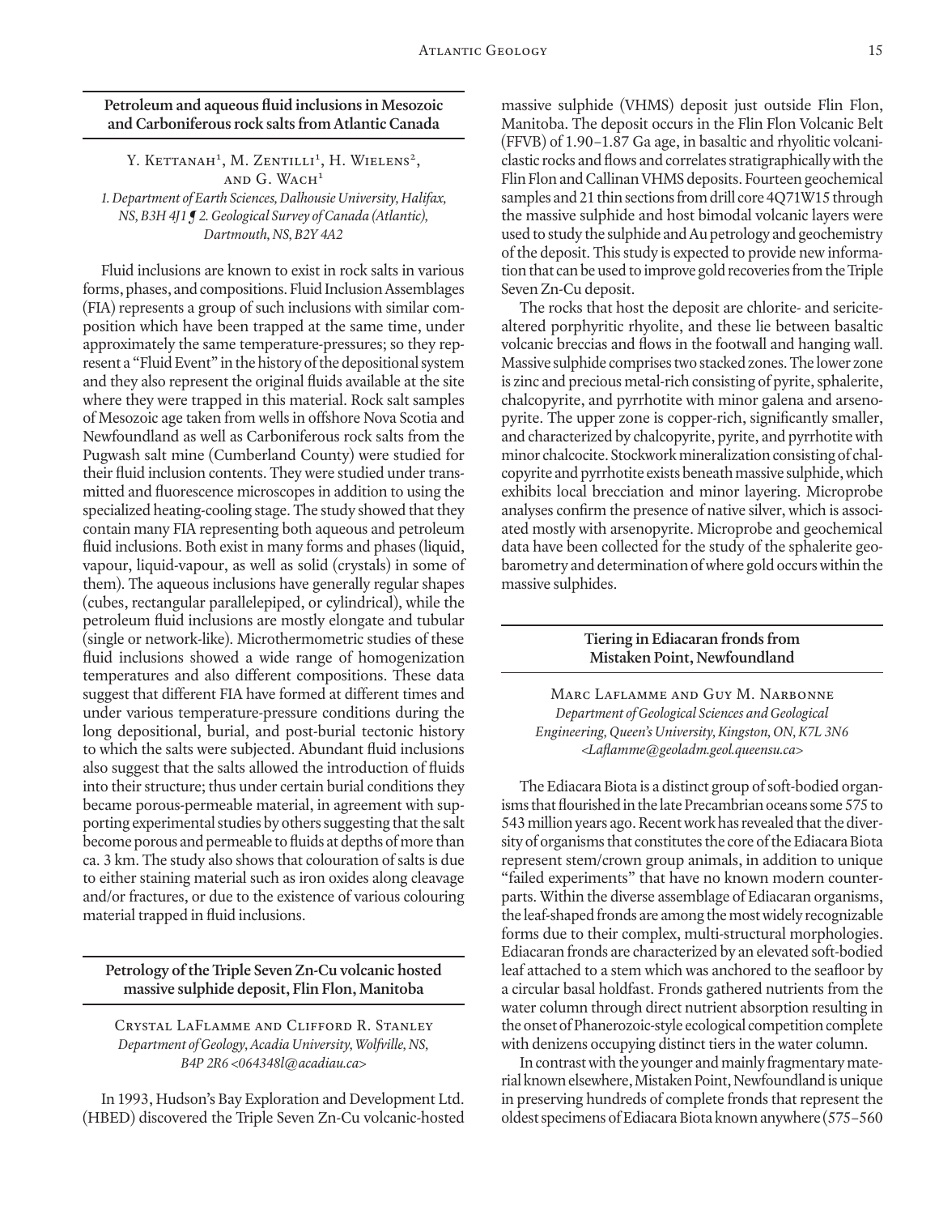## Petroleum and aqueous fluid inclusions in Mesozoic and Carboniferous rock salts from Atlantic Canada

Y. Kettanah[1], M. Zentilli[1], H. Wielens[2], and G. Wach[1]

*1. Department of Earth Sciences, Dalhousie University, Halifax, NS, B3H 4J1 ¶ 2. Geological Survey of Canada (Atlantic), Dartmouth, NS, B2Y 4A2*

Fluid inclusions are known to exist in rock salts in various forms, phases, and compositions. Fluid Inclusion Assemblages (FIA) represents a group of such inclusions with similar composition which have been trapped at the same time, under approximately the same temperature-pressures; so they represent a "Fluid Event" in the history of the depositional system and they also represent the original fluids available at the site where they were trapped in this material. Rock salt samples of Mesozoic age taken from wells in offshore Nova Scotia and Newfoundland as well as Carboniferous rock salts from the Pugwash salt mine (Cumberland County) were studied for their fluid inclusion contents. They were studied under transmitted and fluorescence microscopes in addition to using the specialized heating-cooling stage. The study showed that they contain many FIA representing both aqueous and petroleum fluid inclusions. Both exist in many forms and phases (liquid, vapour, liquid-vapour, as well as solid (crystals) in some of them). The aqueous inclusions have generally regular shapes (cubes, rectangular parallelepiped, or cylindrical), while the petroleum fluid inclusions are mostly elongate and tubular (single or network-like). Microthermometric studies of these fluid inclusions showed a wide range of homogenization temperatures and also different compositions. These data suggest that different FIA have formed at different times and under various temperature-pressure conditions during the long depositional, burial, and post-burial tectonic history to which the salts were subjected. Abundant fluid inclusions also suggest that the salts allowed the introduction of fluids into their structure; thus under certain burial conditions they became porous-permeable material, in agreement with supporting experimental studies by others suggesting that the salt become porous and permeable to fluids at depths of more than ca. 3 km. The study also shows that colouration of salts is due to either staining material such as iron oxides along cleavage and/or fractures, or due to the existence of various colouring material trapped in fluid inclusions.

## Petrology of the Triple Seven Zn-Cu volcanic hosted massive sulphide deposit, Flin Flon, Manitoba

Crystal LaFlamme and Clifford R. Stanley

*Department of Geology, Acadia University, Wolfville, NS, B4P 2R6 <064348l@acadiau.ca>*

In 1993, Hudson's Bay Exploration and Development Ltd. (HBED) discovered the Triple Seven Zn-Cu volcanic-hosted massive sulphide (VHMS) deposit just outside Flin Flon, Manitoba. The deposit occurs in the Flin Flon Volcanic Belt (FFVB) of 1.90–1.87 Ga age, in basaltic and rhyolitic volcaniclastic rocks and flows and correlates stratigraphically with the Flin Flon and Callinan VHMS deposits. Fourteen geochemical samples and 21 thin sections from drill core 4Q71W15 through the massive sulphide and host bimodal volcanic layers were used to study the sulphide and Au petrology and geochemistry of the deposit. This study is expected to provide new information that can be used to improve gold recoveries from the Triple Seven Zn-Cu deposit.

The rocks that host the deposit are chlorite- and sericite-altered porphyritic rhyolite, and these lie between basaltic volcanic breccias and flows in the footwall and hanging wall. Massive sulphide comprises two stacked zones. The lower zone is zinc and precious metal-rich consisting of pyrite, sphalerite, chalcopyrite, and pyrrhotite with minor galena and arsenopyrite. The upper zone is copper-rich, significantly smaller, and characterized by chalcopyrite, pyrite, and pyrrhotite with minor chalcocite. Stockwork mineralization consisting of chalcopyrite and pyrrhotite exists beneath massive sulphide, which exhibits local brecciation and minor layering. Microprobe analyses confirm the presence of native silver, which is associated mostly with arsenopyrite. Microprobe and geochemical data have been collected for the study of the sphalerite geobarometry and determination of where gold occurs within the massive sulphides.

## Tiering in Ediacaran fronds from Mistaken Point, Newfoundland

Marc Laflamme and Guy M. Narbonne

*Department of Geological Sciences and Geological Engineering, Queen's University, Kingston, ON, K7L 3N6 <Laflamme@geoladm.geol.queensu.ca>*

The Ediacara Biota is a distinct group of soft-bodied organisms that flourished in the late Precambrian oceans some 575 to 543 million years ago. Recent work has revealed that the diversity of organisms that constitutes the core of the Ediacara Biota represent stem/crown group animals, in addition to unique "failed experiments" that have no known modern counterparts. Within the diverse assemblage of Ediacaran organisms, the leaf-shaped fronds are among the most widely recognizable forms due to their complex, multi-structural morphologies. Ediacaran fronds are characterized by an elevated soft-bodied leaf attached to a stem which was anchored to the seafloor by a circular basal holdfast. Fronds gathered nutrients from the water column through direct nutrient absorption resulting in the onset of Phanerozoic-style ecological competition complete with denizens occupying distinct tiers in the water column.

In contrast with the younger and mainly fragmentary material known elsewhere, Mistaken Point, Newfoundland is unique in preserving hundreds of complete fronds that represent the oldest specimens of Ediacara Biota known anywhere (575–560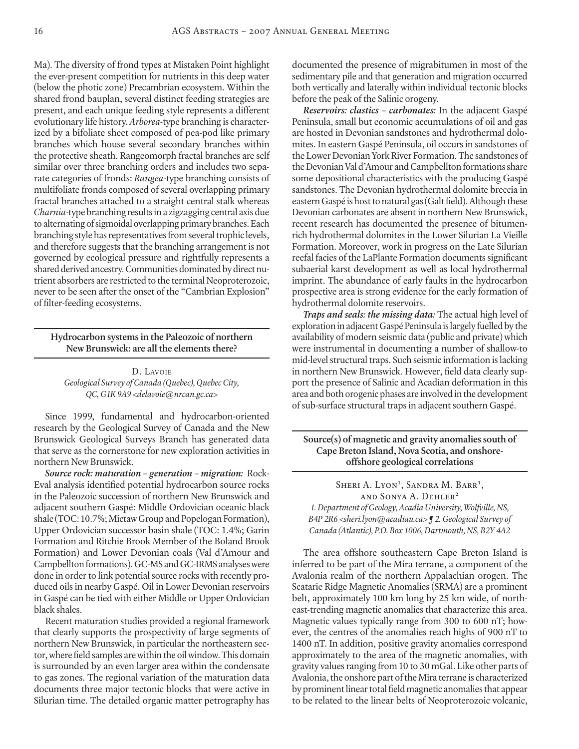Ma). The diversity of frond types at Mistaken Point highlight the ever-present competition for nutrients in this deep water (below the photic zone) Precambrian ecosystem. Within the shared frond bauplan, several distinct feeding strategies are present, and each unique feeding style represents a different evolutionary life history. *Arborea*-type branching is characterized by a bifoliate sheet composed of pea-pod like primary branches which house several secondary branches within the protective sheath. Rangeomorph fractal branches are self similar over three branching orders and includes two separate categories of fronds: *Rangea*-type branching consists of multifoliate fronds composed of several overlapping primary fractal branches attached to a straight central stalk whereas *Charnia*-type branching results in a zigzagging central axis due to alternating of sigmoidal overlapping primary branches. Each branching style has representatives from several trophic levels, and therefore suggests that the branching arrangement is not governed by ecological pressure and rightfully represents a shared derived ancestry. Communities dominated by direct nutrient absorbers are restricted to the terminal Neoproterozoic, never to be seen after the onset of the "Cambrian Explosion" of filter-feeding ecosystems.

## Hydrocarbon systems in the Paleozoic of northern New Brunswick: are all the elements there?

D. Lavoie
*Geological Survey of Canada (Quebec), Quebec City, QC, G1K 9A9 <delavoie@nrcan.gc.ca>*

Since 1999, fundamental and hydrocarbon-oriented research by the Geological Survey of Canada and the New Brunswick Geological Surveys Branch has generated data that serve as the cornerstone for new exploration activities in northern New Brunswick.

***Source rock: maturation – generation – migration:*** Rock-Eval analysis identified potential hydrocarbon source rocks in the Paleozoic succession of northern New Brunswick and adjacent southern Gaspé: Middle Ordovician oceanic black shale (TOC: 10.7%; Mictaw Group and Popelogan Formation), Upper Ordovician successor basin shale (TOC: 1.4%; Garin Formation and Ritchie Brook Member of the Boland Brook Formation) and Lower Devonian coals (Val d'Amour and Campbellton formations). GC-MS and GC-IRMS analyses were done in order to link potential source rocks with recently produced oils in nearby Gaspé. Oil in Lower Devonian reservoirs in Gaspé can be tied with either Middle or Upper Ordovician black shales.

Recent maturation studies provided a regional framework that clearly supports the prospectivity of large segments of northern New Brunswick, in particular the northeastern sector, where field samples are within the oil window. This domain is surrounded by an even larger area within the condensate to gas zones. The regional variation of the maturation data documents three major tectonic blocks that were active in Silurian time. The detailed organic matter petrography has documented the presence of migrabitumen in most of the sedimentary pile and that generation and migration occurred both vertically and laterally within individual tectonic blocks before the peak of the Salinic orogeny.

***Reservoirs: clastics – carbonates:*** In the adjacent Gaspé Peninsula, small but economic accumulations of oil and gas are hosted in Devonian sandstones and hydrothermal dolomites. In eastern Gaspé Peninsula, oil occurs in sandstones of the Lower Devonian York River Formation. The sandstones of the Devonian Val d'Amour and Campbellton formations share some depositional characteristics with the producing Gaspé sandstones. The Devonian hydrothermal dolomite breccia in eastern Gaspé is host to natural gas (Galt field). Although these Devonian carbonates are absent in northern New Brunswick, recent research has documented the presence of bitumen-rich hydrothermal dolomites in the Lower Silurian La Vieille Formation. Moreover, work in progress on the Late Silurian reefal facies of the LaPlante Formation documents significant subaerial karst development as well as local hydrothermal imprint. The abundance of early faults in the hydrocarbon prospective area is strong evidence for the early formation of hydrothermal dolomite reservoirs.

***Traps and seals: the missing data:*** The actual high level of exploration in adjacent Gaspé Peninsula is largely fuelled by the availability of modern seismic data (public and private) which were instrumental in documenting a number of shallow-to mid-level structural traps. Such seismic information is lacking in northern New Brunswick. However, field data clearly support the presence of Salinic and Acadian deformation in this area and both orogenic phases are involved in the development of sub-surface structural traps in adjacent southern Gaspé.

## Source(s) of magnetic and gravity anomalies south of Cape Breton Island, Nova Scotia, and onshore-offshore geological correlations

Sheri A. Lyon[1], Sandra M. Barr[1], and Sonya A. Dehler[2]
*1. Department of Geology, Acadia University, Wolfville, NS, B4P 2R6 <sheri.lyon@acadiau.ca> ¶ 2. Geological Survey of Canada (Atlantic), P.O. Box 1006, Dartmouth, NS, B2Y 4A2*

The area offshore southeastern Cape Breton Island is inferred to be part of the Mira terrane, a component of the Avalonia realm of the northern Appalachian orogen. The Scatarie Ridge Magnetic Anomalies (SRMA) are a prominent belt, approximately 100 km long by 25 km wide, of northeast-trending magnetic anomalies that characterize this area. Magnetic values typically range from 300 to 600 nT; however, the centres of the anomalies reach highs of 900 nT to 1400 nT. In addition, positive gravity anomalies correspond approximately to the area of the magnetic anomalies, with gravity values ranging from 10 to 30 mGal. Like other parts of Avalonia, the onshore part of the Mira terrane is characterized by prominent linear total field magnetic anomalies that appear to be related to the linear belts of Neoproterozoic volcanic,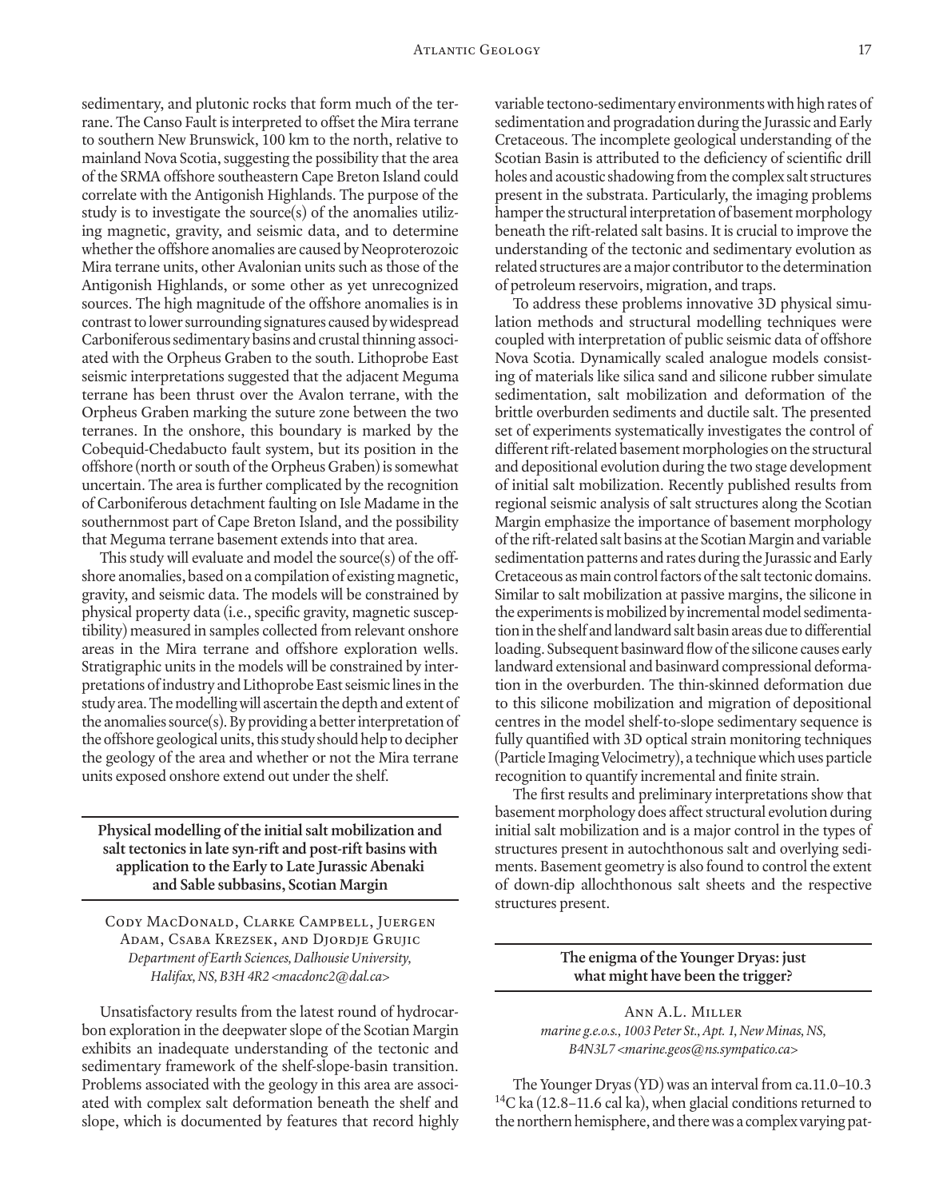sedimentary, and plutonic rocks that form much of the terrane. The Canso Fault is interpreted to offset the Mira terrane to southern New Brunswick, 100 km to the north, relative to mainland Nova Scotia, suggesting the possibility that the area of the SRMA offshore southeastern Cape Breton Island could correlate with the Antigonish Highlands. The purpose of the study is to investigate the source(s) of the anomalies utilizing magnetic, gravity, and seismic data, and to determine whether the offshore anomalies are caused by Neoproterozoic Mira terrane units, other Avalonian units such as those of the Antigonish Highlands, or some other as yet unrecognized sources. The high magnitude of the offshore anomalies is in contrast to lower surrounding signatures caused by widespread Carboniferous sedimentary basins and crustal thinning associated with the Orpheus Graben to the south. Lithoprobe East seismic interpretations suggested that the adjacent Meguma terrane has been thrust over the Avalon terrane, with the Orpheus Graben marking the suture zone between the two terranes. In the onshore, this boundary is marked by the Cobequid-Chedabucto fault system, but its position in the offshore (north or south of the Orpheus Graben) is somewhat uncertain. The area is further complicated by the recognition of Carboniferous detachment faulting on Isle Madame in the southernmost part of Cape Breton Island, and the possibility that Meguma terrane basement extends into that area.

This study will evaluate and model the source(s) of the offshore anomalies, based on a compilation of existing magnetic, gravity, and seismic data. The models will be constrained by physical property data (i.e., specific gravity, magnetic susceptibility) measured in samples collected from relevant onshore areas in the Mira terrane and offshore exploration wells. Stratigraphic units in the models will be constrained by interpretations of industry and Lithoprobe East seismic lines in the study area. The modelling will ascertain the depth and extent of the anomalies source(s). By providing a better interpretation of the offshore geological units, this study should help to decipher the geology of the area and whether or not the Mira terrane units exposed onshore extend out under the shelf.

## Physical modelling of the initial salt mobilization and salt tectonics in late syn-rift and post-rift basins with application to the Early to Late Jurassic Abenaki and Sable subbasins, Scotian Margin

Cody MacDonald, Clarke Campbell, Juergen Adam, Csaba Krezsek, and Djordje Grujic
*Department of Earth Sciences, Dalhousie University, Halifax, NS, B3H 4R2 <macdonc2@dal.ca>*

Unsatisfactory results from the latest round of hydrocarbon exploration in the deepwater slope of the Scotian Margin exhibits an inadequate understanding of the tectonic and sedimentary framework of the shelf-slope-basin transition. Problems associated with the geology in this area are associated with complex salt deformation beneath the shelf and slope, which is documented by features that record highly variable tectono-sedimentary environments with high rates of sedimentation and progradation during the Jurassic and Early Cretaceous. The incomplete geological understanding of the Scotian Basin is attributed to the deficiency of scientific drill holes and acoustic shadowing from the complex salt structures present in the substrata. Particularly, the imaging problems hamper the structural interpretation of basement morphology beneath the rift-related salt basins. It is crucial to improve the understanding of the tectonic and sedimentary evolution as related structures are a major contributor to the determination of petroleum reservoirs, migration, and traps.

To address these problems innovative 3D physical simulation methods and structural modelling techniques were coupled with interpretation of public seismic data of offshore Nova Scotia. Dynamically scaled analogue models consisting of materials like silica sand and silicone rubber simulate sedimentation, salt mobilization and deformation of the brittle overburden sediments and ductile salt. The presented set of experiments systematically investigates the control of different rift-related basement morphologies on the structural and depositional evolution during the two stage development of initial salt mobilization. Recently published results from regional seismic analysis of salt structures along the Scotian Margin emphasize the importance of basement morphology of the rift-related salt basins at the Scotian Margin and variable sedimentation patterns and rates during the Jurassic and Early Cretaceous as main control factors of the salt tectonic domains. Similar to salt mobilization at passive margins, the silicone in the experiments is mobilized by incremental model sedimentation in the shelf and landward salt basin areas due to differential loading. Subsequent basinward flow of the silicone causes early landward extensional and basinward compressional deformation in the overburden. The thin-skinned deformation due to this silicone mobilization and migration of depositional centres in the model shelf-to-slope sedimentary sequence is fully quantified with 3D optical strain monitoring techniques (Particle Imaging Velocimetry), a technique which uses particle recognition to quantify incremental and finite strain.

The first results and preliminary interpretations show that basement morphology does affect structural evolution during initial salt mobilization and is a major control in the types of structures present in autochthonous salt and overlying sediments. Basement geometry is also found to control the extent of down-dip allochthonous salt sheets and the respective structures present.

## The enigma of the Younger Dryas: just what might have been the trigger?

Ann A.L. Miller
*marine g.e.o.s., 1003 Peter St., Apt. 1, New Minas, NS, B4N3L7 <marine.geos@ns.sympatico.ca>*

The Younger Dryas (YD) was an interval from ca.11.0–10.3 $^{14}$C ka (12.8–11.6 cal ka), when glacial conditions returned to the northern hemisphere, and there was a complex varying pat-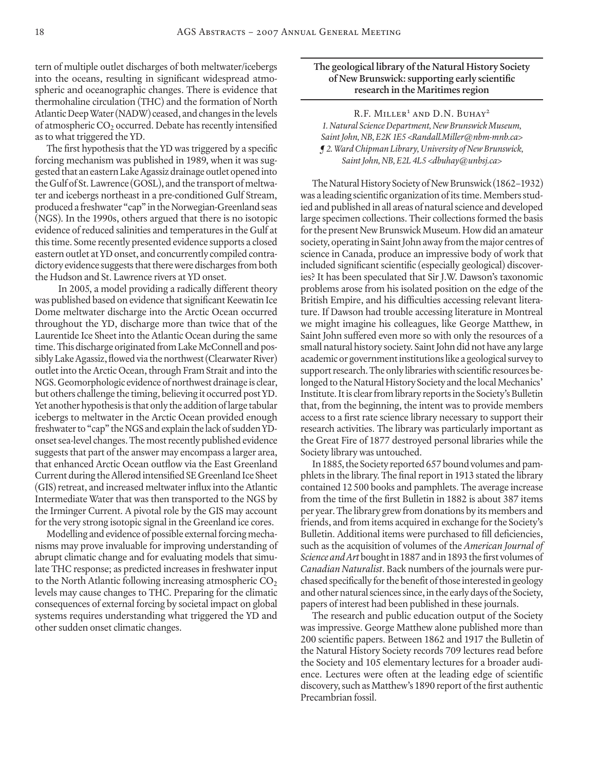tern of multiple outlet discharges of both meltwater/icebergs into the oceans, resulting in significant widespread atmospheric and oceanographic changes. There is evidence that thermohaline circulation (THC) and the formation of North Atlantic Deep Water (NADW) ceased, and changes in the levels of atmospheric $CO_2$ occurred. Debate has recently intensified as to what triggered the YD.

The first hypothesis that the YD was triggered by a specific forcing mechanism was published in 1989, when it was suggested that an eastern Lake Agassiz drainage outlet opened into the Gulf of St. Lawrence (GOSL), and the transport of meltwater and icebergs northeast in a pre-conditioned Gulf Stream, produced a freshwater "cap" in the Norwegian-Greenland seas (NGS). In the 1990s, others argued that there is no isotopic evidence of reduced salinities and temperatures in the Gulf at this time. Some recently presented evidence supports a closed eastern outlet at YD onset, and concurrently compiled contradictory evidence suggests that there were discharges from both the Hudson and St. Lawrence rivers at YD onset.

In 2005, a model providing a radically different theory was published based on evidence that significant Keewatin Ice Dome meltwater discharge into the Arctic Ocean occurred throughout the YD, discharge more than twice that of the Laurentide Ice Sheet into the Atlantic Ocean during the same time. This discharge originated from Lake McConnell and possibly Lake Agassiz, flowed via the northwest (Clearwater River) outlet into the Arctic Ocean, through Fram Strait and into the NGS. Geomorphologic evidence of northwest drainage is clear, but others challenge the timing, believing it occurred post YD. Yet another hypothesis is that only the addition of large tabular icebergs to meltwater in the Arctic Ocean provided enough freshwater to "cap" the NGS and explain the lack of sudden YD-onset sea-level changes. The most recently published evidence suggests that part of the answer may encompass a larger area, that enhanced Arctic Ocean outflow via the East Greenland Current during the Allerød intensified SE Greenland Ice Sheet (GIS) retreat, and increased meltwater influx into the Atlantic Intermediate Water that was then transported to the NGS by the Irminger Current. A pivotal role by the GIS may account for the very strong isotopic signal in the Greenland ice cores.

Modelling and evidence of possible external forcing mechanisms may prove invaluable for improving understanding of abrupt climatic change and for evaluating models that simulate THC response; as predicted increases in freshwater input to the North Atlantic following increasing atmospheric $CO_2$ levels may cause changes to THC. Preparing for the climatic consequences of external forcing by societal impact on global systems requires understanding what triggered the YD and other sudden onset climatic changes.

## The geological library of the Natural History Society of New Brunswick: supporting early scientific research in the Maritimes region

R.F. Miller[1] and D.N. Buhay[2]

*1. Natural Science Department, New Brunswick Museum, Saint John, NB, E2K 1E5 <Randall.Miller@nbm-mnb.ca> ¶ 2. Ward Chipman Library, University of New Brunswick, Saint John, NB, E2L 4L5 <dbuhay@unbsj.ca>*

The Natural History Society of New Brunswick (1862–1932) was a leading scientific organization of its time. Members studied and published in all areas of natural science and developed large specimen collections. Their collections formed the basis for the present New Brunswick Museum. How did an amateur society, operating in Saint John away from the major centres of science in Canada, produce an impressive body of work that included significant scientific (especially geological) discoveries? It has been speculated that Sir J.W. Dawson's taxonomic problems arose from his isolated position on the edge of the British Empire, and his difficulties accessing relevant literature. If Dawson had trouble accessing literature in Montreal we might imagine his colleagues, like George Matthew, in Saint John suffered even more so with only the resources of a small natural history society. Saint John did not have any large academic or government institutions like a geological survey to support research. The only libraries with scientific resources belonged to the Natural History Society and the local Mechanics' Institute. It is clear from library reports in the Society's Bulletin that, from the beginning, the intent was to provide members access to a first rate science library necessary to support their research activities. The library was particularly important as the Great Fire of 1877 destroyed personal libraries while the Society library was untouched.

In 1885, the Society reported 657 bound volumes and pamphlets in the library. The final report in 1913 stated the library contained 12 500 books and pamphlets. The average increase from the time of the first Bulletin in 1882 is about 387 items per year. The library grew from donations by its members and friends, and from items acquired in exchange for the Society's Bulletin. Additional items were purchased to fill deficiencies, such as the acquisition of volumes of the *American Journal of Science and Art* bought in 1887 and in 1893 the first volumes of *Canadian Naturalist*. Back numbers of the journals were purchased specifically for the benefit of those interested in geology and other natural sciences since, in the early days of the Society, papers of interest had been published in these journals.

The research and public education output of the Society was impressive. George Matthew alone published more than 200 scientific papers. Between 1862 and 1917 the Bulletin of the Natural History Society records 709 lectures read before the Society and 105 elementary lectures for a broader audience. Lectures were often at the leading edge of scientific discovery, such as Matthew's 1890 report of the first authentic Precambrian fossil.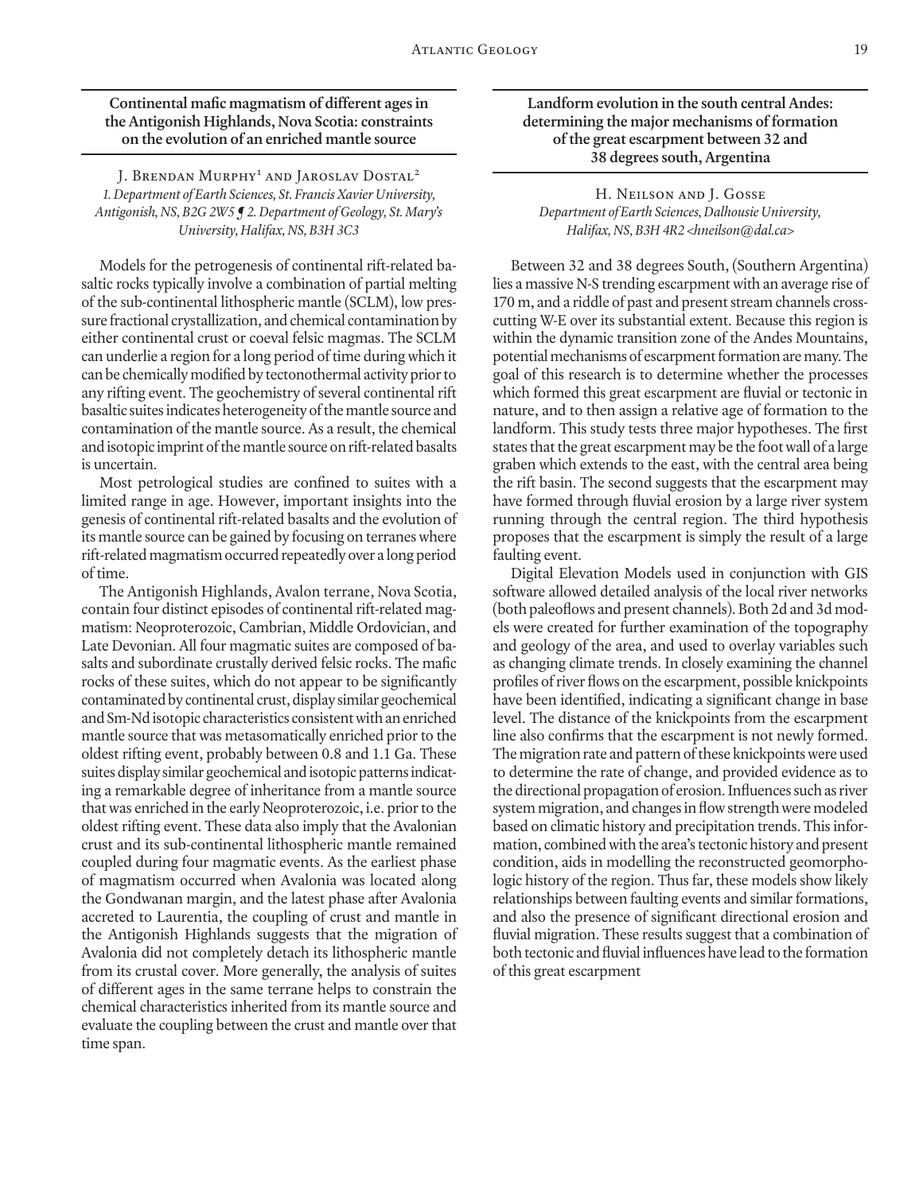## Continental mafic magmatism of different ages in the Antigonish Highlands, Nova Scotia: constraints on the evolution of an enriched mantle source

J. Brendan Murphy[1] and Jaroslav Dostal[2]

*1. Department of Earth Sciences, St. Francis Xavier University, Antigonish, NS, B2G 2W5 ¶ 2. Department of Geology, St. Mary's University, Halifax, NS, B3H 3C3*

Models for the petrogenesis of continental rift-related basaltic rocks typically involve a combination of partial melting of the sub-continental lithospheric mantle (SCLM), low pressure fractional crystallization, and chemical contamination by either continental crust or coeval felsic magmas. The SCLM can underlie a region for a long period of time during which it can be chemically modified by tectonothermal activity prior to any rifting event. The geochemistry of several continental rift basaltic suites indicates heterogeneity of the mantle source and contamination of the mantle source. As a result, the chemical and isotopic imprint of the mantle source on rift-related basalts is uncertain.

Most petrological studies are confined to suites with a limited range in age. However, important insights into the genesis of continental rift-related basalts and the evolution of its mantle source can be gained by focusing on terranes where rift-related magmatism occurred repeatedly over a long period of time.

The Antigonish Highlands, Avalon terrane, Nova Scotia, contain four distinct episodes of continental rift-related magmatism: Neoproterozoic, Cambrian, Middle Ordovician, and Late Devonian. All four magmatic suites are composed of basalts and subordinate crustally derived felsic rocks. The mafic rocks of these suites, which do not appear to be significantly contaminated by continental crust, display similar geochemical and Sm-Nd isotopic characteristics consistent with an enriched mantle source that was metasomatically enriched prior to the oldest rifting event, probably between 0.8 and 1.1 Ga. These suites display similar geochemical and isotopic patterns indicating a remarkable degree of inheritance from a mantle source that was enriched in the early Neoproterozoic, i.e. prior to the oldest rifting event. These data also imply that the Avalonian crust and its sub-continental lithospheric mantle remained coupled during four magmatic events. As the earliest phase of magmatism occurred when Avalonia was located along the Gondwanan margin, and the latest phase after Avalonia accreted to Laurentia, the coupling of crust and mantle in the Antigonish Highlands suggests that the migration of Avalonia did not completely detach its lithospheric mantle from its crustal cover. More generally, the analysis of suites of different ages in the same terrane helps to constrain the chemical characteristics inherited from its mantle source and evaluate the coupling between the crust and mantle over that time span.

## Landform evolution in the south central Andes: determining the major mechanisms of formation of the great escarpment between 32 and 38 degrees south, Argentina

H. Neilson and J. Gosse

*Department of Earth Sciences, Dalhousie University, Halifax, NS, B3H 4R2 <hneilson@dal.ca>*

Between 32 and 38 degrees South, (Southern Argentina) lies a massive N-S trending escarpment with an average rise of 170 m, and a riddle of past and present stream channels crosscutting W-E over its substantial extent. Because this region is within the dynamic transition zone of the Andes Mountains, potential mechanisms of escarpment formation are many. The goal of this research is to determine whether the processes which formed this great escarpment are fluvial or tectonic in nature, and to then assign a relative age of formation to the landform. This study tests three major hypotheses. The first states that the great escarpment may be the foot wall of a large graben which extends to the east, with the central area being the rift basin. The second suggests that the escarpment may have formed through fluvial erosion by a large river system running through the central region. The third hypothesis proposes that the escarpment is simply the result of a large faulting event.

Digital Elevation Models used in conjunction with GIS software allowed detailed analysis of the local river networks (both paleoflows and present channels). Both 2d and 3d models were created for further examination of the topography and geology of the area, and used to overlay variables such as changing climate trends. In closely examining the channel profiles of river flows on the escarpment, possible knickpoints have been identified, indicating a significant change in base level. The distance of the knickpoints from the escarpment line also confirms that the escarpment is not newly formed. The migration rate and pattern of these knickpoints were used to determine the rate of change, and provided evidence as to the directional propagation of erosion. Influences such as river system migration, and changes in flow strength were modeled based on climatic history and precipitation trends. This information, combined with the area's tectonic history and present condition, aids in modelling the reconstructed geomorphologic history of the region. Thus far, these models show likely relationships between faulting events and similar formations, and also the presence of significant directional erosion and fluvial migration. These results suggest that a combination of both tectonic and fluvial influences have lead to the formation of this great escarpment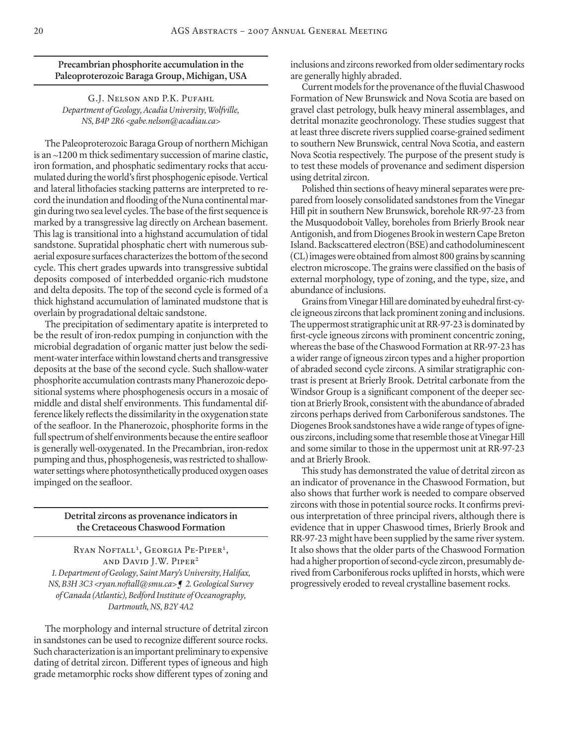## Precambrian phosphorite accumulation in the Paleoproterozoic Baraga Group, Michigan, USA

G.J. Nelson and P.K. Pufahl
*Department of Geology, Acadia University, Wolfville, NS, B4P 2R6 <gabe.nelson@acadiau.ca>*

The Paleoproterozoic Baraga Group of northern Michigan is an ~1200 m thick sedimentary succession of marine clastic, iron formation, and phosphatic sedimentary rocks that accumulated during the world's first phosphogenic episode. Vertical and lateral lithofacies stacking patterns are interpreted to record the inundation and flooding of the Nuna continental margin during two sea level cycles. The base of the first sequence is marked by a transgressive lag directly on Archean basement. This lag is transitional into a highstand accumulation of tidal sandstone. Supratidal phosphatic chert with numerous subaerial exposure surfaces characterizes the bottom of the second cycle. This chert grades upwards into transgressive subtidal deposits composed of interbedded organic-rich mudstone and delta deposits. The top of the second cycle is formed of a thick highstand accumulation of laminated mudstone that is overlain by progradational deltaic sandstone.

The precipitation of sedimentary apatite is interpreted to be the result of iron-redox pumping in conjunction with the microbial degradation of organic matter just below the sediment-water interface within lowstand cherts and transgressive deposits at the base of the second cycle. Such shallow-water phosphorite accumulation contrasts many Phanerozoic depositional systems where phosphogenesis occurs in a mosaic of middle and distal shelf environments. This fundamental difference likely reflects the dissimilarity in the oxygenation state of the seafloor. In the Phanerozoic, phosphorite forms in the full spectrum of shelf environments because the entire seafloor is generally well-oxygenated. In the Precambrian, iron-redox pumping and thus, phosphogenesis, was restricted to shallow-water settings where photosynthetically produced oxygen oases impinged on the seafloor.

## Detrital zircons as provenance indicators in the Cretaceous Chaswood Formation

Ryan Noftall[1], Georgia Pe-Piper[1], and David J.W. Piper[2]
*1. Department of Geology, Saint Mary's University, Halifax, NS, B3H 3C3 <ryan.noftall@smu.ca> ¶ 2. Geological Survey of Canada (Atlantic), Bedford Institute of Oceanography, Dartmouth, NS, B2Y 4A2*

The morphology and internal structure of detrital zircon in sandstones can be used to recognize different source rocks. Such characterization is an important preliminary to expensive dating of detrital zircon. Different types of igneous and high grade metamorphic rocks show different types of zoning and inclusions and zircons reworked from older sedimentary rocks are generally highly abraded.

Current models for the provenance of the fluvial Chaswood Formation of New Brunswick and Nova Scotia are based on gravel clast petrology, bulk heavy mineral assemblages, and detrital monazite geochronology. These studies suggest that at least three discrete rivers supplied coarse-grained sediment to southern New Brunswick, central Nova Scotia, and eastern Nova Scotia respectively. The purpose of the present study is to test these models of provenance and sediment dispersion using detrital zircon.

Polished thin sections of heavy mineral separates were prepared from loosely consolidated sandstones from the Vinegar Hill pit in southern New Brunswick, borehole RR-97-23 from the Musquodoboit Valley, boreholes from Brierly Brook near Antigonish, and from Diogenes Brook in western Cape Breton Island. Backscattered electron (BSE) and cathodoluminescent (CL) images were obtained from almost 800 grains by scanning electron microscope. The grains were classified on the basis of external morphology, type of zoning, and the type, size, and abundance of inclusions.

Grains from Vinegar Hill are dominated by euhedral first-cycle igneous zircons that lack prominent zoning and inclusions. The uppermost stratigraphic unit at RR-97-23 is dominated by first-cycle igneous zircons with prominent concentric zoning, whereas the base of the Chaswood Formation at RR-97-23 has a wider range of igneous zircon types and a higher proportion of abraded second cycle zircons. A similar stratigraphic contrast is present at Brierly Brook. Detrital carbonate from the Windsor Group is a significant component of the deeper section at Brierly Brook, consistent with the abundance of abraded zircons perhaps derived from Carboniferous sandstones. The Diogenes Brook sandstones have a wide range of types of igneous zircons, including some that resemble those at Vinegar Hill and some similar to those in the uppermost unit at RR-97-23 and at Brierly Brook.

This study has demonstrated the value of detrital zircon as an indicator of provenance in the Chaswood Formation, but also shows that further work is needed to compare observed zircons with those in potential source rocks. It confirms previous interpretation of three principal rivers, although there is evidence that in upper Chaswood times, Brierly Brook and RR-97-23 might have been supplied by the same river system. It also shows that the older parts of the Chaswood Formation had a higher proportion of second-cycle zircon, presumably derived from Carboniferous rocks uplifted in horsts, which were progressively eroded to reveal crystalline basement rocks.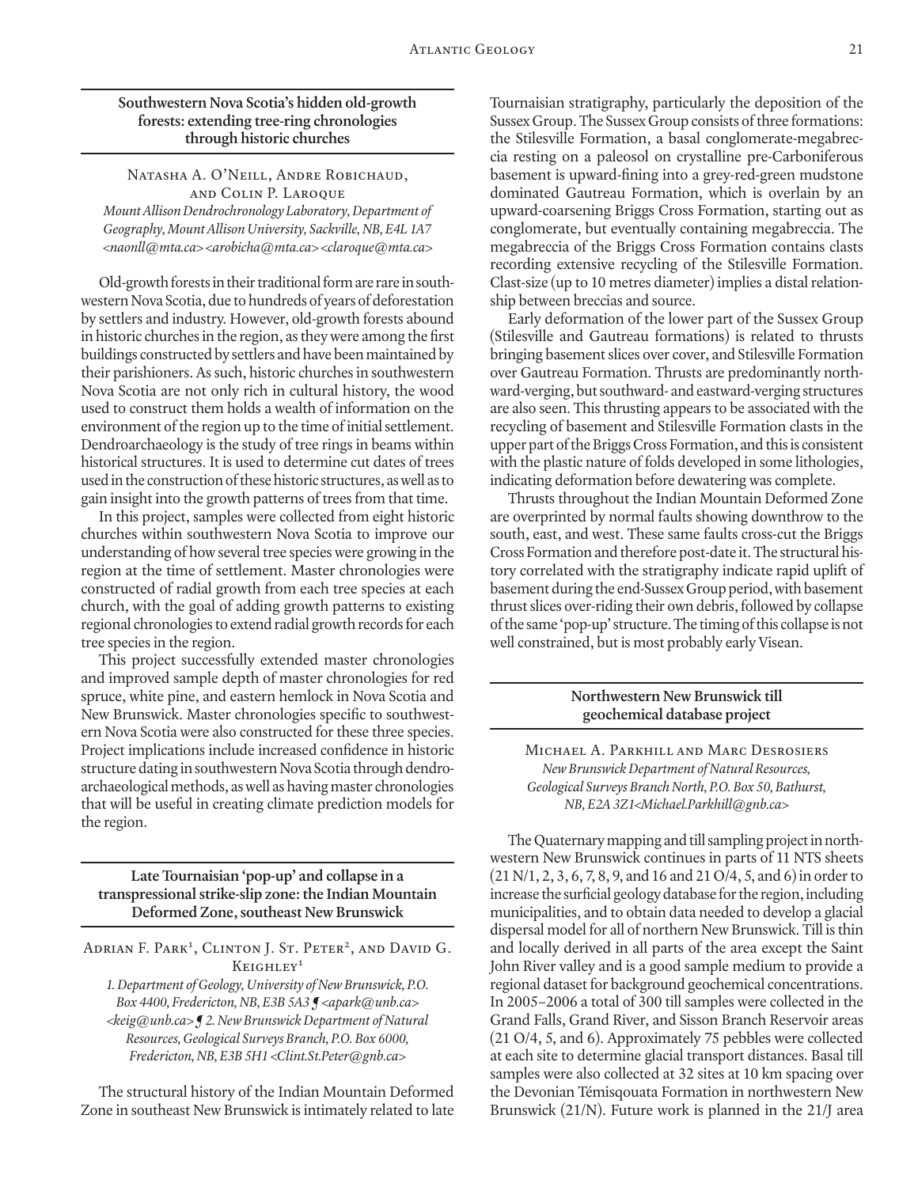## Southwestern Nova Scotia's hidden old-growth forests: extending tree-ring chronologies through historic churches

Natasha A. O'Neill, Andre Robichaud, and Colin P. Laroque

*Mount Allison Dendrochronology Laboratory, Department of Geography, Mount Allison University, Sackville, NB, E4L 1A7 <naonll@mta.ca> <arobicha@mta.ca> <claroque@mta.ca>*

Old-growth forests in their traditional form are rare in southwestern Nova Scotia, due to hundreds of years of deforestation by settlers and industry. However, old-growth forests abound in historic churches in the region, as they were among the first buildings constructed by settlers and have been maintained by their parishioners. As such, historic churches in southwestern Nova Scotia are not only rich in cultural history, the wood used to construct them holds a wealth of information on the environment of the region up to the time of initial settlement. Dendroarchaeology is the study of tree rings in beams within historical structures. It is used to determine cut dates of trees used in the construction of these historic structures, as well as to gain insight into the growth patterns of trees from that time.

In this project, samples were collected from eight historic churches within southwestern Nova Scotia to improve our understanding of how several tree species were growing in the region at the time of settlement. Master chronologies were constructed of radial growth from each tree species at each church, with the goal of adding growth patterns to existing regional chronologies to extend radial growth records for each tree species in the region.

This project successfully extended master chronologies and improved sample depth of master chronologies for red spruce, white pine, and eastern hemlock in Nova Scotia and New Brunswick. Master chronologies specific to southwestern Nova Scotia were also constructed for these three species. Project implications include increased confidence in historic structure dating in southwestern Nova Scotia through dendroarchaeological methods, as well as having master chronologies that will be useful in creating climate prediction models for the region.

## Late Tournaisian 'pop-up' and collapse in a transpressional strike-slip zone: the Indian Mountain Deformed Zone, southeast New Brunswick

Adrian F. Park[1], Clinton J. St. Peter[2], and David G. Keighley[1]

*1. Department of Geology, University of New Brunswick, P.O. Box 4400, Fredericton, NB, E3B 5A3 ¶ <apark@unb.ca> <keig@unb.ca> ¶ 2. New Brunswick Department of Natural Resources, Geological Surveys Branch, P.O. Box 6000, Fredericton, NB, E3B 5H1 <Clint.St.Peter@gnb.ca>*

The structural history of the Indian Mountain Deformed Zone in southeast New Brunswick is intimately related to late Tournaisian stratigraphy, particularly the deposition of the Sussex Group. The Sussex Group consists of three formations: the Stilesville Formation, a basal conglomerate-megabreccia resting on a paleosol on crystalline pre-Carboniferous basement is upward-fining into a grey-red-green mudstone dominated Gautreau Formation, which is overlain by an upward-coarsening Briggs Cross Formation, starting out as conglomerate, but eventually containing megabreccia. The megabreccia of the Briggs Cross Formation contains clasts recording extensive recycling of the Stilesville Formation. Clast-size (up to 10 metres diameter) implies a distal relationship between breccias and source.

Early deformation of the lower part of the Sussex Group (Stilesville and Gautreau formations) is related to thrusts bringing basement slices over cover, and Stilesville Formation over Gautreau Formation. Thrusts are predominantly northward-verging, but southward- and eastward-verging structures are also seen. This thrusting appears to be associated with the recycling of basement and Stilesville Formation clasts in the upper part of the Briggs Cross Formation, and this is consistent with the plastic nature of folds developed in some lithologies, indicating deformation before dewatering was complete.

Thrusts throughout the Indian Mountain Deformed Zone are overprinted by normal faults showing downthrow to the south, east, and west. These same faults cross-cut the Briggs Cross Formation and therefore post-date it. The structural history correlated with the stratigraphy indicate rapid uplift of basement during the end-Sussex Group period, with basement thrust slices over-riding their own debris, followed by collapse of the same 'pop-up' structure. The timing of this collapse is not well constrained, but is most probably early Visean.

## Northwestern New Brunswick till geochemical database project

Michael A. Parkhill and Marc Desrosiers

*New Brunswick Department of Natural Resources, Geological Surveys Branch North, P.O. Box 50, Bathurst, NB, E2A 3Z1<Michael.Parkhill@gnb.ca>*

The Quaternary mapping and till sampling project in northwestern New Brunswick continues in parts of 11 NTS sheets (21 N/1, 2, 3, 6, 7, 8, 9, and 16 and 21 O/4, 5, and 6) in order to increase the surficial geology database for the region, including municipalities, and to obtain data needed to develop a glacial dispersal model for all of northern New Brunswick. Till is thin and locally derived in all parts of the area except the Saint John River valley and is a good sample medium to provide a regional dataset for background geochemical concentrations. In 2005–2006 a total of 300 till samples were collected in the Grand Falls, Grand River, and Sisson Branch Reservoir areas (21 O/4, 5, and 6). Approximately 75 pebbles were collected at each site to determine glacial transport distances. Basal till samples were also collected at 32 sites at 10 km spacing over the Devonian Témisqouata Formation in northwestern New Brunswick (21/N). Future work is planned in the 21/J area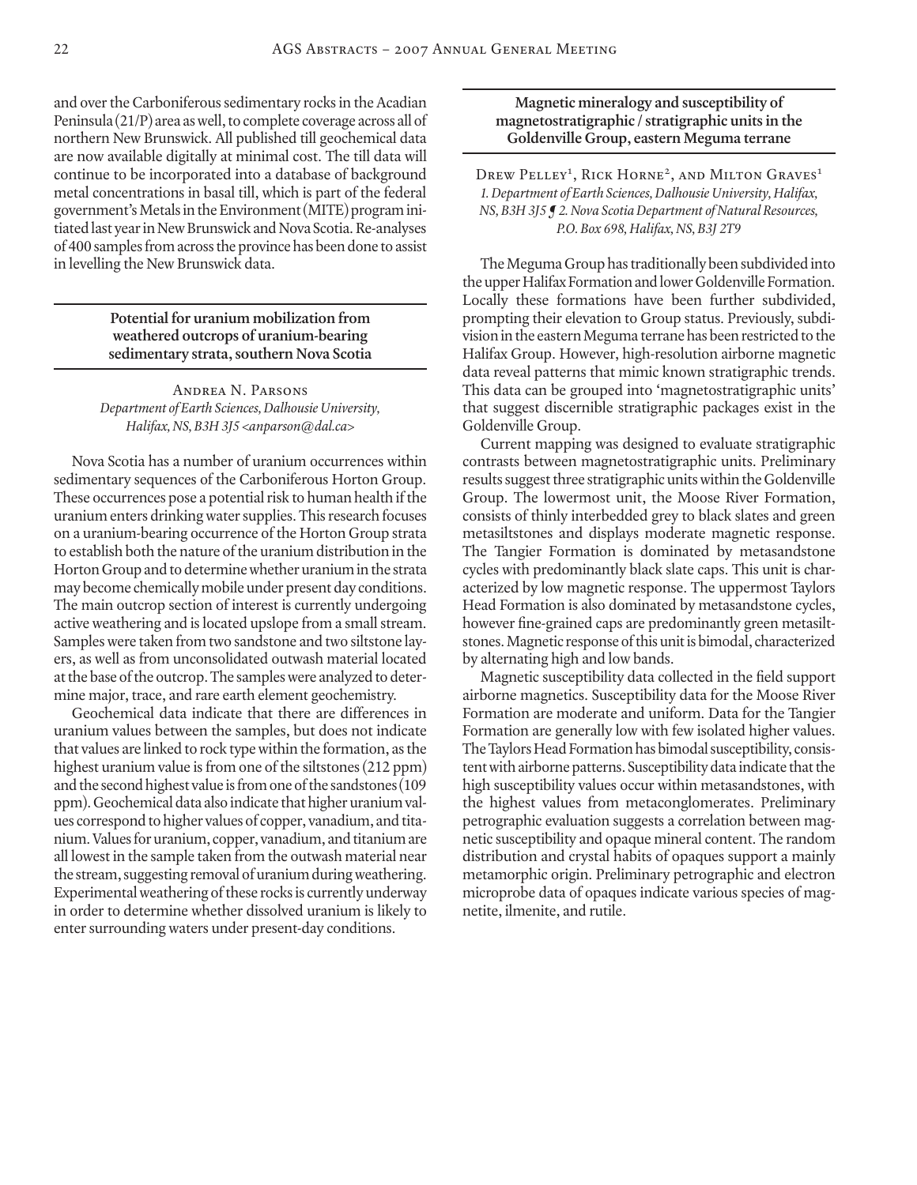and over the Carboniferous sedimentary rocks in the Acadian Peninsula (21/P) area as well, to complete coverage across all of northern New Brunswick. All published till geochemical data are now available digitally at minimal cost. The till data will continue to be incorporated into a database of background metal concentrations in basal till, which is part of the federal government's Metals in the Environment (MITE) program initiated last year in New Brunswick and Nova Scotia. Re-analyses of 400 samples from across the province has been done to assist in levelling the New Brunswick data.

## Potential for uranium mobilization from weathered outcrops of uranium-bearing sedimentary strata, southern Nova Scotia

Andrea N. Parsons
*Department of Earth Sciences, Dalhousie University, Halifax, NS, B3H 3J5 <anparson@dal.ca>*

Nova Scotia has a number of uranium occurrences within sedimentary sequences of the Carboniferous Horton Group. These occurrences pose a potential risk to human health if the uranium enters drinking water supplies. This research focuses on a uranium-bearing occurrence of the Horton Group strata to establish both the nature of the uranium distribution in the Horton Group and to determine whether uranium in the strata may become chemically mobile under present day conditions. The main outcrop section of interest is currently undergoing active weathering and is located upslope from a small stream. Samples were taken from two sandstone and two siltstone layers, as well as from unconsolidated outwash material located at the base of the outcrop. The samples were analyzed to determine major, trace, and rare earth element geochemistry.

Geochemical data indicate that there are differences in uranium values between the samples, but does not indicate that values are linked to rock type within the formation, as the highest uranium value is from one of the siltstones (212 ppm) and the second highest value is from one of the sandstones (109 ppm). Geochemical data also indicate that higher uranium values correspond to higher values of copper, vanadium, and titanium. Values for uranium, copper, vanadium, and titanium are all lowest in the sample taken from the outwash material near the stream, suggesting removal of uranium during weathering. Experimental weathering of these rocks is currently underway in order to determine whether dissolved uranium is likely to enter surrounding waters under present-day conditions.

## Magnetic mineralogy and susceptibility of magnetostratigraphic / stratigraphic units in the Goldenville Group, eastern Meguma terrane

Drew Pelley[1], Rick Horne[2], and Milton Graves[1]
*1. Department of Earth Sciences, Dalhousie University, Halifax, NS, B3H 3J5 ¶ 2. Nova Scotia Department of Natural Resources, P.O. Box 698, Halifax, NS, B3J 2T9*

The Meguma Group has traditionally been subdivided into the upper Halifax Formation and lower Goldenville Formation. Locally these formations have been further subdivided, prompting their elevation to Group status. Previously, subdivision in the eastern Meguma terrane has been restricted to the Halifax Group. However, high-resolution airborne magnetic data reveal patterns that mimic known stratigraphic trends. This data can be grouped into 'magnetostratigraphic units' that suggest discernible stratigraphic packages exist in the Goldenville Group.

Current mapping was designed to evaluate stratigraphic contrasts between magnetostratigraphic units. Preliminary results suggest three stratigraphic units within the Goldenville Group. The lowermost unit, the Moose River Formation, consists of thinly interbedded grey to black slates and green metasiltstones and displays moderate magnetic response. The Tangier Formation is dominated by metasandstone cycles with predominantly black slate caps. This unit is characterized by low magnetic response. The uppermost Taylors Head Formation is also dominated by metasandstone cycles, however fine-grained caps are predominantly green metasiltstones. Magnetic response of this unit is bimodal, characterized by alternating high and low bands.

Magnetic susceptibility data collected in the field support airborne magnetics. Susceptibility data for the Moose River Formation are moderate and uniform. Data for the Tangier Formation are generally low with few isolated higher values. The Taylors Head Formation has bimodal susceptibility, consistent with airborne patterns. Susceptibility data indicate that the high susceptibility values occur within metasandstones, with the highest values from metaconglomerates. Preliminary petrographic evaluation suggests a correlation between magnetic susceptibility and opaque mineral content. The random distribution and crystal habits of opaques support a mainly metamorphic origin. Preliminary petrographic and electron microprobe data of opaques indicate various species of magnetite, ilmenite, and rutile.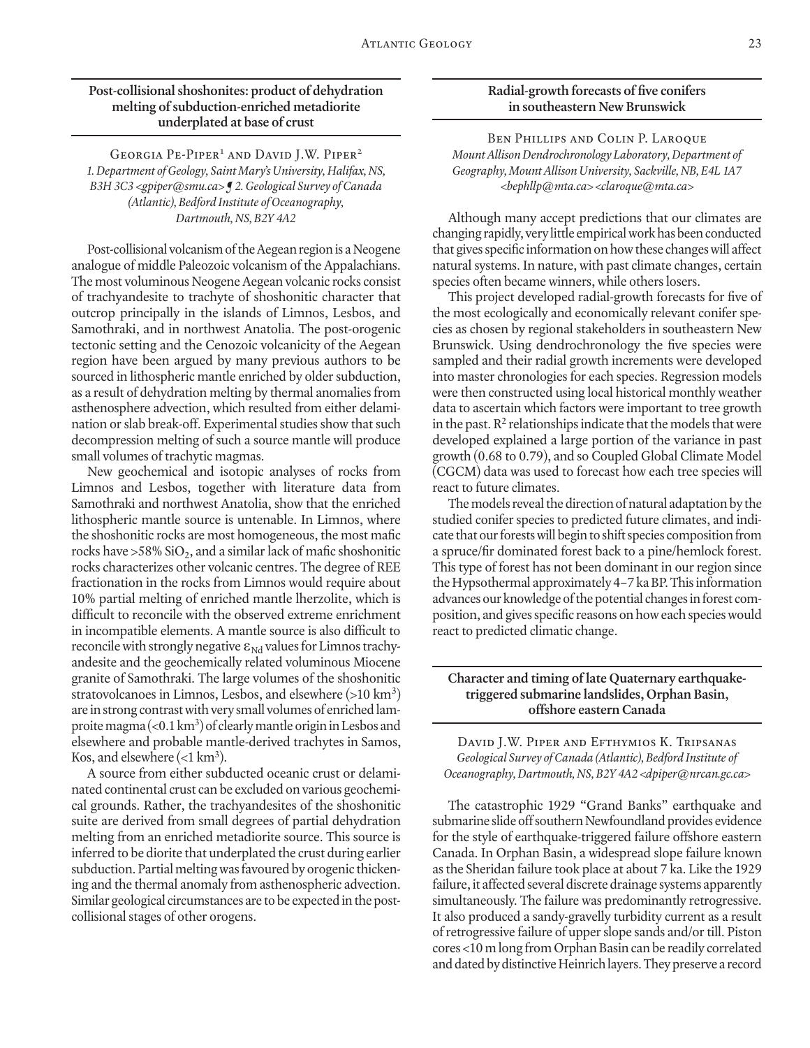## Post-collisional shoshonites: product of dehydration melting of subduction-enriched metadiorite underplated at base of crust

Georgia Pe-Piper[1] and David J.W. Piper[2]

*1. Department of Geology, Saint Mary's University, Halifax, NS, B3H 3C3 <gpiper@smu.ca> ¶ 2. Geological Survey of Canada (Atlantic), Bedford Institute of Oceanography, Dartmouth, NS, B2Y 4A2*

Post-collisional volcanism of the Aegean region is a Neogene analogue of middle Paleozoic volcanism of the Appalachians. The most voluminous Neogene Aegean volcanic rocks consist of trachyandesite to trachyte of shoshonitic character that outcrop principally in the islands of Limnos, Lesbos, and Samothraki, and in northwest Anatolia. The post-orogenic tectonic setting and the Cenozoic volcanicity of the Aegean region have been argued by many previous authors to be sourced in lithospheric mantle enriched by older subduction, as a result of dehydration melting by thermal anomalies from asthenosphere advection, which resulted from either delamination or slab break-off. Experimental studies show that such decompression melting of such a source mantle will produce small volumes of trachytic magmas.

New geochemical and isotopic analyses of rocks from Limnos and Lesbos, together with literature data from Samothraki and northwest Anatolia, show that the enriched lithospheric mantle source is untenable. In Limnos, where the shoshonitic rocks are most homogeneous, the most mafic rocks have >58% $SiO_2$, and a similar lack of mafic shoshonitic rocks characterizes other volcanic centres. The degree of REE fractionation in the rocks from Limnos would require about 10% partial melting of enriched mantle lherzolite, which is difficult to reconcile with the observed extreme enrichment in incompatible elements. A mantle source is also difficult to reconcile with strongly negative $\varepsilon_{Nd}$ values for Limnos trachyandesite and the geochemically related voluminous Miocene granite of Samothraki. The large volumes of the shoshonitic stratovolcanoes in Limnos, Lesbos, and elsewhere (>10 $km^3$) are in strong contrast with very small volumes of enriched lamproite magma (<0.1 $km^3$) of clearly mantle origin in Lesbos and elsewhere and probable mantle-derived trachytes in Samos, Kos, and elsewhere (<1 $km^3$).

A source from either subducted oceanic crust or delaminated continental crust can be excluded on various geochemical grounds. Rather, the trachyandesites of the shoshonitic suite are derived from small degrees of partial dehydration melting from an enriched metadiorite source. This source is inferred to be diorite that underplated the crust during earlier subduction. Partial melting was favoured by orogenic thickening and the thermal anomaly from asthenospheric advection. Similar geological circumstances are to be expected in the post-collisional stages of other orogens.

## Radial-growth forecasts of five conifers in southeastern New Brunswick

Ben Phillips and Colin P. Laroque

*Mount Allison Dendrochronology Laboratory, Department of Geography, Mount Allison University, Sackville, NB, E4L 1A7 <bephllp@mta.ca> <claroque@mta.ca>*

Although many accept predictions that our climates are changing rapidly, very little empirical work has been conducted that gives specific information on how these changes will affect natural systems. In nature, with past climate changes, certain species often became winners, while others losers.

This project developed radial-growth forecasts for five of the most ecologically and economically relevant conifer species as chosen by regional stakeholders in southeastern New Brunswick. Using dendrochronology the five species were sampled and their radial growth increments were developed into master chronologies for each species. Regression models were then constructed using local historical monthly weather data to ascertain which factors were important to tree growth in the past. $R^2$ relationships indicate that the models that were developed explained a large portion of the variance in past growth (0.68 to 0.79), and so Coupled Global Climate Model (CGCM) data was used to forecast how each tree species will react to future climates.

The models reveal the direction of natural adaptation by the studied conifer species to predicted future climates, and indicate that our forests will begin to shift species composition from a spruce/fir dominated forest back to a pine/hemlock forest. This type of forest has not been dominant in our region since the Hypsothermal approximately 4–7 ka BP. This information advances our knowledge of the potential changes in forest composition, and gives specific reasons on how each species would react to predicted climatic change.

## Character and timing of late Quaternary earthquake-triggered submarine landslides, Orphan Basin, offshore eastern Canada

David J.W. Piper and Efthymios K. Tripsanas

*Geological Survey of Canada (Atlantic), Bedford Institute of Oceanography, Dartmouth, NS, B2Y 4A2 <dpiper@nrcan.gc.ca>*

The catastrophic 1929 "Grand Banks" earthquake and submarine slide off southern Newfoundland provides evidence for the style of earthquake-triggered failure offshore eastern Canada. In Orphan Basin, a widespread slope failure known as the Sheridan failure took place at about 7 ka. Like the 1929 failure, it affected several discrete drainage systems apparently simultaneously. The failure was predominantly retrogressive. It also produced a sandy-gravelly turbidity current as a result of retrogressive failure of upper slope sands and/or till. Piston cores <10 m long from Orphan Basin can be readily correlated and dated by distinctive Heinrich layers. They preserve a record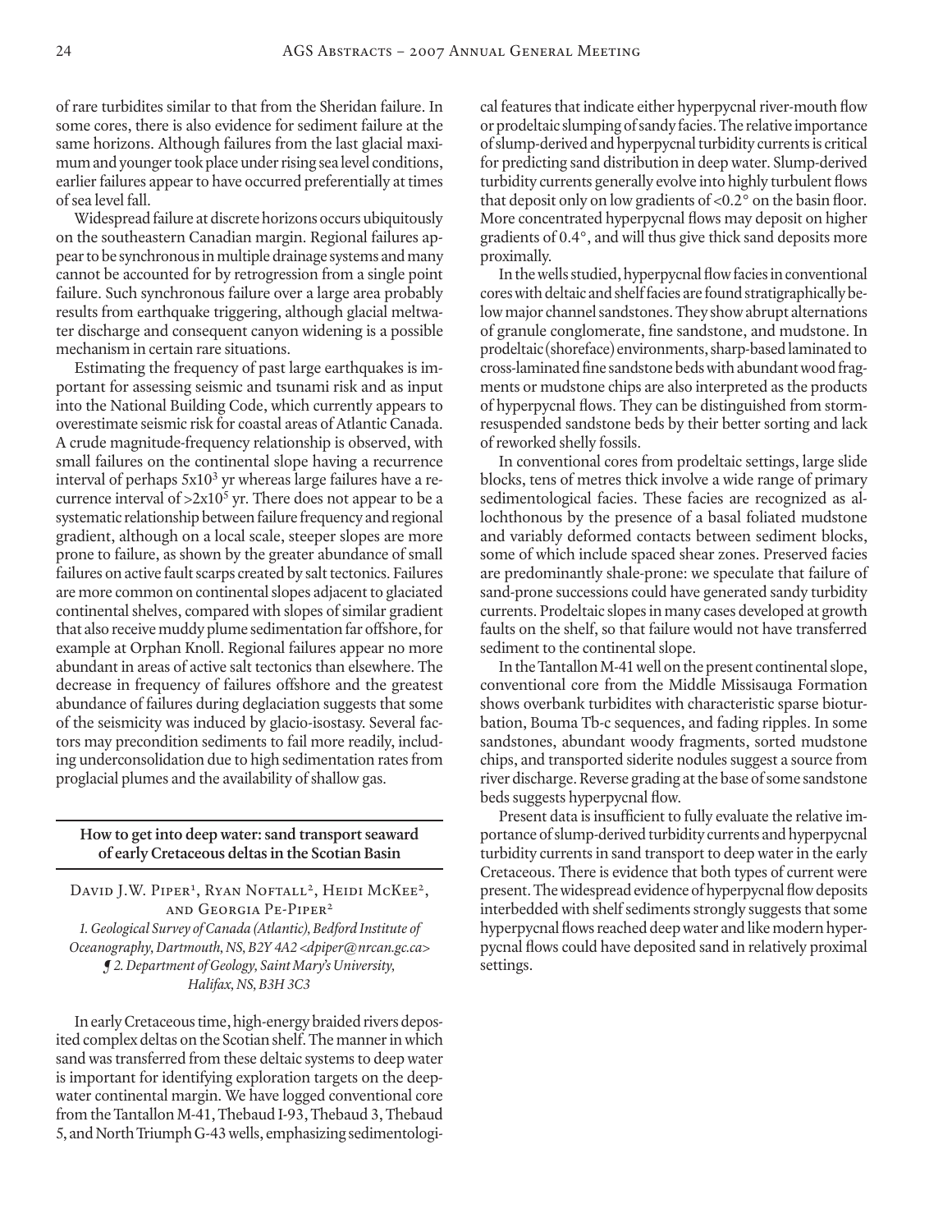of rare turbidites similar to that from the Sheridan failure. In some cores, there is also evidence for sediment failure at the same horizons. Although failures from the last glacial maximum and younger took place under rising sea level conditions, earlier failures appear to have occurred preferentially at times of sea level fall.

Widespread failure at discrete horizons occurs ubiquitously on the southeastern Canadian margin. Regional failures appear to be synchronous in multiple drainage systems and many cannot be accounted for by retrogression from a single point failure. Such synchronous failure over a large area probably results from earthquake triggering, although glacial meltwater discharge and consequent canyon widening is a possible mechanism in certain rare situations.

Estimating the frequency of past large earthquakes is important for assessing seismic and tsunami risk and as input into the National Building Code, which currently appears to overestimate seismic risk for coastal areas of Atlantic Canada. A crude magnitude-frequency relationship is observed, with small failures on the continental slope having a recurrence interval of perhaps $5x10^3$ yr whereas large failures have a recurrence interval of $>2x10^5$ yr. There does not appear to be a systematic relationship between failure frequency and regional gradient, although on a local scale, steeper slopes are more prone to failure, as shown by the greater abundance of small failures on active fault scarps created by salt tectonics. Failures are more common on continental slopes adjacent to glaciated continental shelves, compared with slopes of similar gradient that also receive muddy plume sedimentation far offshore, for example at Orphan Knoll. Regional failures appear no more abundant in areas of active salt tectonics than elsewhere. The decrease in frequency of failures offshore and the greatest abundance of failures during deglaciation suggests that some of the seismicity was induced by glacio-isostasy. Several factors may precondition sediments to fail more readily, including underconsolidation due to high sedimentation rates from proglacial plumes and the availability of shallow gas.

## How to get into deep water: sand transport seaward of early Cretaceous deltas in the Scotian Basin

David J.W. Piper[1], Ryan Noftall[2], Heidi McKee[2], and Georgia Pe-Piper[2]

*1. Geological Survey of Canada (Atlantic), Bedford Institute of Oceanography, Dartmouth, NS, B2Y 4A2 <dpiper@nrcan.gc.ca> ¶ 2. Department of Geology, Saint Mary's University, Halifax, NS, B3H 3C3*

In early Cretaceous time, high-energy braided rivers deposited complex deltas on the Scotian shelf. The manner in which sand was transferred from these deltaic systems to deep water is important for identifying exploration targets on the deep-water continental margin. We have logged conventional core from the Tantallon M-41, Thebaud I-93, Thebaud 3, Thebaud 5, and North Triumph G-43 wells, emphasizing sedimentological features that indicate either hyperpycnal river-mouth flow or prodeltaic slumping of sandy facies. The relative importance of slump-derived and hyperpycnal turbidity currents is critical for predicting sand distribution in deep water. Slump-derived turbidity currents generally evolve into highly turbulent flows that deposit only on low gradients of <0.2° on the basin floor. More concentrated hyperpycnal flows may deposit on higher gradients of 0.4°, and will thus give thick sand deposits more proximally.

In the wells studied, hyperpycnal flow facies in conventional cores with deltaic and shelf facies are found stratigraphically below major channel sandstones. They show abrupt alternations of granule conglomerate, fine sandstone, and mudstone. In prodeltaic (shoreface) environments, sharp-based laminated to cross-laminated fine sandstone beds with abundant wood fragments or mudstone chips are also interpreted as the products of hyperpycnal flows. They can be distinguished from storm-resuspended sandstone beds by their better sorting and lack of reworked shelly fossils.

In conventional cores from prodeltaic settings, large slide blocks, tens of metres thick involve a wide range of primary sedimentological facies. These facies are recognized as allochthonous by the presence of a basal foliated mudstone and variably deformed contacts between sediment blocks, some of which include spaced shear zones. Preserved facies are predominantly shale-prone: we speculate that failure of sand-prone successions could have generated sandy turbidity currents. Prodeltaic slopes in many cases developed at growth faults on the shelf, so that failure would not have transferred sediment to the continental slope.

In the Tantallon M-41 well on the present continental slope, conventional core from the Middle Missisauga Formation shows overbank turbidites with characteristic sparse bioturbation, Bouma Tb-c sequences, and fading ripples. In some sandstones, abundant woody fragments, sorted mudstone chips, and transported siderite nodules suggest a source from river discharge. Reverse grading at the base of some sandstone beds suggests hyperpycnal flow.

Present data is insufficient to fully evaluate the relative importance of slump-derived turbidity currents and hyperpycnal turbidity currents in sand transport to deep water in the early Cretaceous. There is evidence that both types of current were present. The widespread evidence of hyperpycnal flow deposits interbedded with shelf sediments strongly suggests that some hyperpycnal flows reached deep water and like modern hyperpycnal flows could have deposited sand in relatively proximal settings.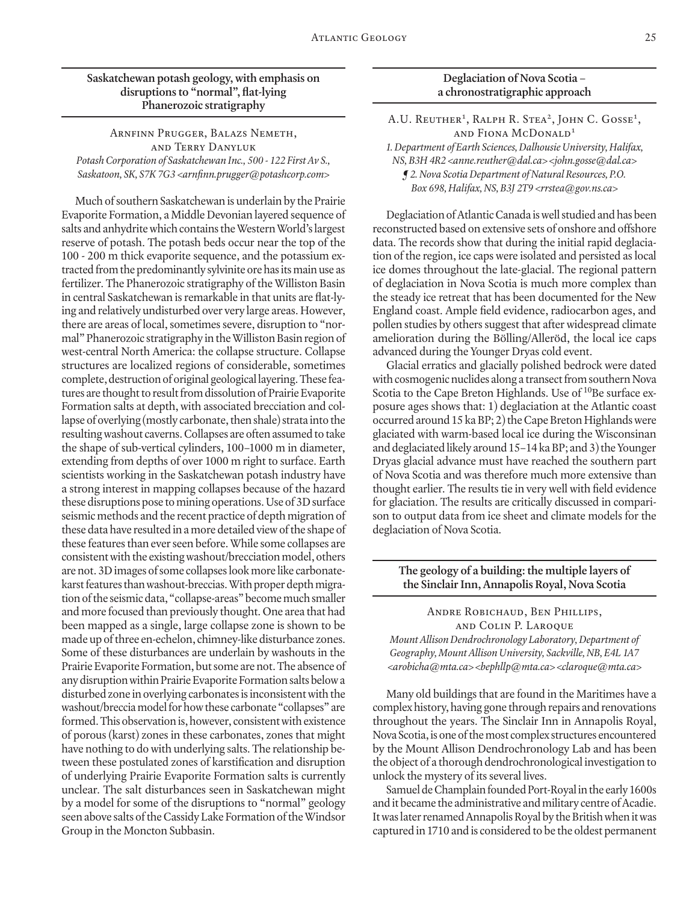## Saskatchewan potash geology, with emphasis on disruptions to "normal", flat-lying Phanerozoic stratigraphy

Arnfinn Prugger, Balazs Nemeth, and Terry Danyluk

*Potash Corporation of Saskatchewan Inc., 500 - 122 First Av S., Saskatoon, SK, S7K 7G3 <arnfinn.prugger@potashcorp.com>*

Much of southern Saskatchewan is underlain by the Prairie Evaporite Formation, a Middle Devonian layered sequence of salts and anhydrite which contains the Western World's largest reserve of potash. The potash beds occur near the top of the 100 - 200 m thick evaporite sequence, and the potassium extracted from the predominantly sylvinite ore has its main use as fertilizer. The Phanerozoic stratigraphy of the Williston Basin in central Saskatchewan is remarkable in that units are flat-lying and relatively undisturbed over very large areas. However, there are areas of local, sometimes severe, disruption to "normal" Phanerozoic stratigraphy in the Williston Basin region of west-central North America: the collapse structure. Collapse structures are localized regions of considerable, sometimes complete, destruction of original geological layering. These features are thought to result from dissolution of Prairie Evaporite Formation salts at depth, with associated brecciation and collapse of overlying (mostly carbonate, then shale) strata into the resulting washout caverns. Collapses are often assumed to take the shape of sub-vertical cylinders, 100–1000 m in diameter, extending from depths of over 1000 m right to surface. Earth scientists working in the Saskatchewan potash industry have a strong interest in mapping collapses because of the hazard these disruptions pose to mining operations. Use of 3D surface seismic methods and the recent practice of depth migration of these data have resulted in a more detailed view of the shape of these features than ever seen before. While some collapses are consistent with the existing washout/brecciation model, others are not. 3D images of some collapses look more like carbonate-karst features than washout-breccias. With proper depth migration of the seismic data, "collapse-areas" become much smaller and more focused than previously thought. One area that had been mapped as a single, large collapse zone is shown to be made up of three en-echelon, chimney-like disturbance zones. Some of these disturbances are underlain by washouts in the Prairie Evaporite Formation, but some are not. The absence of any disruption within Prairie Evaporite Formation salts below a disturbed zone in overlying carbonates is inconsistent with the washout/breccia model for how these carbonate "collapses" are formed. This observation is, however, consistent with existence of porous (karst) zones in these carbonates, zones that might have nothing to do with underlying salts. The relationship between these postulated zones of karstification and disruption of underlying Prairie Evaporite Formation salts is currently unclear. The salt disturbances seen in Saskatchewan might by a model for some of the disruptions to "normal" geology seen above salts of the Cassidy Lake Formation of the Windsor Group in the Moncton Subbasin.

## Deglaciation of Nova Scotia – a chronostratigraphic approach

A.U. Reuther[1], Ralph R. Stea[2], John C. Gosse[1], and Fiona McDonald[1]

*1. Department of Earth Sciences, Dalhousie University, Halifax, NS, B3H 4R2 <anne.reuther@dal.ca> <john.gosse@dal.ca>*
*¶ 2. Nova Scotia Department of Natural Resources, P.O. Box 698, Halifax, NS, B3J 2T9 <rrstea@gov.ns.ca>*

Deglaciation of Atlantic Canada is well studied and has been reconstructed based on extensive sets of onshore and offshore data. The records show that during the initial rapid deglaciation of the region, ice caps were isolated and persisted as local ice domes throughout the late-glacial. The regional pattern of deglaciation in Nova Scotia is much more complex than the steady ice retreat that has been documented for the New England coast. Ample field evidence, radiocarbon ages, and pollen studies by others suggest that after widespread climate amelioration during the Bölling/Alleröd, the local ice caps advanced during the Younger Dryas cold event.

Glacial erratics and glacially polished bedrock were dated with cosmogenic nuclides along a transect from southern Nova Scotia to the Cape Breton Highlands. Use of $^{10}$Be surface exposure ages shows that: 1) deglaciation at the Atlantic coast occurred around 15 ka BP; 2) the Cape Breton Highlands were glaciated with warm-based local ice during the Wisconsinan and deglaciated likely around 15–14 ka BP; and 3) the Younger Dryas glacial advance must have reached the southern part of Nova Scotia and was therefore much more extensive than thought earlier. The results tie in very well with field evidence for glaciation. The results are critically discussed in comparison to output data from ice sheet and climate models for the deglaciation of Nova Scotia.

## The geology of a building: the multiple layers of the Sinclair Inn, Annapolis Royal, Nova Scotia

Andre Robichaud, Ben Phillips, and Colin P. Laroque

*Mount Allison Dendrochronology Laboratory, Department of Geography, Mount Allison University, Sackville, NB, E4L 1A7 <arobicha@mta.ca> <bephllp@mta.ca> <claroque@mta.ca>*

Many old buildings that are found in the Maritimes have a complex history, having gone through repairs and renovations throughout the years. The Sinclair Inn in Annapolis Royal, Nova Scotia, is one of the most complex structures encountered by the Mount Allison Dendrochronology Lab and has been the object of a thorough dendrochronological investigation to unlock the mystery of its several lives.

Samuel de Champlain founded Port-Royal in the early 1600s and it became the administrative and military centre of Acadie. It was later renamed Annapolis Royal by the British when it was captured in 1710 and is considered to be the oldest permanent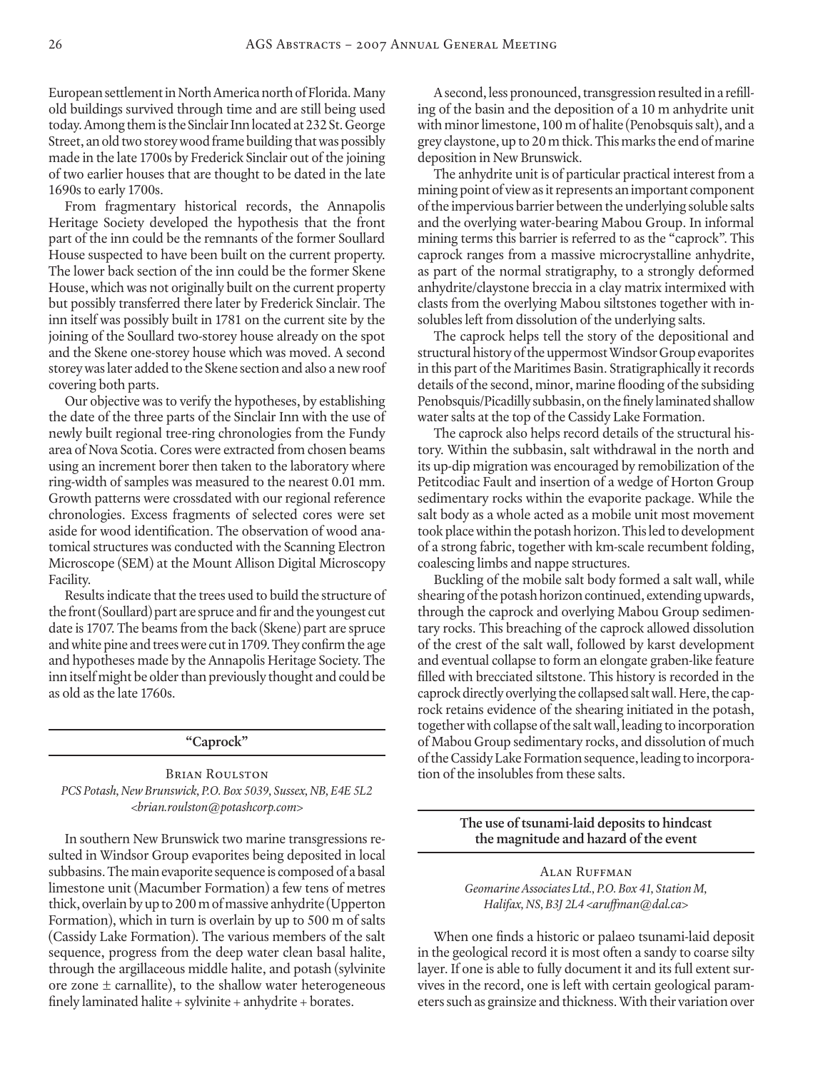European settlement in North America north of Florida. Many old buildings survived through time and are still being used today. Among them is the Sinclair Inn located at 232 St. George Street, an old two storey wood frame building that was possibly made in the late 1700s by Frederick Sinclair out of the joining of two earlier houses that are thought to be dated in the late 1690s to early 1700s.

From fragmentary historical records, the Annapolis Heritage Society developed the hypothesis that the front part of the inn could be the remnants of the former Soullard House suspected to have been built on the current property. The lower back section of the inn could be the former Skene House, which was not originally built on the current property but possibly transferred there later by Frederick Sinclair. The inn itself was possibly built in 1781 on the current site by the joining of the Soullard two-storey house already on the spot and the Skene one-storey house which was moved. A second storey was later added to the Skene section and also a new roof covering both parts.

Our objective was to verify the hypotheses, by establishing the date of the three parts of the Sinclair Inn with the use of newly built regional tree-ring chronologies from the Fundy area of Nova Scotia. Cores were extracted from chosen beams using an increment borer then taken to the laboratory where ring-width of samples was measured to the nearest 0.01 mm. Growth patterns were crossdated with our regional reference chronologies. Excess fragments of selected cores were set aside for wood identification. The observation of wood anatomical structures was conducted with the Scanning Electron Microscope (SEM) at the Mount Allison Digital Microscopy Facility.

Results indicate that the trees used to build the structure of the front (Soullard) part are spruce and fir and the youngest cut date is 1707. The beams from the back (Skene) part are spruce and white pine and trees were cut in 1709. They confirm the age and hypotheses made by the Annapolis Heritage Society. The inn itself might be older than previously thought and could be as old as the late 1760s.

## "Caprock"

Brian Roulston
*PCS Potash, New Brunswick, P.O. Box 5039, Sussex, NB, E4E 5L2 <brian.roulston@potashcorp.com>*

In southern New Brunswick two marine transgressions resulted in Windsor Group evaporites being deposited in local subbasins. The main evaporite sequence is composed of a basal limestone unit (Macumber Formation) a few tens of metres thick, overlain by up to 200 m of massive anhydrite (Upperton Formation), which in turn is overlain by up to 500 m of salts (Cassidy Lake Formation). The various members of the salt sequence, progress from the deep water clean basal halite, through the argillaceous middle halite, and potash (sylvinite ore zone ± carnallite), to the shallow water heterogeneous finely laminated halite + sylvinite + anhydrite + borates.

A second, less pronounced, transgression resulted in a refilling of the basin and the deposition of a 10 m anhydrite unit with minor limestone, 100 m of halite (Penobsquis salt), and a grey claystone, up to 20 m thick. This marks the end of marine deposition in New Brunswick.

The anhydrite unit is of particular practical interest from a mining point of view as it represents an important component of the impervious barrier between the underlying soluble salts and the overlying water-bearing Mabou Group. In informal mining terms this barrier is referred to as the "caprock". This caprock ranges from a massive microcrystalline anhydrite, as part of the normal stratigraphy, to a strongly deformed anhydrite/claystone breccia in a clay matrix intermixed with clasts from the overlying Mabou siltstones together with insolubles left from dissolution of the underlying salts.

The caprock helps tell the story of the depositional and structural history of the uppermost Windsor Group evaporites in this part of the Maritimes Basin. Stratigraphically it records details of the second, minor, marine flooding of the subsiding Penobsquis/Picadilly subbasin, on the finely laminated shallow water salts at the top of the Cassidy Lake Formation.

The caprock also helps record details of the structural history. Within the subbasin, salt withdrawal in the north and its up-dip migration was encouraged by remobilization of the Petitcodiac Fault and insertion of a wedge of Horton Group sedimentary rocks within the evaporite package. While the salt body as a whole acted as a mobile unit most movement took place within the potash horizon. This led to development of a strong fabric, together with km-scale recumbent folding, coalescing limbs and nappe structures.

Buckling of the mobile salt body formed a salt wall, while shearing of the potash horizon continued, extending upwards, through the caprock and overlying Mabou Group sedimentary rocks. This breaching of the caprock allowed dissolution of the crest of the salt wall, followed by karst development and eventual collapse to form an elongate graben-like feature filled with brecciated siltstone. This history is recorded in the caprock directly overlying the collapsed salt wall. Here, the caprock retains evidence of the shearing initiated in the potash, together with collapse of the salt wall, leading to incorporation of Mabou Group sedimentary rocks, and dissolution of much of the Cassidy Lake Formation sequence, leading to incorporation of the insolubles from these salts.

## The use of tsunami-laid deposits to hindcast the magnitude and hazard of the event

Alan Ruffman
*Geomarine Associates Ltd., P.O. Box 41, Station M, Halifax, NS, B3J 2L4 <aruffman@dal.ca>*

When one finds a historic or palaeo tsunami-laid deposit in the geological record it is most often a sandy to coarse silty layer. If one is able to fully document it and its full extent survives in the record, one is left with certain geological parameters such as grainsize and thickness. With their variation over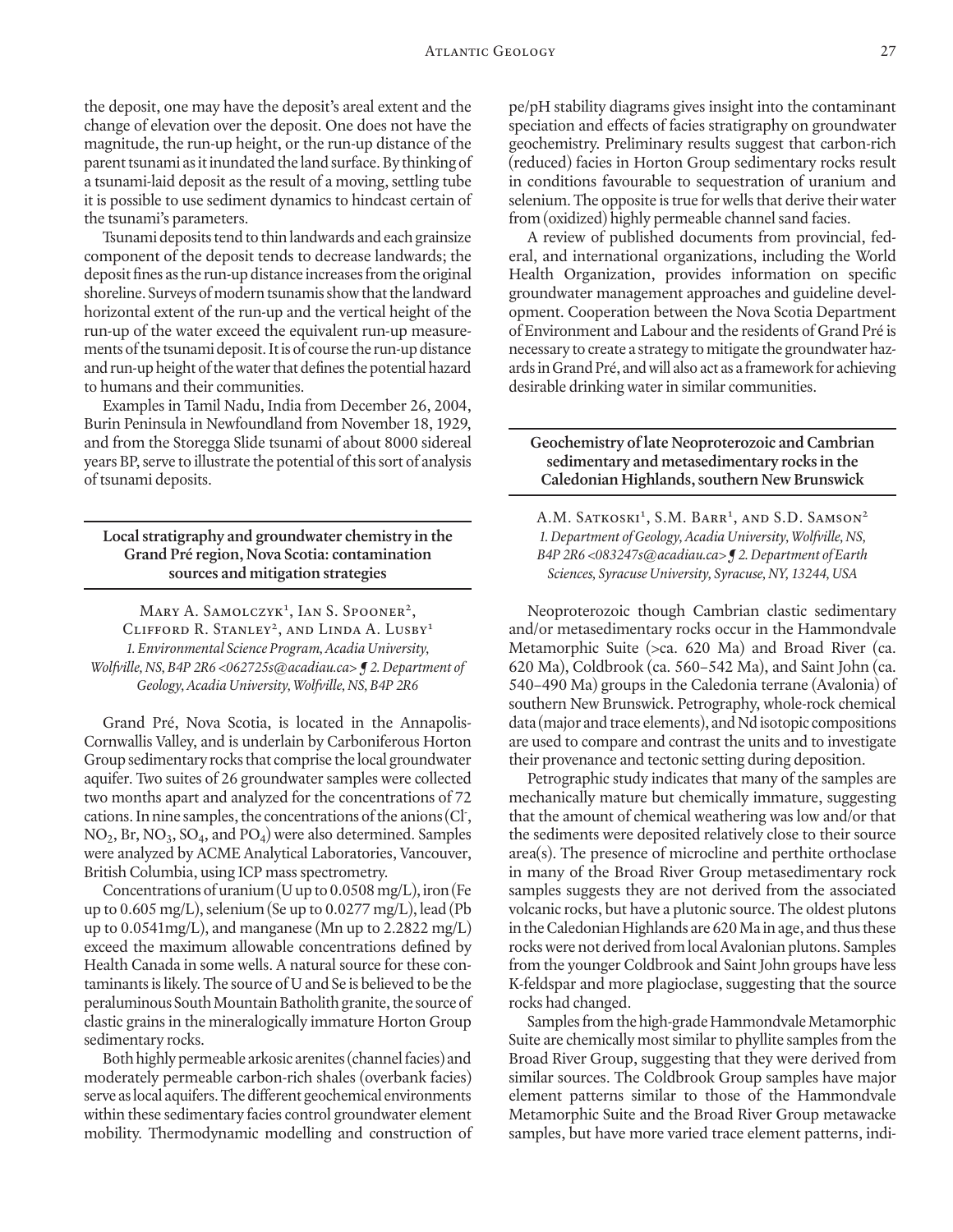the deposit, one may have the deposit's areal extent and the change of elevation over the deposit. One does not have the magnitude, the run-up height, or the run-up distance of the parent tsunami as it inundated the land surface. By thinking of a tsunami-laid deposit as the result of a moving, settling tube it is possible to use sediment dynamics to hindcast certain of the tsunami's parameters.

Tsunami deposits tend to thin landwards and each grainsize component of the deposit tends to decrease landwards; the deposit fines as the run-up distance increases from the original shoreline. Surveys of modern tsunamis show that the landward horizontal extent of the run-up and the vertical height of the run-up of the water exceed the equivalent run-up measurements of the tsunami deposit. It is of course the run-up distance and run-up height of the water that defines the potential hazard to humans and their communities.

Examples in Tamil Nadu, India from December 26, 2004, Burin Peninsula in Newfoundland from November 18, 1929, and from the Storegga Slide tsunami of about 8000 sidereal years BP, serve to illustrate the potential of this sort of analysis of tsunami deposits.

## Local stratigraphy and groundwater chemistry in the Grand Pré region, Nova Scotia: contamination sources and mitigation strategies

Mary A. Samolczyk[1], Ian S. Spooner[2], Clifford R. Stanley[2], and Linda A. Lusby[1]

*1. Environmental Science Program, Acadia University, Wolfville, NS, B4P 2R6 <062725s@acadiau.ca> ¶ 2. Department of Geology, Acadia University, Wolfville, NS, B4P 2R6*

Grand Pré, Nova Scotia, is located in the Annapolis-Cornwallis Valley, and is underlain by Carboniferous Horton Group sedimentary rocks that comprise the local groundwater aquifer. Two suites of 26 groundwater samples were collected two months apart and analyzed for the concentrations of 72 cations. In nine samples, the concentrations of the anions ($Cl^-$, $NO_2$, Br, $NO_3$, $SO_4$, and $PO_4$) were also determined. Samples were analyzed by ACME Analytical Laboratories, Vancouver, British Columbia, using ICP mass spectrometry.

Concentrations of uranium (U up to 0.0508 mg/L), iron (Fe up to 0.605 mg/L), selenium (Se up to 0.0277 mg/L), lead (Pb up to 0.0541mg/L), and manganese (Mn up to 2.2822 mg/L) exceed the maximum allowable concentrations defined by Health Canada in some wells. A natural source for these contaminants is likely. The source of U and Se is believed to be the peraluminous South Mountain Batholith granite, the source of clastic grains in the mineralogically immature Horton Group sedimentary rocks.

Both highly permeable arkosic arenites (channel facies) and moderately permeable carbon-rich shales (overbank facies) serve as local aquifers. The different geochemical environments within these sedimentary facies control groundwater element mobility. Thermodynamic modelling and construction of pe/pH stability diagrams gives insight into the contaminant speciation and effects of facies stratigraphy on groundwater geochemistry. Preliminary results suggest that carbon-rich (reduced) facies in Horton Group sedimentary rocks result in conditions favourable to sequestration of uranium and selenium. The opposite is true for wells that derive their water from (oxidized) highly permeable channel sand facies.

A review of published documents from provincial, federal, and international organizations, including the World Health Organization, provides information on specific groundwater management approaches and guideline development. Cooperation between the Nova Scotia Department of Environment and Labour and the residents of Grand Pré is necessary to create a strategy to mitigate the groundwater hazards in Grand Pré, and will also act as a framework for achieving desirable drinking water in similar communities.

## Geochemistry of late Neoproterozoic and Cambrian sedimentary and metasedimentary rocks in the Caledonian Highlands, southern New Brunswick

A.M. Satkoski[1], S.M. Barr[1], and S.D. Samson[2]

*1. Department of Geology, Acadia University, Wolfville, NS, B4P 2R6 <083247s@acadiau.ca> ¶ 2. Department of Earth Sciences, Syracuse University, Syracuse, NY, 13244, USA*

Neoproterozoic though Cambrian clastic sedimentary and/or metasedimentary rocks occur in the Hammondvale Metamorphic Suite (>ca. 620 Ma) and Broad River (ca. 620 Ma), Coldbrook (ca. 560–542 Ma), and Saint John (ca. 540–490 Ma) groups in the Caledonia terrane (Avalonia) of southern New Brunswick. Petrography, whole-rock chemical data (major and trace elements), and Nd isotopic compositions are used to compare and contrast the units and to investigate their provenance and tectonic setting during deposition.

Petrographic study indicates that many of the samples are mechanically mature but chemically immature, suggesting that the amount of chemical weathering was low and/or that the sediments were deposited relatively close to their source area(s). The presence of microcline and perthite orthoclase in many of the Broad River Group metasedimentary rock samples suggests they are not derived from the associated volcanic rocks, but have a plutonic source. The oldest plutons in the Caledonian Highlands are 620 Ma in age, and thus these rocks were not derived from local Avalonian plutons. Samples from the younger Coldbrook and Saint John groups have less K-feldspar and more plagioclase, suggesting that the source rocks had changed.

Samples from the high-grade Hammondvale Metamorphic Suite are chemically most similar to phyllite samples from the Broad River Group, suggesting that they were derived from similar sources. The Coldbrook Group samples have major element patterns similar to those of the Hammondvale Metamorphic Suite and the Broad River Group metawacke samples, but have more varied trace element patterns, indi-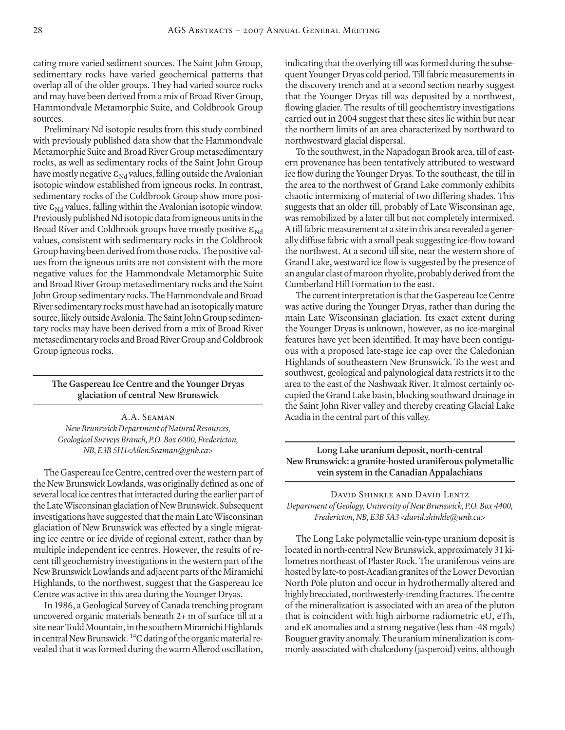cating more varied sediment sources. The Saint John Group, sedimentary rocks have varied geochemical patterns that overlap all of the older groups. They had varied source rocks and may have been derived from a mix of Broad River Group, Hammondvale Metamorphic Suite, and Coldbrook Group sources.

Preliminary Nd isotopic results from this study combined with previously published data show that the Hammondvale Metamorphic Suite and Broad River Group metasedimentary rocks, as well as sedimentary rocks of the Saint John Group have mostly negative $\varepsilon_{Nd}$ values, falling outside the Avalonian isotopic window established from igneous rocks. In contrast, sedimentary rocks of the Coldbrook Group show more positive $\varepsilon_{Nd}$ values, falling within the Avalonian isotopic window. Previously published Nd isotopic data from igneous units in the Broad River and Coldbrook groups have mostly positive $\varepsilon_{Nd}$ values, consistent with sedimentary rocks in the Coldbrook Group having been derived from those rocks. The positive values from the igneous units are not consistent with the more negative values for the Hammondvale Metamorphic Suite and Broad River Group metasedimentary rocks and the Saint John Group sedimentary rocks. The Hammondvale and Broad River sedimentary rocks must have had an isotopically mature source, likely outside Avalonia. The Saint John Group sedimentary rocks may have been derived from a mix of Broad River metasedimentary rocks and Broad River Group and Coldbrook Group igneous rocks.

## The Gaspereau Ice Centre and the Younger Dryas glaciation of central New Brunswick

A.A. Seaman

*New Brunswick Department of Natural Resources, Geological Surveys Branch, P.O. Box 6000, Fredericton, NB, E3B 5H1<Allen.Seaman@gnb.ca>*

The Gaspereau Ice Centre, centred over the western part of the New Brunswick Lowlands, was originally defined as one of several local ice centres that interacted during the earlier part of the Late Wisconsinan glaciation of New Brunswick. Subsequent investigations have suggested that the main Late Wisconsinan glaciation of New Brunswick was effected by a single migrating ice centre or ice divide of regional extent, rather than by multiple independent ice centres. However, the results of recent till geochemistry investigations in the western part of the New Brunswick Lowlands and adjacent parts of the Miramichi Highlands, to the northwest, suggest that the Gaspereau Ice Centre was active in this area during the Younger Dryas.

In 1986, a Geological Survey of Canada trenching program uncovered organic materials beneath 2+ m of surface till at a site near Todd Mountain, in the southern Miramichi Highlands in central New Brunswick. $^{14}C$ dating of the organic material revealed that it was formed during the warm Allerød oscillation, indicating that the overlying till was formed during the subsequent Younger Dryas cold period. Till fabric measurements in the discovery trench and at a second section nearby suggest that the Younger Dryas till was deposited by a northwest, flowing glacier. The results of till geochemistry investigations carried out in 2004 suggest that these sites lie within but near the northern limits of an area characterized by northward to northwestward glacial dispersal.

To the southwest, in the Napadogan Brook area, till of eastern provenance has been tentatively attributed to westward ice flow during the Younger Dryas. To the southeast, the till in the area to the northwest of Grand Lake commonly exhibits chaotic intermixing of material of two differing shades. This suggests that an older till, probably of Late Wisconsinan age, was remobilized by a later till but not completely intermixed. A till fabric measurement at a site in this area revealed a generally diffuse fabric with a small peak suggesting ice-flow toward the northwest. At a second till site, near the western shore of Grand Lake, westward ice flow is suggested by the presence of an angular clast of maroon rhyolite, probably derived from the Cumberland Hill Formation to the east.

The current interpretation is that the Gaspereau Ice Centre was active during the Younger Dryas, rather than during the main Late Wisconsinan glaciation. Its exact extent during the Younger Dryas is unknown, however, as no ice-marginal features have yet been identified. It may have been contiguous with a proposed late-stage ice cap over the Caledonian Highlands of southeastern New Brunswick. To the west and southwest, geological and palynological data restricts it to the area to the east of the Nashwaak River. It almost certainly occupied the Grand Lake basin, blocking southward drainage in the Saint John River valley and thereby creating Glacial Lake Acadia in the central part of this valley.

## Long Lake uranium deposit, north-central New Brunswick: a granite-hosted uraniferous polymetallic vein system in the Canadian Appalachians

David Shinkle and David Lentz

*Department of Geology, University of New Brunswick, P.O. Box 4400, Fredericton, NB, E3B 5A3 <david.shinkle@unb.ca>*

The Long Lake polymetallic vein-type uranium deposit is located in north-central New Brunswick, approximately 31 kilometres northeast of Plaster Rock. The uraniferous veins are hosted by late-to post-Acadian granites of the Lower Devonian North Pole pluton and occur in hydrothermally altered and highly brecciated, northwesterly-trending fractures. The centre of the mineralization is associated with an area of the pluton that is coincident with high airborne radiometric eU, eTh, and eK anomalies and a strong negative (less than -48 mgals) Bouguer gravity anomaly. The uranium mineralization is commonly associated with chalcedony (jasperoid) veins, although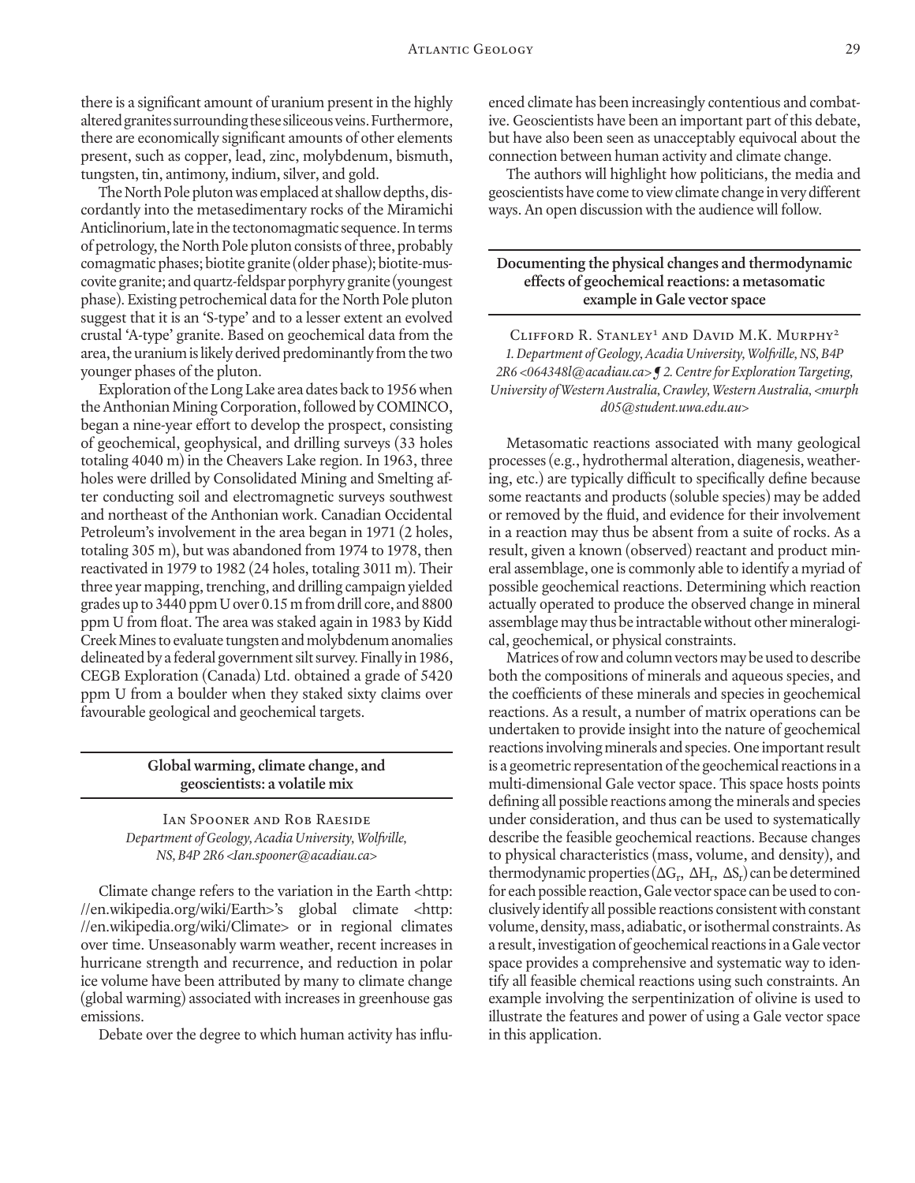there is a significant amount of uranium present in the highly altered granites surrounding these siliceous veins. Furthermore, there are economically significant amounts of other elements present, such as copper, lead, zinc, molybdenum, bismuth, tungsten, tin, antimony, indium, silver, and gold.

The North Pole pluton was emplaced at shallow depths, discordantly into the metasedimentary rocks of the Miramichi Anticlinorium, late in the tectonomagmatic sequence. In terms of petrology, the North Pole pluton consists of three, probably comagmatic phases; biotite granite (older phase); biotite-muscovite granite; and quartz-feldspar porphyry granite (youngest phase). Existing petrochemical data for the North Pole pluton suggest that it is an 'S-type' and to a lesser extent an evolved crustal 'A-type' granite. Based on geochemical data from the area, the uranium is likely derived predominantly from the two younger phases of the pluton.

Exploration of the Long Lake area dates back to 1956 when the Anthonian Mining Corporation, followed by COMINCO, began a nine-year effort to develop the prospect, consisting of geochemical, geophysical, and drilling surveys (33 holes totaling 4040 m) in the Cheavers Lake region. In 1963, three holes were drilled by Consolidated Mining and Smelting after conducting soil and electromagnetic surveys southwest and northeast of the Anthonian work. Canadian Occidental Petroleum's involvement in the area began in 1971 (2 holes, totaling 305 m), but was abandoned from 1974 to 1978, then reactivated in 1979 to 1982 (24 holes, totaling 3011 m). Their three year mapping, trenching, and drilling campaign yielded grades up to 3440 ppm U over 0.15 m from drill core, and 8800 ppm U from float. The area was staked again in 1983 by Kidd Creek Mines to evaluate tungsten and molybdenum anomalies delineated by a federal government silt survey. Finally in 1986, CEGB Exploration (Canada) Ltd. obtained a grade of 5420 ppm U from a boulder when they staked sixty claims over favourable geological and geochemical targets.

## Global warming, climate change, and geoscientists: a volatile mix

Ian Spooner and Rob Raeside

*Department of Geology, Acadia University, Wolfville, NS, B4P 2R6 <Ian.spooner@acadiau.ca>*

Climate change refers to the variation in the Earth <http://en.wikipedia.org/wiki/Earth>'s global climate <http://en.wikipedia.org/wiki/Climate> or in regional climates over time. Unseasonably warm weather, recent increases in hurricane strength and recurrence, and reduction in polar ice volume have been attributed by many to climate change (global warming) associated with increases in greenhouse gas emissions.

Debate over the degree to which human activity has influenced climate has been increasingly contentious and combative. Geoscientists have been an important part of this debate, but have also been seen as unacceptably equivocal about the connection between human activity and climate change.

The authors will highlight how politicians, the media and geoscientists have come to view climate change in very different ways. An open discussion with the audience will follow.

## Documenting the physical changes and thermodynamic effects of geochemical reactions: a metasomatic example in Gale vector space

Clifford R. Stanley[1] and David M.K. Murphy[2]

*1. Department of Geology, Acadia University, Wolfville, NS, B4P 2R6 <064348l@acadiau.ca> ¶ 2. Centre for Exploration Targeting, University of Western Australia, Crawley, Western Australia, <murphd05@student.uwa.edu.au>*

Metasomatic reactions associated with many geological processes (e.g., hydrothermal alteration, diagenesis, weathering, etc.) are typically difficult to specifically define because some reactants and products (soluble species) may be added or removed by the fluid, and evidence for their involvement in a reaction may thus be absent from a suite of rocks. As a result, given a known (observed) reactant and product mineral assemblage, one is commonly able to identify a myriad of possible geochemical reactions. Determining which reaction actually operated to produce the observed change in mineral assemblage may thus be intractable without other mineralogical, geochemical, or physical constraints.

Matrices of row and column vectors may be used to describe both the compositions of minerals and aqueous species, and the coefficients of these minerals and species in geochemical reactions. As a result, a number of matrix operations can be undertaken to provide insight into the nature of geochemical reactions involving minerals and species. One important result is a geometric representation of the geochemical reactions in a multi-dimensional Gale vector space. This space hosts points defining all possible reactions among the minerals and species under consideration, and thus can be used to systematically describe the feasible geochemical reactions. Because changes to physical characteristics (mass, volume, and density), and thermodynamic properties ($\Delta G_r$, $\Delta H_r$, $\Delta S_r$) can be determined for each possible reaction, Gale vector space can be used to conclusively identify all possible reactions consistent with constant volume, density, mass, adiabatic, or isothermal constraints. As a result, investigation of geochemical reactions in a Gale vector space provides a comprehensive and systematic way to identify all feasible chemical reactions using such constraints. An example involving the serpentinization of olivine is used to illustrate the features and power of using a Gale vector space in this application.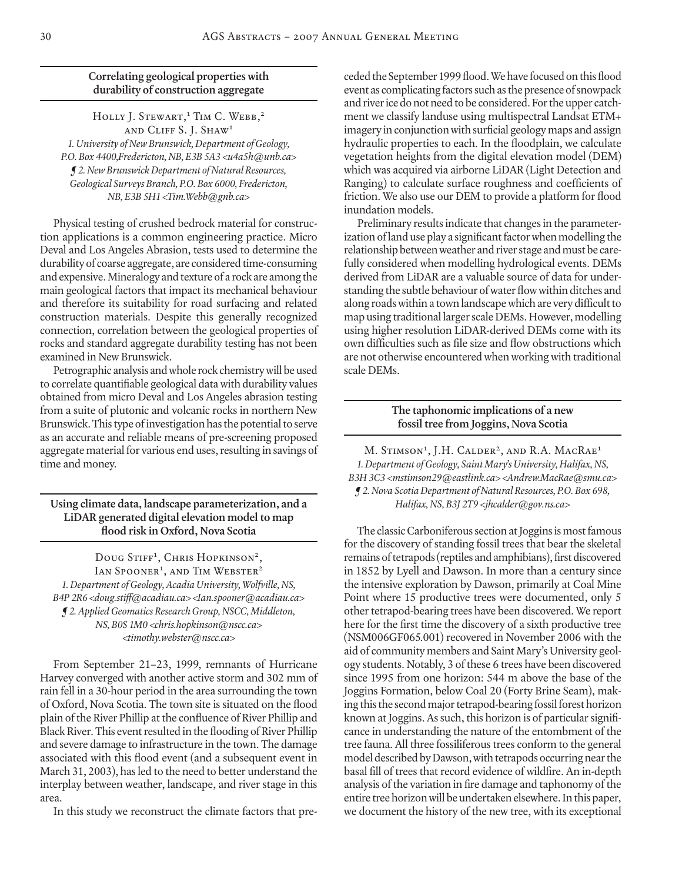### Correlating geological properties with durability of construction aggregate

Holly J. Stewart,[1] Tim C. Webb,[2] and Cliff S. J. Shaw[1]

*1. University of New Brunswick, Department of Geology, P.O. Box 4400, Fredericton, NB, E3B 5A3 <u4a5h@unb.ca> ¶ 2. New Brunswick Department of Natural Resources, Geological Surveys Branch, P.O. Box 6000, Fredericton, NB, E3B 5H1 <Tim.Webb@gnb.ca>*

Physical testing of crushed bedrock material for construction applications is a common engineering practice. Micro Deval and Los Angeles Abrasion, tests used to determine the durability of coarse aggregate, are considered time-consuming and expensive. Mineralogy and texture of a rock are among the main geological factors that impact its mechanical behaviour and therefore its suitability for road surfacing and related construction materials. Despite this generally recognized connection, correlation between the geological properties of rocks and standard aggregate durability testing has not been examined in New Brunswick.

Petrographic analysis and whole rock chemistry will be used to correlate quantifiable geological data with durability values obtained from micro Deval and Los Angeles abrasion testing from a suite of plutonic and volcanic rocks in northern New Brunswick. This type of investigation has the potential to serve as an accurate and reliable means of pre-screening proposed aggregate material for various end uses, resulting in savings of time and money.

### Using climate data, landscape parameterization, and a LiDAR generated digital elevation model to map flood risk in Oxford, Nova Scotia

Doug Stiff[1], Chris Hopkinson[2], Ian Spooner[1], and Tim Webster[2]

*1. Department of Geology, Acadia University, Wolfville, NS, B4P 2R6 <doug.stiff@acadiau.ca> <Ian.spooner@acadiau.ca> ¶ 2. Applied Geomatics Research Group, NSCC, Middleton, NS, B0S 1M0 <chris.hopkinson@nscc.ca> <timothy.webster@nscc.ca>*

From September 21–23, 1999, remnants of Hurricane Harvey converged with another active storm and 302 mm of rain fell in a 30-hour period in the area surrounding the town of Oxford, Nova Scotia. The town site is situated on the flood plain of the River Phillip at the confluence of River Phillip and Black River. This event resulted in the flooding of River Phillip and severe damage to infrastructure in the town. The damage associated with this flood event (and a subsequent event in March 31, 2003), has led to the need to better understand the interplay between weather, landscape, and river stage in this area.

In this study we reconstruct the climate factors that preceded the September 1999 flood. We have focused on this flood event as complicating factors such as the presence of snowpack and river ice do not need to be considered. For the upper catchment we classify landuse using multispectral Landsat ETM+ imagery in conjunction with surficial geology maps and assign hydraulic properties to each. In the floodplain, we calculate vegetation heights from the digital elevation model (DEM) which was acquired via airborne LiDAR (Light Detection and Ranging) to calculate surface roughness and coefficients of friction. We also use our DEM to provide a platform for flood inundation models.

Preliminary results indicate that changes in the parameterization of land use play a significant factor when modelling the relationship between weather and river stage and must be carefully considered when modelling hydrological events. DEMs derived from LiDAR are a valuable source of data for understanding the subtle behaviour of water flow within ditches and along roads within a town landscape which are very difficult to map using traditional larger scale DEMs. However, modelling using higher resolution LiDAR-derived DEMs come with its own difficulties such as file size and flow obstructions which are not otherwise encountered when working with traditional scale DEMs.

### The taphonomic implications of a new fossil tree from Joggins, Nova Scotia

M. Stimson[1], J.H. Calder[2], and R.A. MacRae[1]

*1. Department of Geology, Saint Mary's University, Halifax, NS, B3H 3C3 <mstimson29@eastlink.ca> <Andrew.MacRae@smu.ca> ¶ 2. Nova Scotia Department of Natural Resources, P.O. Box 698, Halifax, NS, B3J 2T9 <jhcalder@gov.ns.ca>*

The classic Carboniferous section at Joggins is most famous for the discovery of standing fossil trees that bear the skeletal remains of tetrapods (reptiles and amphibians), first discovered in 1852 by Lyell and Dawson. In more than a century since the intensive exploration by Dawson, primarily at Coal Mine Point where 15 productive trees were documented, only 5 other tetrapod-bearing trees have been discovered. We report here for the first time the discovery of a sixth productive tree (NSM006GF065.001) recovered in November 2006 with the aid of community members and Saint Mary's University geology students. Notably, 3 of these 6 trees have been discovered since 1995 from one horizon: 544 m above the base of the Joggins Formation, below Coal 20 (Forty Brine Seam), making this the second major tetrapod-bearing fossil forest horizon known at Joggins. As such, this horizon is of particular significance in understanding the nature of the entombment of the tree fauna. All three fossiliferous trees conform to the general model described by Dawson, with tetrapods occurring near the basal fill of trees that record evidence of wildfire. An in-depth analysis of the variation in fire damage and taphonomy of the entire tree horizon will be undertaken elsewhere. In this paper, we document the history of the new tree, with its exceptional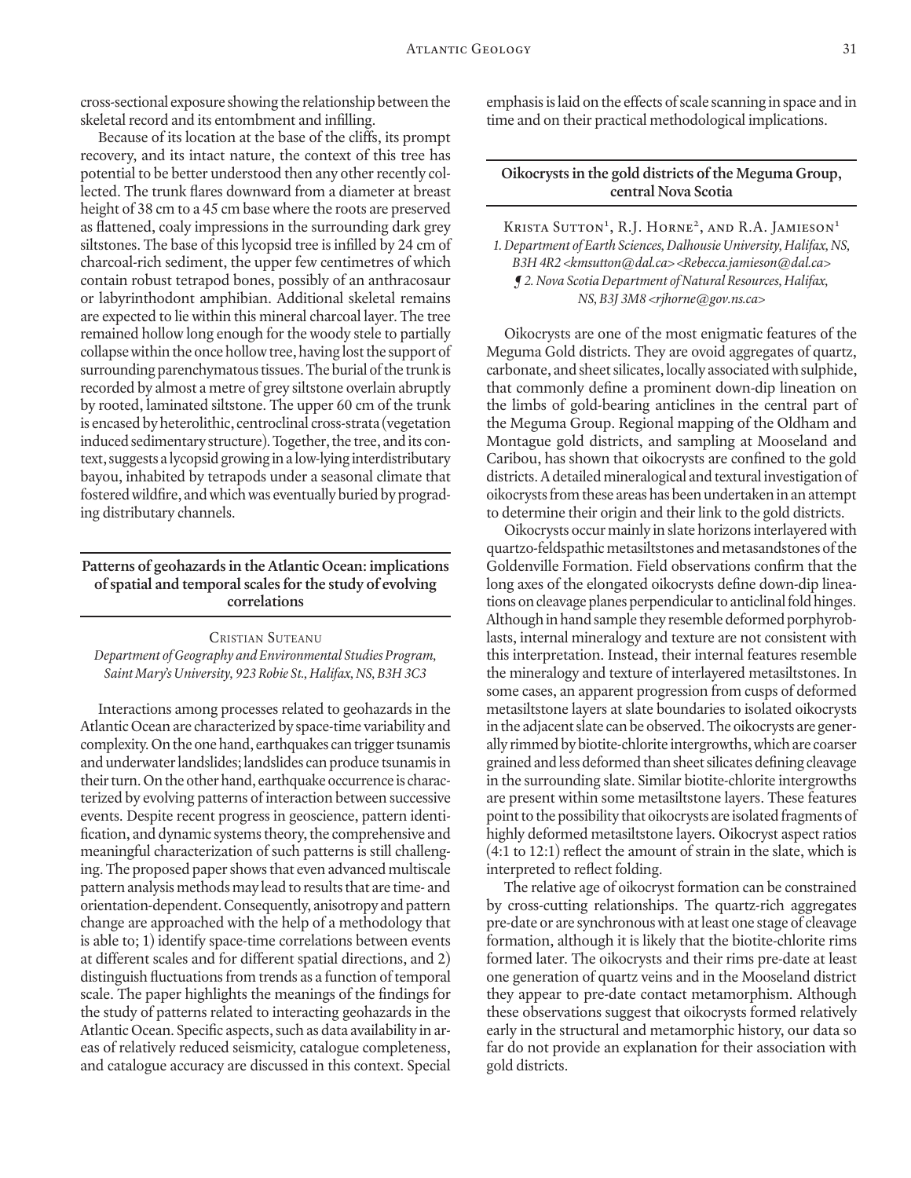cross-sectional exposure showing the relationship between the skeletal record and its entombment and infilling.

Because of its location at the base of the cliffs, its prompt recovery, and its intact nature, the context of this tree has potential to be better understood then any other recently collected. The trunk flares downward from a diameter at breast height of 38 cm to a 45 cm base where the roots are preserved as flattened, coaly impressions in the surrounding dark grey siltstones. The base of this lycopsid tree is infilled by 24 cm of charcoal-rich sediment, the upper few centimetres of which contain robust tetrapod bones, possibly of an anthracosaur or labyrinthodont amphibian. Additional skeletal remains are expected to lie within this mineral charcoal layer. The tree remained hollow long enough for the woody stele to partially collapse within the once hollow tree, having lost the support of surrounding parenchymatous tissues. The burial of the trunk is recorded by almost a metre of grey siltstone overlain abruptly by rooted, laminated siltstone. The upper 60 cm of the trunk is encased by heterolithic, centroclinal cross-strata (vegetation induced sedimentary structure). Together, the tree, and its context, suggests a lycopsid growing in a low-lying interdistributary bayou, inhabited by tetrapods under a seasonal climate that fostered wildfire, and which was eventually buried by prograding distributary channels.

## Patterns of geohazards in the Atlantic Ocean: implications of spatial and temporal scales for the study of evolving correlations

Cristian Suteanu

*Department of Geography and Environmental Studies Program, Saint Mary's University, 923 Robie St., Halifax, NS, B3H 3C3*

Interactions among processes related to geohazards in the Atlantic Ocean are characterized by space-time variability and complexity. On the one hand, earthquakes can trigger tsunamis and underwater landslides; landslides can produce tsunamis in their turn. On the other hand, earthquake occurrence is characterized by evolving patterns of interaction between successive events. Despite recent progress in geoscience, pattern identification, and dynamic systems theory, the comprehensive and meaningful characterization of such patterns is still challenging. The proposed paper shows that even advanced multiscale pattern analysis methods may lead to results that are time- and orientation-dependent. Consequently, anisotropy and pattern change are approached with the help of a methodology that is able to; 1) identify space-time correlations between events at different scales and for different spatial directions, and 2) distinguish fluctuations from trends as a function of temporal scale. The paper highlights the meanings of the findings for the study of patterns related to interacting geohazards in the Atlantic Ocean. Specific aspects, such as data availability in areas of relatively reduced seismicity, catalogue completeness, and catalogue accuracy are discussed in this context. Special emphasis is laid on the effects of scale scanning in space and in time and on their practical methodological implications.

## Oikocrysts in the gold districts of the Meguma Group, central Nova Scotia

Krista Sutton[1], R.J. Horne[2], and R.A. Jamieson[1]

*1. Department of Earth Sciences, Dalhousie University, Halifax, NS, B3H 4R2 <kmsutton@dal.ca> <Rebecca.jamieson@dal.ca>*
*¶ 2. Nova Scotia Department of Natural Resources, Halifax, NS, B3J 3M8 <rjhorne@gov.ns.ca>*

Oikocrysts are one of the most enigmatic features of the Meguma Gold districts. They are ovoid aggregates of quartz, carbonate, and sheet silicates, locally associated with sulphide, that commonly define a prominent down-dip lineation on the limbs of gold-bearing anticlines in the central part of the Meguma Group. Regional mapping of the Oldham and Montague gold districts, and sampling at Mooseland and Caribou, has shown that oikocrysts are confined to the gold districts. A detailed mineralogical and textural investigation of oikocrysts from these areas has been undertaken in an attempt to determine their origin and their link to the gold districts.

Oikocrysts occur mainly in slate horizons interlayered with quartzo-feldspathic metasiltstones and metasandstones of the Goldenville Formation. Field observations confirm that the long axes of the elongated oikocrysts define down-dip lineations on cleavage planes perpendicular to anticlinal fold hinges. Although in hand sample they resemble deformed porphyroblasts, internal mineralogy and texture are not consistent with this interpretation. Instead, their internal features resemble the mineralogy and texture of interlayered metasiltstones. In some cases, an apparent progression from cusps of deformed metasiltstone layers at slate boundaries to isolated oikocrysts in the adjacent slate can be observed. The oikocrysts are generally rimmed by biotite-chlorite intergrowths, which are coarser grained and less deformed than sheet silicates defining cleavage in the surrounding slate. Similar biotite-chlorite intergrowths are present within some metasiltstone layers. These features point to the possibility that oikocrysts are isolated fragments of highly deformed metasiltstone layers. Oikocryst aspect ratios (4:1 to 12:1) reflect the amount of strain in the slate, which is interpreted to reflect folding.

The relative age of oikocryst formation can be constrained by cross-cutting relationships. The quartz-rich aggregates pre-date or are synchronous with at least one stage of cleavage formation, although it is likely that the biotite-chlorite rims formed later. The oikocrysts and their rims pre-date at least one generation of quartz veins and in the Mooseland district they appear to pre-date contact metamorphism. Although these observations suggest that oikocrysts formed relatively early in the structural and metamorphic history, our data so far do not provide an explanation for their association with gold districts.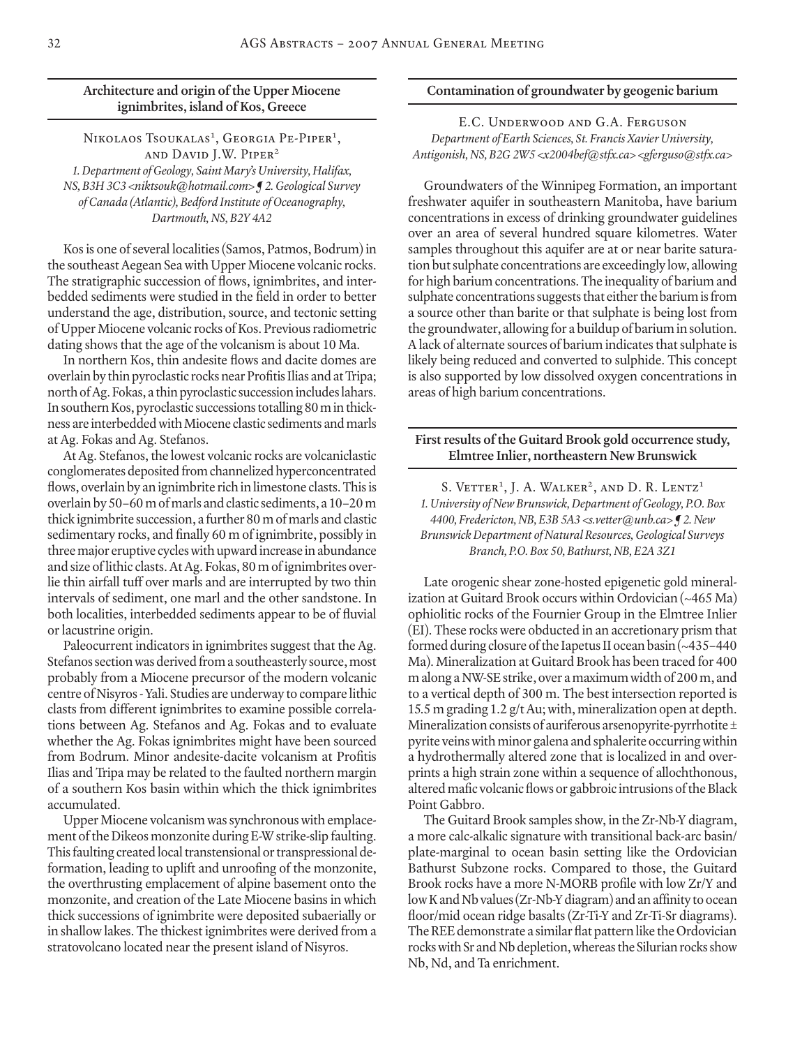## Architecture and origin of the Upper Miocene ignimbrites, island of Kos, Greece

Nikolaos Tsoukalas[1], Georgia Pe-Piper[1], and David J.W. Piper[2]

*1. Department of Geology, Saint Mary's University, Halifax, NS, B3H 3C3 <niktsouk@hotmail.com> ¶ 2. Geological Survey of Canada (Atlantic), Bedford Institute of Oceanography, Dartmouth, NS, B2Y 4A2*

Kos is one of several localities (Samos, Patmos, Bodrum) in the southeast Aegean Sea with Upper Miocene volcanic rocks. The stratigraphic succession of flows, ignimbrites, and interbedded sediments were studied in the field in order to better understand the age, distribution, source, and tectonic setting of Upper Miocene volcanic rocks of Kos. Previous radiometric dating shows that the age of the volcanism is about 10 Ma.

In northern Kos, thin andesite flows and dacite domes are overlain by thin pyroclastic rocks near Profitis Ilias and at Tripa; north of Ag. Fokas, a thin pyroclastic succession includes lahars. In southern Kos, pyroclastic successions totalling 80 m in thickness are interbedded with Miocene clastic sediments and marls at Ag. Fokas and Ag. Stefanos.

At Ag. Stefanos, the lowest volcanic rocks are volcaniclastic conglomerates deposited from channelized hyperconcentrated flows, overlain by an ignimbrite rich in limestone clasts. This is overlain by 50–60 m of marls and clastic sediments, a 10–20 m thick ignimbrite succession, a further 80 m of marls and clastic sedimentary rocks, and finally 60 m of ignimbrite, possibly in three major eruptive cycles with upward increase in abundance and size of lithic clasts. At Ag. Fokas, 80 m of ignimbrites overlie thin airfall tuff over marls and are interrupted by two thin intervals of sediment, one marl and the other sandstone. In both localities, interbedded sediments appear to be of fluvial or lacustrine origin.

Paleocurrent indicators in ignimbrites suggest that the Ag. Stefanos section was derived from a southeasterly source, most probably from a Miocene precursor of the modern volcanic centre of Nisyros - Yali. Studies are underway to compare lithic clasts from different ignimbrites to examine possible correlations between Ag. Stefanos and Ag. Fokas and to evaluate whether the Ag. Fokas ignimbrites might have been sourced from Bodrum. Minor andesite-dacite volcanism at Profitis Ilias and Tripa may be related to the faulted northern margin of a southern Kos basin within which the thick ignimbrites accumulated.

Upper Miocene volcanism was synchronous with emplacement of the Dikeos monzonite during E-W strike-slip faulting. This faulting created local transtensional or transpressional deformation, leading to uplift and unroofing of the monzonite, the overthrusting emplacement of alpine basement onto the monzonite, and creation of the Late Miocene basins in which thick successions of ignimbrite were deposited subaerially or in shallow lakes. The thickest ignimbrites were derived from a stratovolcano located near the present island of Nisyros.

## Contamination of groundwater by geogenic barium

E.C. Underwood and G.A. Ferguson

*Department of Earth Sciences, St. Francis Xavier University, Antigonish, NS, B2G 2W5 <x2004bef@stfx.ca> <gferguso@stfx.ca>*

Groundwaters of the Winnipeg Formation, an important freshwater aquifer in southeastern Manitoba, have barium concentrations in excess of drinking groundwater guidelines over an area of several hundred square kilometres. Water samples throughout this aquifer are at or near barite saturation but sulphate concentrations are exceedingly low, allowing for high barium concentrations. The inequality of barium and sulphate concentrations suggests that either the barium is from a source other than barite or that sulphate is being lost from the groundwater, allowing for a buildup of barium in solution. A lack of alternate sources of barium indicates that sulphate is likely being reduced and converted to sulphide. This concept is also supported by low dissolved oxygen concentrations in areas of high barium concentrations.

## First results of the Guitard Brook gold occurrence study, Elmtree Inlier, northeastern New Brunswick

S. Vetter[1], J. A. Walker[2], and D. R. Lentz[1]

*1. University of New Brunswick, Department of Geology, P.O. Box 4400, Fredericton, NB, E3B 5A3 <s.vetter@unb.ca> ¶ 2. New Brunswick Department of Natural Resources, Geological Surveys Branch, P.O. Box 50, Bathurst, NB, E2A 3Z1*

Late orogenic shear zone-hosted epigenetic gold mineralization at Guitard Brook occurs within Ordovician (~465 Ma) ophiolitic rocks of the Fournier Group in the Elmtree Inlier (EI). These rocks were obducted in an accretionary prism that formed during closure of the Iapetus II ocean basin (~435–440 Ma). Mineralization at Guitard Brook has been traced for 400 m along a NW-SE strike, over a maximum width of 200 m, and to a vertical depth of 300 m. The best intersection reported is 15.5 m grading 1.2 g/t Au; with, mineralization open at depth. Mineralization consists of auriferous arsenopyrite-pyrrhotite ± pyrite veins with minor galena and sphalerite occurring within a hydrothermally altered zone that is localized in and overprints a high strain zone within a sequence of allochthonous, altered mafic volcanic flows or gabbroic intrusions of the Black Point Gabbro.

The Guitard Brook samples show, in the Zr-Nb-Y diagram, a more calc-alkalic signature with transitional back-arc basin/plate-marginal to ocean basin setting like the Ordovician Bathurst Subzone rocks. Compared to those, the Guitard Brook rocks have a more N-MORB profile with low Zr/Y and low K and Nb values (Zr-Nb-Y diagram) and an affinity to ocean floor/mid ocean ridge basalts (Zr-Ti-Y and Zr-Ti-Sr diagrams). The REE demonstrate a similar flat pattern like the Ordovician rocks with Sr and Nb depletion, whereas the Silurian rocks show Nb, Nd, and Ta enrichment.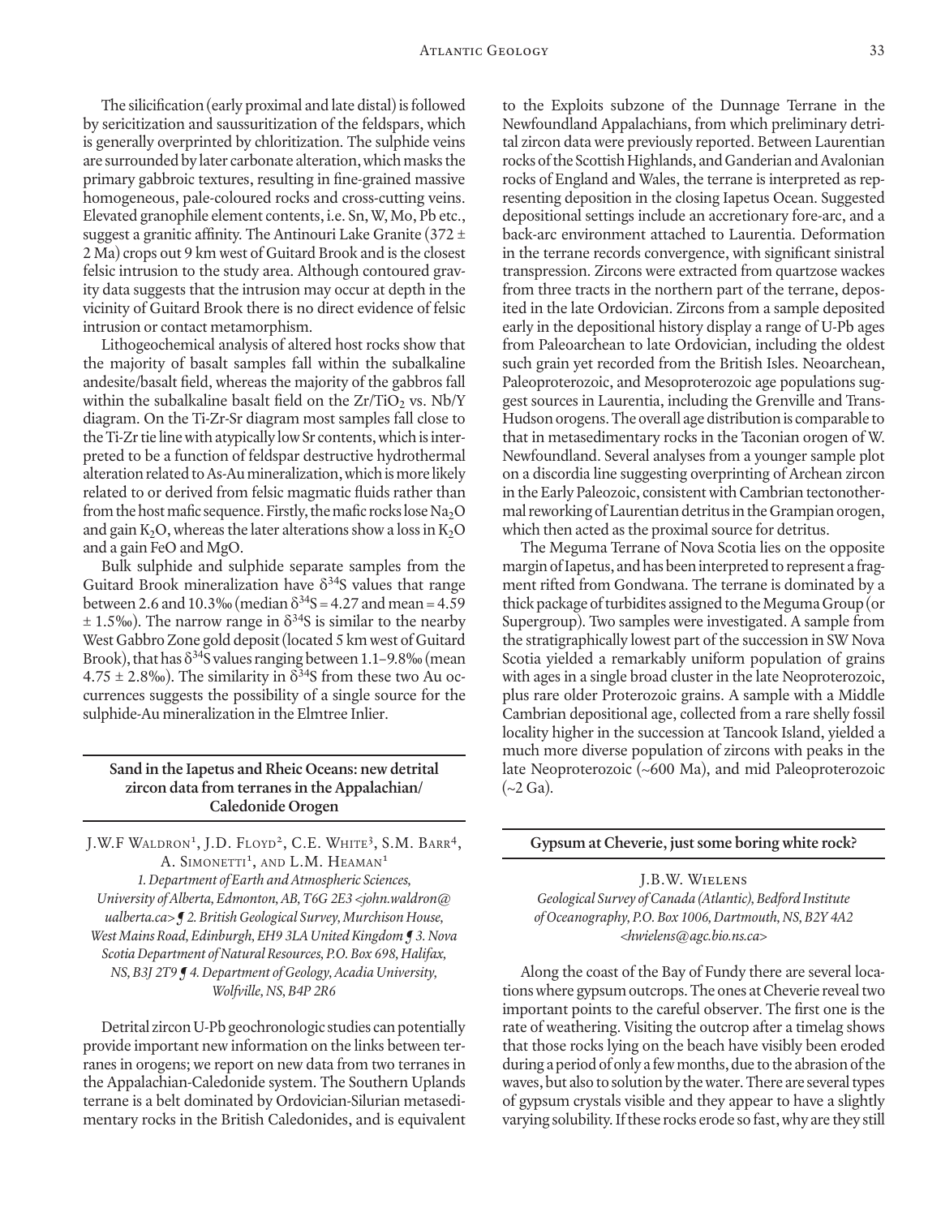The silicification (early proximal and late distal) is followed by sericitization and saussuritization of the feldspars, which is generally overprinted by chloritization. The sulphide veins are surrounded by later carbonate alteration, which masks the primary gabbroic textures, resulting in fine-grained massive homogeneous, pale-coloured rocks and cross-cutting veins. Elevated granophile element contents, i.e. Sn, W, Mo, Pb etc., suggest a granitic affinity. The Antinouri Lake Granite (372 ± 2 Ma) crops out 9 km west of Guitard Brook and is the closest felsic intrusion to the study area. Although contoured gravity data suggests that the intrusion may occur at depth in the vicinity of Guitard Brook there is no direct evidence of felsic intrusion or contact metamorphism.

Lithogeochemical analysis of altered host rocks show that the majority of basalt samples fall within the subalkaline andesite/basalt field, whereas the majority of the gabbros fall within the subalkaline basalt field on the $Zr/TiO_2$ vs. Nb/Y diagram. On the Ti-Zr-Sr diagram most samples fall close to the Ti-Zr tie line with atypically low Sr contents, which is interpreted to be a function of feldspar destructive hydrothermal alteration related to As-Au mineralization, which is more likely related to or derived from felsic magmatic fluids rather than from the host mafic sequence. Firstly, the mafic rocks lose $Na_2O$ and gain $K_2O$, whereas the later alterations show a loss in $K_2O$ and a gain FeO and MgO.

Bulk sulphide and sulphide separate samples from the Guitard Brook mineralization have $\delta^{34}S$ values that range between 2.6 and 10.3‰ (median $\delta^{34}S$ = 4.27 and mean = 4.59 ± 1.5‰). The narrow range in $\delta^{34}S$ is similar to the nearby West Gabbro Zone gold deposit (located 5 km west of Guitard Brook), that has $\delta^{34}S$ values ranging between 1.1–9.8‰ (mean 4.75 ± 2.8‰). The similarity in $\delta^{34}S$ from these two Au occurrences suggests the possibility of a single source for the sulphide-Au mineralization in the Elmtree Inlier.

## Sand in the Iapetus and Rheic Oceans: new detrital zircon data from terranes in the Appalachian/Caledonide Orogen

J.W.F Waldron[1], J.D. Floyd[2], C.E. White[3], S.M. Barr[4], A. Simonetti[1], and L.M. Heaman[1]

*1. Department of Earth and Atmospheric Sciences, University of Alberta, Edmonton, AB, T6G 2E3 <john.waldron@ualberta.ca> ¶ 2. British Geological Survey, Murchison House, West Mains Road, Edinburgh, EH9 3LA United Kingdom ¶ 3. Nova Scotia Department of Natural Resources, P.O. Box 698, Halifax, NS, B3J 2T9 ¶ 4. Department of Geology, Acadia University, Wolfville, NS, B4P 2R6*

Detrital zircon U-Pb geochronologic studies can potentially provide important new information on the links between terranes in orogens; we report on new data from two terranes in the Appalachian-Caledonide system. The Southern Uplands terrane is a belt dominated by Ordovician-Silurian metasedimentary rocks in the British Caledonides, and is equivalent to the Exploits subzone of the Dunnage Terrane in the Newfoundland Appalachians, from which preliminary detrital zircon data were previously reported. Between Laurentian rocks of the Scottish Highlands, and Ganderian and Avalonian rocks of England and Wales, the terrane is interpreted as representing deposition in the closing Iapetus Ocean. Suggested depositional settings include an accretionary fore-arc, and a back-arc environment attached to Laurentia. Deformation in the terrane records convergence, with significant sinistral transpression. Zircons were extracted from quartzose wackes from three tracts in the northern part of the terrane, deposited in the late Ordovician. Zircons from a sample deposited early in the depositional history display a range of U-Pb ages from Paleoarchean to late Ordovician, including the oldest such grain yet recorded from the British Isles. Neoarchean, Paleoproterozoic, and Mesoproterozoic age populations suggest sources in Laurentia, including the Grenville and Trans-Hudson orogens. The overall age distribution is comparable to that in metasedimentary rocks in the Taconian orogen of W. Newfoundland. Several analyses from a younger sample plot on a discordia line suggesting overprinting of Archean zircon in the Early Paleozoic, consistent with Cambrian tectonothermal reworking of Laurentian detritus in the Grampian orogen, which then acted as the proximal source for detritus.

The Meguma Terrane of Nova Scotia lies on the opposite margin of Iapetus, and has been interpreted to represent a fragment rifted from Gondwana. The terrane is dominated by a thick package of turbidites assigned to the Meguma Group (or Supergroup). Two samples were investigated. A sample from the stratigraphically lowest part of the succession in SW Nova Scotia yielded a remarkably uniform population of grains with ages in a single broad cluster in the late Neoproterozoic, plus rare older Proterozoic grains. A sample with a Middle Cambrian depositional age, collected from a rare shelly fossil locality higher in the succession at Tancook Island, yielded a much more diverse population of zircons with peaks in the late Neoproterozoic (~600 Ma), and mid Paleoproterozoic (~2 Ga).

## Gypsum at Cheverie, just some boring white rock?

J.B.W. Wielens

*Geological Survey of Canada (Atlantic), Bedford Institute of Oceanography, P.O. Box 1006, Dartmouth, NS, B2Y 4A2 <hwielens@agc.bio.ns.ca>*

Along the coast of the Bay of Fundy there are several locations where gypsum outcrops. The ones at Cheverie reveal two important points to the careful observer. The first one is the rate of weathering. Visiting the outcrop after a timelag shows that those rocks lying on the beach have visibly been eroded during a period of only a few months, due to the abrasion of the waves, but also to solution by the water. There are several types of gypsum crystals visible and they appear to have a slightly varying solubility. If these rocks erode so fast, why are they still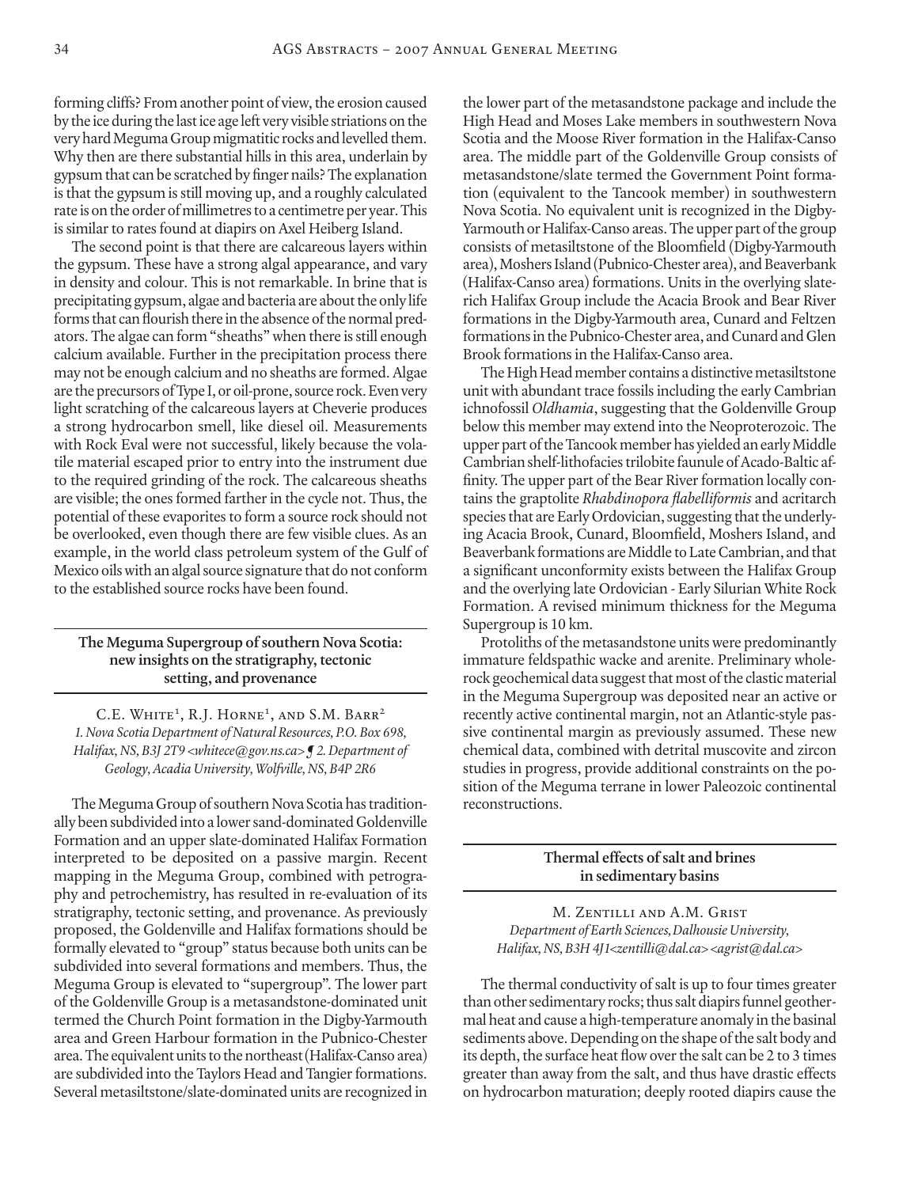forming cliffs? From another point of view, the erosion caused by the ice during the last ice age left very visible striations on the very hard Meguma Group migmatitic rocks and levelled them. Why then are there substantial hills in this area, underlain by gypsum that can be scratched by finger nails? The explanation is that the gypsum is still moving up, and a roughly calculated rate is on the order of millimetres to a centimetre per year. This is similar to rates found at diapirs on Axel Heiberg Island.

The second point is that there are calcareous layers within the gypsum. These have a strong algal appearance, and vary in density and colour. This is not remarkable. In brine that is precipitating gypsum, algae and bacteria are about the only life forms that can flourish there in the absence of the normal predators. The algae can form "sheaths" when there is still enough calcium available. Further in the precipitation process there may not be enough calcium and no sheaths are formed. Algae are the precursors of Type I, or oil-prone, source rock. Even very light scratching of the calcareous layers at Cheverie produces a strong hydrocarbon smell, like diesel oil. Measurements with Rock Eval were not successful, likely because the volatile material escaped prior to entry into the instrument due to the required grinding of the rock. The calcareous sheaths are visible; the ones formed farther in the cycle not. Thus, the potential of these evaporites to form a source rock should not be overlooked, even though there are few visible clues. As an example, in the world class petroleum system of the Gulf of Mexico oils with an algal source signature that do not conform to the established source rocks have been found.

## The Meguma Supergroup of southern Nova Scotia: new insights on the stratigraphy, tectonic setting, and provenance

C.E. White[1], R.J. Horne[1], and S.M. Barr[2]

*1. Nova Scotia Department of Natural Resources, P.O. Box 698, Halifax, NS, B3J 2T9 <whitece@gov.ns.ca> ¶ 2. Department of Geology, Acadia University, Wolfville, NS, B4P 2R6*

The Meguma Group of southern Nova Scotia has traditionally been subdivided into a lower sand-dominated Goldenville Formation and an upper slate-dominated Halifax Formation interpreted to be deposited on a passive margin. Recent mapping in the Meguma Group, combined with petrography and petrochemistry, has resulted in re-evaluation of its stratigraphy, tectonic setting, and provenance. As previously proposed, the Goldenville and Halifax formations should be formally elevated to "group" status because both units can be subdivided into several formations and members. Thus, the Meguma Group is elevated to "supergroup". The lower part of the Goldenville Group is a metasandstone-dominated unit termed the Church Point formation in the Digby-Yarmouth area and Green Harbour formation in the Pubnico-Chester area. The equivalent units to the northeast (Halifax-Canso area) are subdivided into the Taylors Head and Tangier formations. Several metasiltstone/slate-dominated units are recognized in the lower part of the metasandstone package and include the High Head and Moses Lake members in southwestern Nova Scotia and the Moose River formation in the Halifax-Canso area. The middle part of the Goldenville Group consists of metasandstone/slate termed the Government Point formation (equivalent to the Tancook member) in southwestern Nova Scotia. No equivalent unit is recognized in the Digby-Yarmouth or Halifax-Canso areas. The upper part of the group consists of metasiltstone of the Bloomfield (Digby-Yarmouth area), Moshers Island (Pubnico-Chester area), and Beaverbank (Halifax-Canso area) formations. Units in the overlying slate-rich Halifax Group include the Acacia Brook and Bear River formations in the Digby-Yarmouth area, Cunard and Feltzen formations in the Pubnico-Chester area, and Cunard and Glen Brook formations in the Halifax-Canso area.

The High Head member contains a distinctive metasiltstone unit with abundant trace fossils including the early Cambrian ichnofossil *Oldhamia*, suggesting that the Goldenville Group below this member may extend into the Neoproterozoic. The upper part of the Tancook member has yielded an early Middle Cambrian shelf-lithofacies trilobite faunule of Acado-Baltic affinity. The upper part of the Bear River formation locally contains the graptolite *Rhabdinopora flabelliformis* and acritarch species that are Early Ordovician, suggesting that the underlying Acacia Brook, Cunard, Bloomfield, Moshers Island, and Beaverbank formations are Middle to Late Cambrian, and that a significant unconformity exists between the Halifax Group and the overlying late Ordovician - Early Silurian White Rock Formation. A revised minimum thickness for the Meguma Supergroup is 10 km.

Protoliths of the metasandstone units were predominantly immature feldspathic wacke and arenite. Preliminary whole-rock geochemical data suggest that most of the clastic material in the Meguma Supergroup was deposited near an active or recently active continental margin, not an Atlantic-style passive continental margin as previously assumed. These new chemical data, combined with detrital muscovite and zircon studies in progress, provide additional constraints on the position of the Meguma terrane in lower Paleozoic continental reconstructions.

## Thermal effects of salt and brines in sedimentary basins

M. Zentilli and A.M. Grist

*Department of Earth Sciences, Dalhousie University, Halifax, NS, B3H 4J1<zentilli@dal.ca> <agrist@dal.ca>*

The thermal conductivity of salt is up to four times greater than other sedimentary rocks; thus salt diapirs funnel geothermal heat and cause a high-temperature anomaly in the basinal sediments above. Depending on the shape of the salt body and its depth, the surface heat flow over the salt can be 2 to 3 times greater than away from the salt, and thus have drastic effects on hydrocarbon maturation; deeply rooted diapirs cause the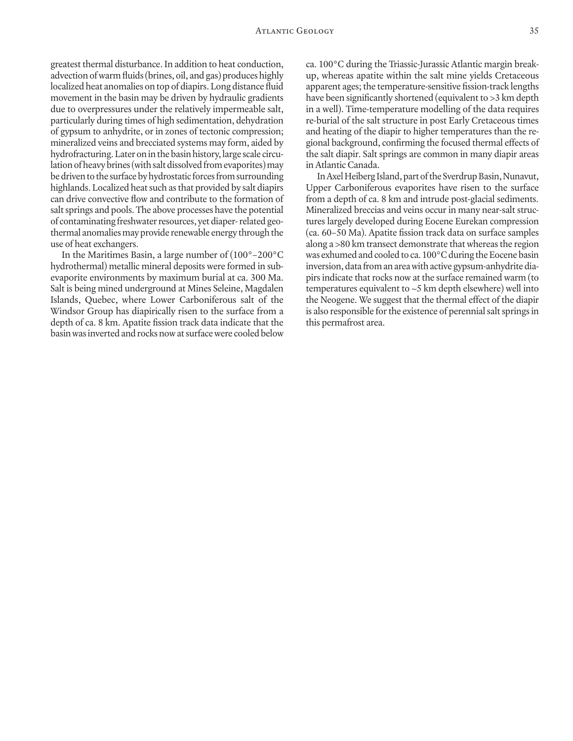greatest thermal disturbance. In addition to heat conduction, advection of warm fluids (brines, oil, and gas) produces highly localized heat anomalies on top of diapirs. Long distance fluid movement in the basin may be driven by hydraulic gradients due to overpressures under the relatively impermeable salt, particularly during times of high sedimentation, dehydration of gypsum to anhydrite, or in zones of tectonic compression; mineralized veins and brecciated systems may form, aided by hydrofracturing. Later on in the basin history, large scale circulation of heavy brines (with salt dissolved from evaporites) may be driven to the surface by hydrostatic forces from surrounding highlands. Localized heat such as that provided by salt diapirs can drive convective flow and contribute to the formation of salt springs and pools. The above processes have the potential of contaminating freshwater resources, yet diaper- related geothermal anomalies may provide renewable energy through the use of heat exchangers.

In the Maritimes Basin, a large number of (100°–200°C hydrothermal) metallic mineral deposits were formed in sub-evaporite environments by maximum burial at ca. 300 Ma. Salt is being mined underground at Mines Seleine, Magdalen Islands, Quebec, where Lower Carboniferous salt of the Windsor Group has diapirically risen to the surface from a depth of ca. 8 km. Apatite fission track data indicate that the basin was inverted and rocks now at surface were cooled below ca. 100°C during the Triassic-Jurassic Atlantic margin break-up, whereas apatite within the salt mine yields Cretaceous apparent ages; the temperature-sensitive fission-track lengths have been significantly shortened (equivalent to >3 km depth in a well). Time-temperature modelling of the data requires re-burial of the salt structure in post Early Cretaceous times and heating of the diapir to higher temperatures than the regional background, confirming the focused thermal effects of the salt diapir. Salt springs are common in many diapir areas in Atlantic Canada.

In Axel Heiberg Island, part of the Sverdrup Basin, Nunavut, Upper Carboniferous evaporites have risen to the surface from a depth of ca. 8 km and intrude post-glacial sediments. Mineralized breccias and veins occur in many near-salt structures largely developed during Eocene Eurekan compression (ca. 60–50 Ma). Apatite fission track data on surface samples along a >80 km transect demonstrate that whereas the region was exhumed and cooled to ca. 100°C during the Eocene basin inversion, data from an area with active gypsum-anhydrite diapirs indicate that rocks now at the surface remained warm (to temperatures equivalent to ~5 km depth elsewhere) well into the Neogene. We suggest that the thermal effect of the diapir is also responsible for the existence of perennial salt springs in this permafrost area.